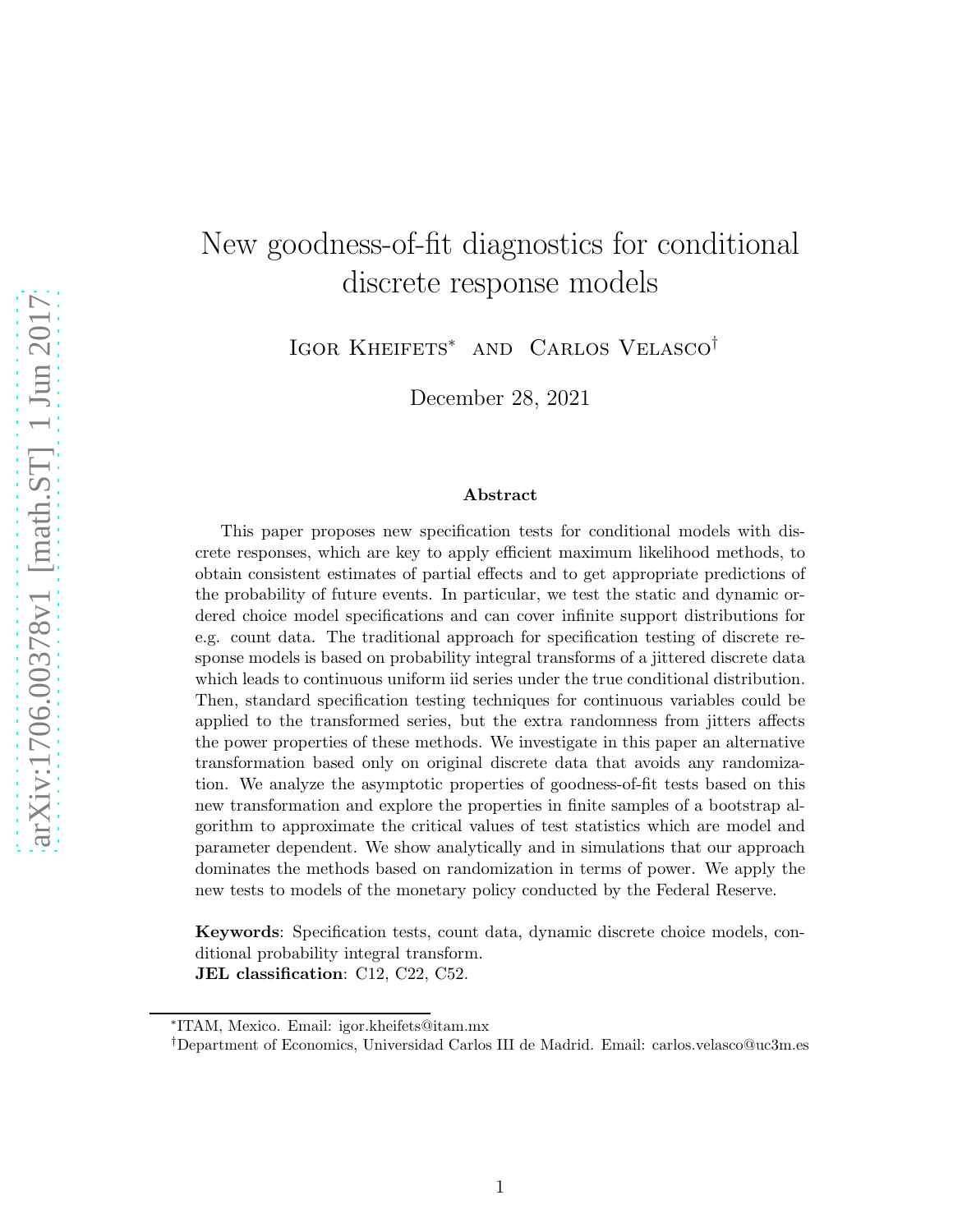# New goodness-of-fit diagnostics for conditional discrete response models

Igor Kheifets[*] and Carlos Velasco[†]

December 28, 2021

### Abstract

This paper proposes new specification tests for conditional models with discrete responses, which are key to apply efficient maximum likelihood methods, to obtain consistent estimates of partial effects and to get appropriate predictions of the probability of future events. In particular, we test the static and dynamic ordered choice model specifications and can cover infinite support distributions for e.g. count data. The traditional approach for specification testing of discrete response models is based on probability integral transforms of a jittered discrete data which leads to continuous uniform iid series under the true conditional distribution. Then, standard specification testing techniques for continuous variables could be applied to the transformed series, but the extra randomness from jitters affects the power properties of these methods. We investigate in this paper an alternative transformation based only on original discrete data that avoids any randomization. We analyze the asymptotic properties of goodness-of-fit tests based on this new transformation and explore the properties in finite samples of a bootstrap algorithm to approximate the critical values of test statistics which are model and parameter dependent. We show analytically and in simulations that our approach dominates the methods based on randomization in terms of power. We apply the new tests to models of the monetary policy conducted by the Federal Reserve.

**Keywords**: Specification tests, count data, dynamic discrete choice models, conditional probability integral transform.
**JEL classification**: C12, C22, C52.

---

[*] ITAM, Mexico. Email: igor.kheifets@itam.mx

[†] Department of Economics, Universidad Carlos III de Madrid. Email: carlos.velasco@uc3m.es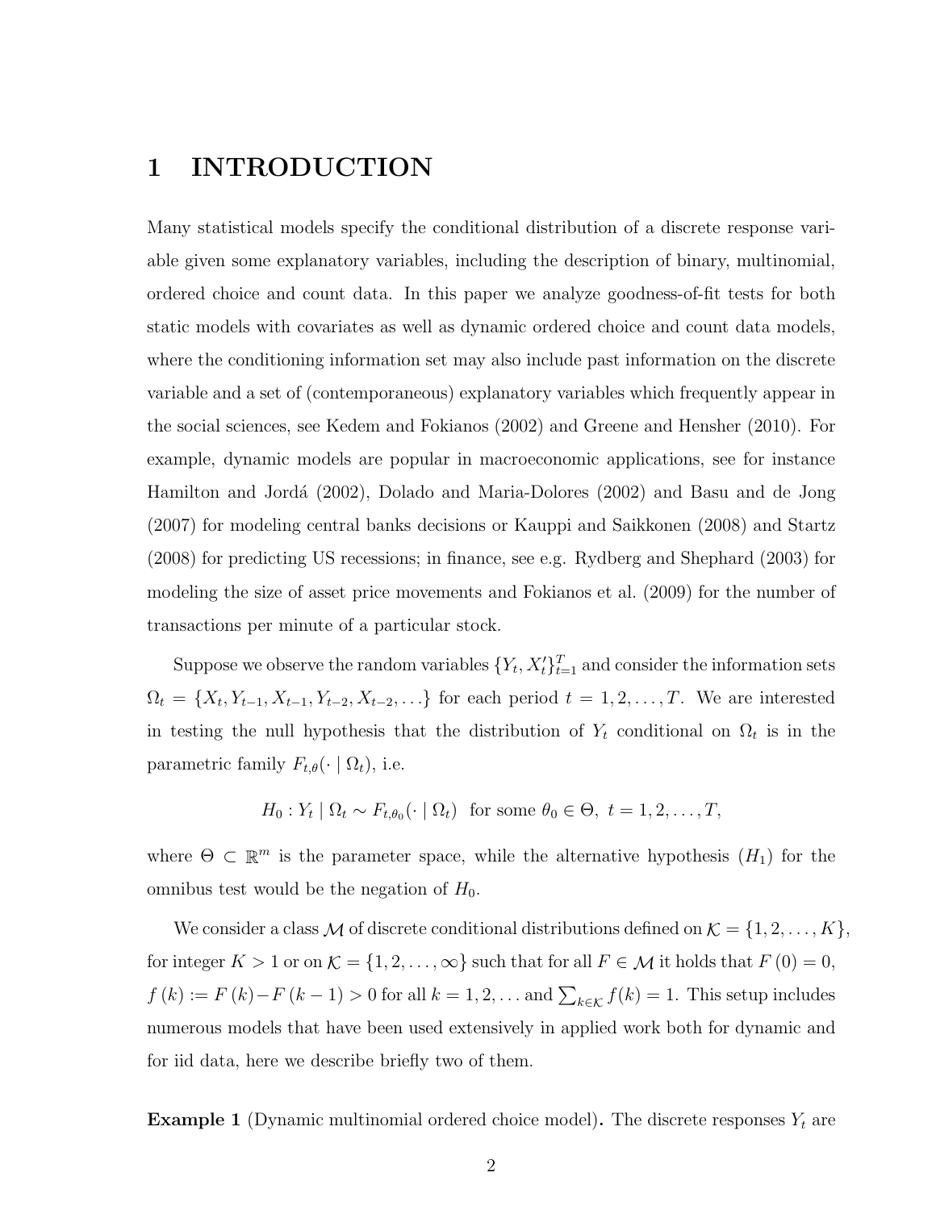# 1 INTRODUCTION

Many statistical models specify the conditional distribution of a discrete response variable given some explanatory variables, including the description of binary, multinomial, ordered choice and count data. In this paper we analyze goodness-of-fit tests for both static models with covariates as well as dynamic ordered choice and count data models, where the conditioning information set may also include past information on the discrete variable and a set of (contemporaneous) explanatory variables which frequently appear in the social sciences, see Kedem and Fokianos (2002) and Greene and Hensher (2010). For example, dynamic models are popular in macroeconomic applications, see for instance Hamilton and Jordá (2002), Dolado and Maria-Dolores (2002) and Basu and de Jong (2007) for modeling central banks decisions or Kauppi and Saikkonen (2008) and Startz (2008) for predicting US recessions; in finance, see e.g. Rydberg and Shephard (2003) for modeling the size of asset price movements and Fokianos et al. (2009) for the number of transactions per minute of a particular stock.

Suppose we observe the random variables $\{Y_t, X_t'\}_{t=1}^T$ and consider the information sets $\Omega_t = \{X_t, Y_{t-1}, X_{t-1}, Y_{t-2}, X_{t-2}, \ldots\}$ for each period $t = 1, 2, \ldots, T$. We are interested in testing the null hypothesis that the distribution of $Y_t$ conditional on $\Omega_t$ is in the parametric family $F_{t,\theta}(\cdot \mid \Omega_t)$, i.e.

$$H_0 : Y_t \mid \Omega_t \sim F_{t,\theta_0}(\cdot \mid \Omega_t) \text{ for some } \theta_0 \in \Theta, \ t = 1, 2, \ldots, T,$$

where $\Theta \subset \mathbb{R}^m$ is the parameter space, while the alternative hypothesis ($H_1$) for the omnibus test would be the negation of $H_0$.

We consider a class $\mathcal{M}$ of discrete conditional distributions defined on $\mathcal{K} = \{1, 2, \ldots, K\}$, for integer $K > 1$ or on $\mathcal{K} = \{1, 2, \ldots, \infty\}$ such that for all $F \in \mathcal{M}$ it holds that $F(0) = 0$, $f(k) := F(k) - F(k-1) > 0$ for all $k = 1, 2, \ldots$ and $\sum_{k \in \mathcal{K}} f(k) = 1$. This setup includes numerous models that have been used extensively in applied work both for dynamic and for iid data, here we describe briefly two of them.

**Example 1** (Dynamic multinomial ordered choice model)**.** The discrete responses $Y_t$ are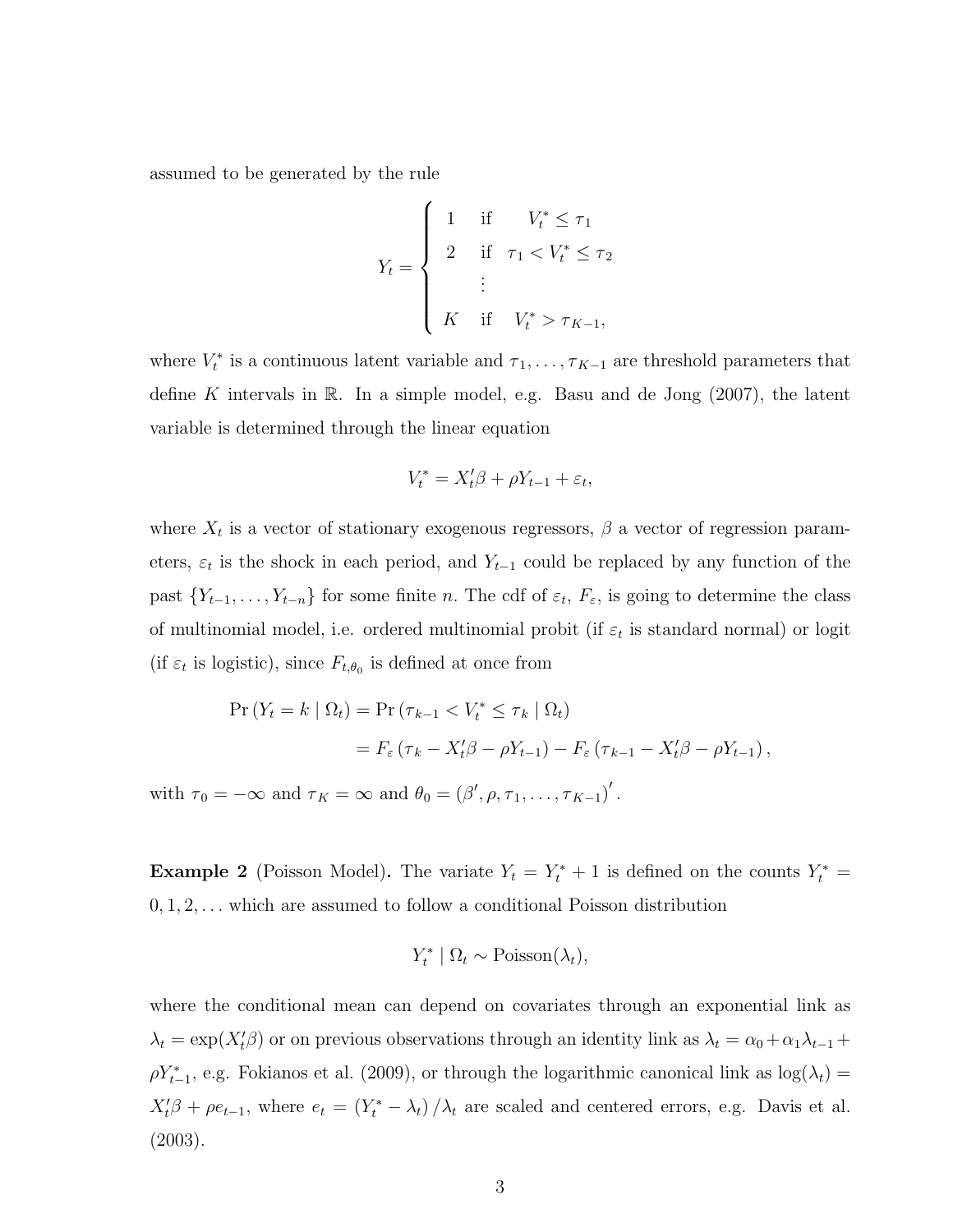assumed to be generated by the rule

$$
Y_t = \begin{cases} 1 & \text{if} \quad V_t^* \leq \tau_1 \\ 2 & \text{if} \quad \tau_1 < V_t^* \leq \tau_2 \\ \quad \vdots & \\ K & \text{if} \quad V_t^* > \tau_{K-1}, \end{cases}
$$

where $V_t^*$ is a continuous latent variable and $\tau_1, \ldots, \tau_{K-1}$ are threshold parameters that define $K$ intervals in $\mathbb{R}$. In a simple model, e.g. Basu and de Jong (2007), the latent variable is determined through the linear equation

$$
V_t^* = X_t'\beta + \rho Y_{t-1} + \varepsilon_t,
$$

where $X_t$ is a vector of stationary exogenous regressors, $\beta$ a vector of regression parameters, $\varepsilon_t$ is the shock in each period, and $Y_{t-1}$ could be replaced by any function of the past $\{Y_{t-1}, \ldots, Y_{t-n}\}$ for some finite $n$. The cdf of $\varepsilon_t$, $F_\varepsilon$, is going to determine the class of multinomial model, i.e. ordered multinomial probit (if $\varepsilon_t$ is standard normal) or logit (if $\varepsilon_t$ is logistic), since $F_{t,\theta_0}$ is defined at once from

$$
\begin{aligned}
\Pr\left(Y_t = k \mid \Omega_t\right) &= \Pr\left(\tau_{k-1} < V_t^* \leq \tau_k \mid \Omega_t\right) \\
&= F_\varepsilon\left(\tau_k - X_t'\beta - \rho Y_{t-1}\right) - F_\varepsilon\left(\tau_{k-1} - X_t'\beta - \rho Y_{t-1}\right),
\end{aligned}
$$

with $\tau_0 = -\infty$ and $\tau_K = \infty$ and $\theta_0 = \left(\beta', \rho, \tau_1, \ldots, \tau_{K-1}\right)'$.

**Example 2** (Poisson Model)**.** The variate $Y_t = Y_t^* + 1$ is defined on the counts $Y_t^* = 0, 1, 2, \ldots$ which are assumed to follow a conditional Poisson distribution

$$
Y_t^* \mid \Omega_t \sim \text{Poisson}(\lambda_t),
$$

where the conditional mean can depend on covariates through an exponential link as $\lambda_t = \exp(X_t'\beta)$ or on previous observations through an identity link as $\lambda_t = \alpha_0 + \alpha_1 \lambda_{t-1} + \rho Y_{t-1}^*$, e.g. Fokianos et al. (2009), or through the logarithmic canonical link as $\log(\lambda_t) = X_t'\beta + \rho e_{t-1}$, where $e_t = \left(Y_t^* - \lambda_t\right)/\lambda_t$ are scaled and centered errors, e.g. Davis et al. (2003).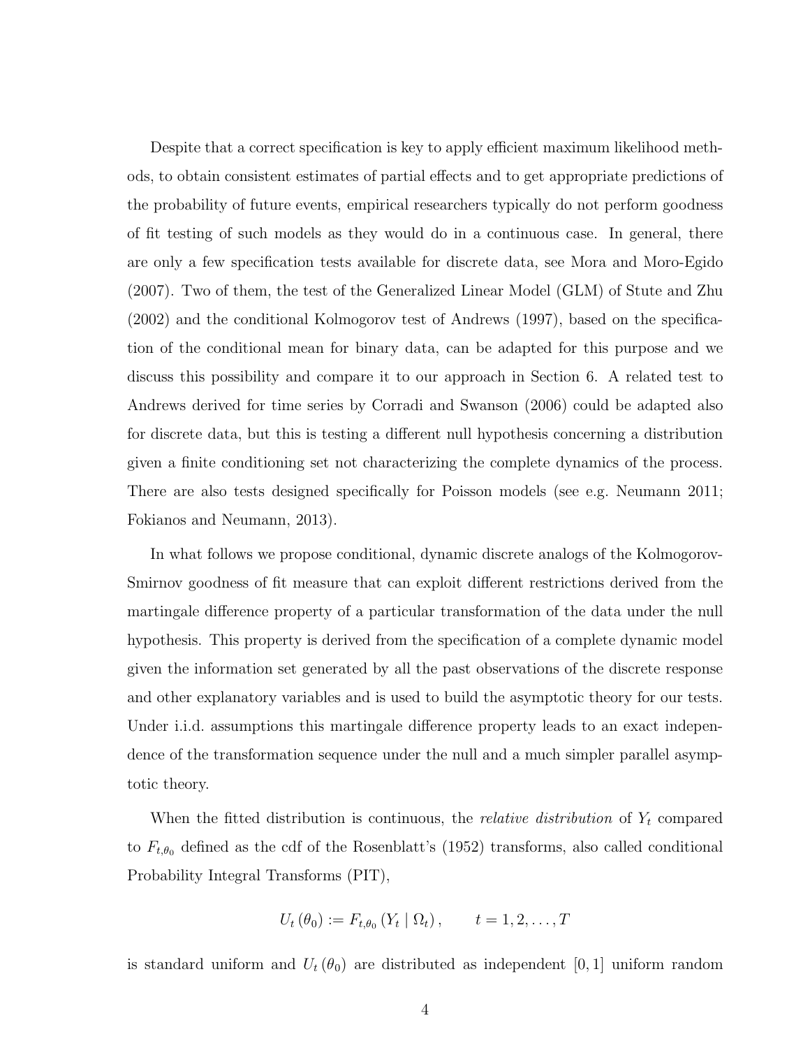Despite that a correct specification is key to apply efficient maximum likelihood methods, to obtain consistent estimates of partial effects and to get appropriate predictions of the probability of future events, empirical researchers typically do not perform goodness of fit testing of such models as they would do in a continuous case. In general, there are only a few specification tests available for discrete data, see Mora and Moro-Egido (2007). Two of them, the test of the Generalized Linear Model (GLM) of Stute and Zhu (2002) and the conditional Kolmogorov test of Andrews (1997), based on the specification of the conditional mean for binary data, can be adapted for this purpose and we discuss this possibility and compare it to our approach in Section 6. A related test to Andrews derived for time series by Corradi and Swanson (2006) could be adapted also for discrete data, but this is testing a different null hypothesis concerning a distribution given a finite conditioning set not characterizing the complete dynamics of the process. There are also tests designed specifically for Poisson models (see e.g. Neumann 2011; Fokianos and Neumann, 2013).

In what follows we propose conditional, dynamic discrete analogs of the Kolmogorov-Smirnov goodness of fit measure that can exploit different restrictions derived from the martingale difference property of a particular transformation of the data under the null hypothesis. This property is derived from the specification of a complete dynamic model given the information set generated by all the past observations of the discrete response and other explanatory variables and is used to build the asymptotic theory for our tests. Under i.i.d. assumptions this martingale difference property leads to an exact independence of the transformation sequence under the null and a much simpler parallel asymptotic theory.

When the fitted distribution is continuous, the *relative distribution* of $Y_t$ compared to $F_{t,\theta_0}$ defined as the cdf of the Rosenblatt's (1952) transforms, also called conditional Probability Integral Transforms (PIT),

$$U_t(\theta_0) := F_{t,\theta_0}(Y_t \mid \Omega_t), \qquad t = 1, 2, \ldots, T$$

is standard uniform and $U_t(\theta_0)$ are distributed as independent $[0, 1]$ uniform random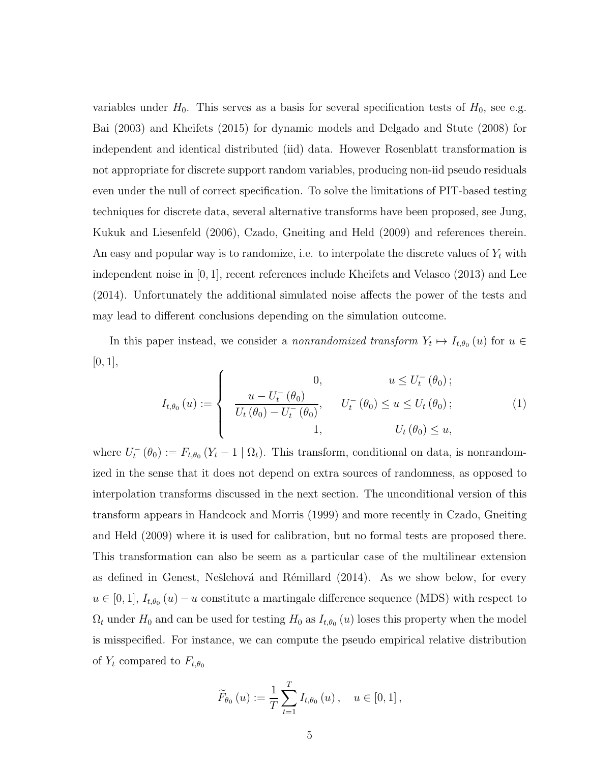variables under $H_0$. This serves as a basis for several specification tests of $H_0$, see e.g. Bai (2003) and Kheifets (2015) for dynamic models and Delgado and Stute (2008) for independent and identical distributed (iid) data. However Rosenblatt transformation is not appropriate for discrete support random variables, producing non-iid pseudo residuals even under the null of correct specification. To solve the limitations of PIT-based testing techniques for discrete data, several alternative transforms have been proposed, see Jung, Kukuk and Liesenfeld (2006), Czado, Gneiting and Held (2009) and references therein. An easy and popular way is to randomize, i.e. to interpolate the discrete values of $Y_t$ with independent noise in $[0, 1]$, recent references include Kheifets and Velasco (2013) and Lee (2014). Unfortunately the additional simulated noise affects the power of the tests and may lead to different conclusions depending on the simulation outcome.

In this paper instead, we consider a *nonrandomized transform* $Y_t \mapsto I_{t,\theta_0}(u)$ for $u \in [0, 1]$,

$$I_{t,\theta_0}(u) := \begin{cases} 0, & u \leq U_t^-(\theta_0); \\ \dfrac{u - U_t^-(\theta_0)}{U_t(\theta_0) - U_t^-(\theta_0)}, & U_t^-(\theta_0) \leq u \leq U_t(\theta_0); \\ 1, & U_t(\theta_0) \leq u, \end{cases} \tag{1}$$

where $U_t^-(\theta_0) := F_{t,\theta_0}(Y_t - 1 \mid \Omega_t)$. This transform, conditional on data, is nonrandomized in the sense that it does not depend on extra sources of randomness, as opposed to interpolation transforms discussed in the next section. The unconditional version of this transform appears in Handcock and Morris (1999) and more recently in Czado, Gneiting and Held (2009) where it is used for calibration, but no formal tests are proposed there. This transformation can also be seem as a particular case of the multilinear extension as defined in Genest, Nešlehová and Rémillard (2014). As we show below, for every $u \in [0, 1]$, $I_{t,\theta_0}(u) - u$ constitute a martingale difference sequence (MDS) with respect to $\Omega_t$ under $H_0$ and can be used for testing $H_0$ as $I_{t,\theta_0}(u)$ loses this property when the model is misspecified. For instance, we can compute the pseudo empirical relative distribution of $Y_t$ compared to $F_{t,\theta_0}$

$$\widetilde{F}_{\theta_0}(u) := \frac{1}{T} \sum_{t=1}^{T} I_{t,\theta_0}(u), \quad u \in [0, 1],$$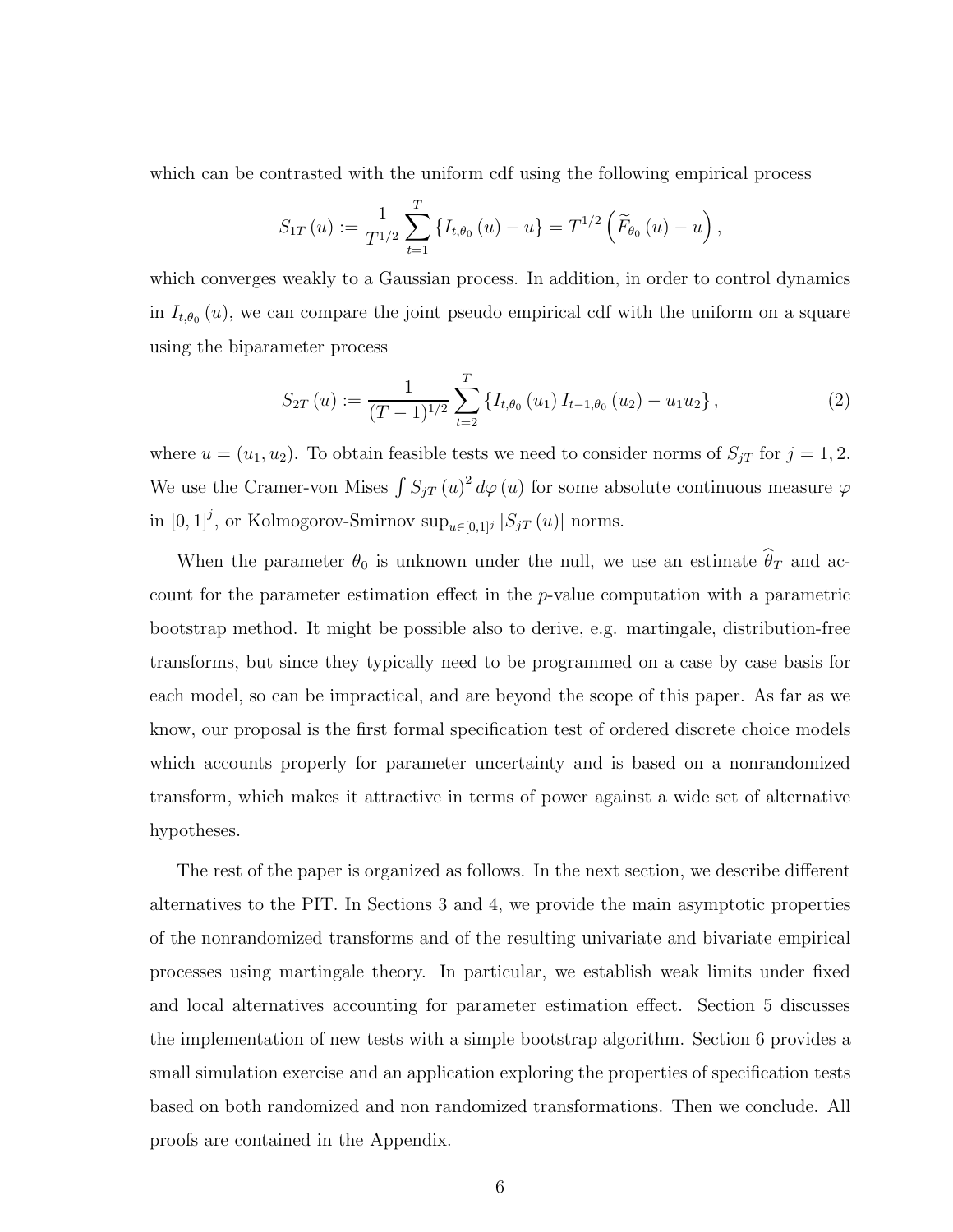which can be contrasted with the uniform cdf using the following empirical process

$$S_{1T}(u) := \frac{1}{T^{1/2}} \sum_{t=1}^{T} \{I_{t,\theta_0}(u) - u\} = T^{1/2}\left(\widetilde{F}_{\theta_0}(u) - u\right),$$

which converges weakly to a Gaussian process. In addition, in order to control dynamics in $I_{t,\theta_0}(u)$, we can compare the joint pseudo empirical cdf with the uniform on a square using the biparameter process

$$S_{2T}(u) := \frac{1}{(T-1)^{1/2}} \sum_{t=2}^{T} \{I_{t,\theta_0}(u_1) I_{t-1,\theta_0}(u_2) - u_1 u_2\}, \tag{2}$$

where $u = (u_1, u_2)$. To obtain feasible tests we need to consider norms of $S_{jT}$ for $j = 1, 2$. We use the Cramer-von Mises $\int S_{jT}(u)^2 \, d\varphi(u)$ for some absolute continuous measure $\varphi$ in $[0,1]^j$, or Kolmogorov-Smirnov $\sup_{u \in [0,1]^j} |S_{jT}(u)|$ norms.

When the parameter $\theta_0$ is unknown under the null, we use an estimate $\widehat{\theta}_T$ and account for the parameter estimation effect in the $p$-value computation with a parametric bootstrap method. It might be possible also to derive, e.g. martingale, distribution-free transforms, but since they typically need to be programmed on a case by case basis for each model, so can be impractical, and are beyond the scope of this paper. As far as we know, our proposal is the first formal specification test of ordered discrete choice models which accounts properly for parameter uncertainty and is based on a nonrandomized transform, which makes it attractive in terms of power against a wide set of alternative hypotheses.

The rest of the paper is organized as follows. In the next section, we describe different alternatives to the PIT. In Sections 3 and 4, we provide the main asymptotic properties of the nonrandomized transforms and of the resulting univariate and bivariate empirical processes using martingale theory. In particular, we establish weak limits under fixed and local alternatives accounting for parameter estimation effect. Section 5 discusses the implementation of new tests with a simple bootstrap algorithm. Section 6 provides a small simulation exercise and an application exploring the properties of specification tests based on both randomized and non randomized transformations. Then we conclude. All proofs are contained in the Appendix.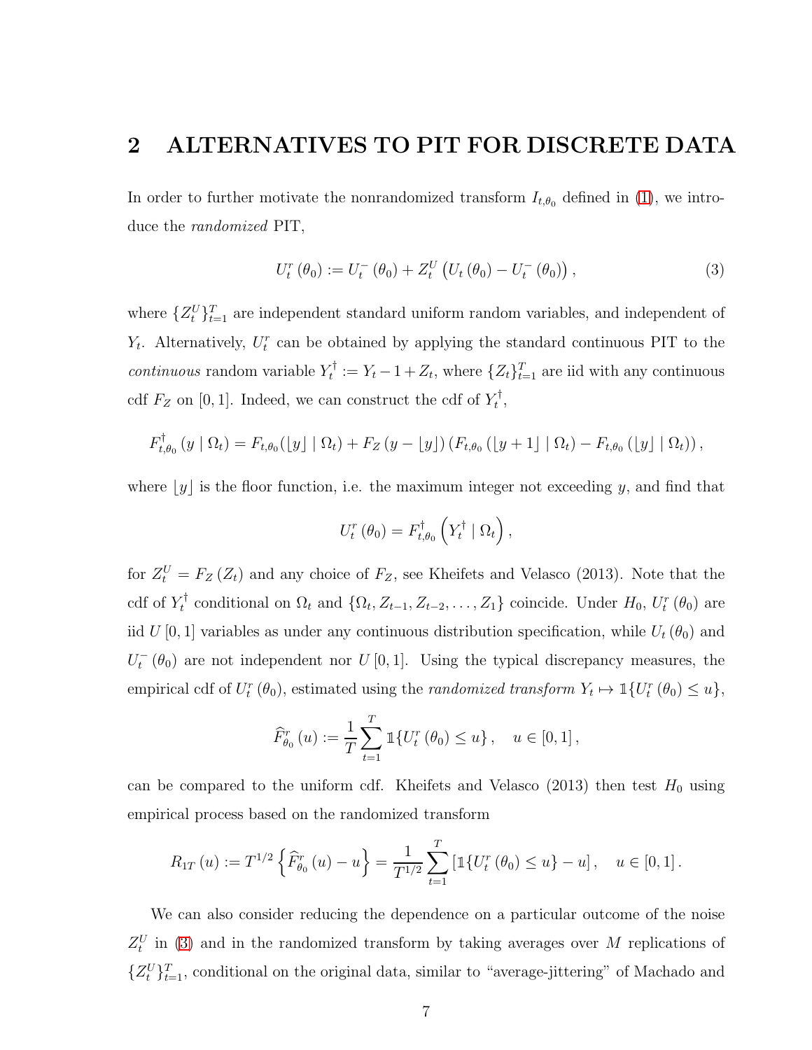## 2 ALTERNATIVES TO PIT FOR DISCRETE DATA

In order to further motivate the nonrandomized transform $I_{t,\theta_0}$ defined in (1), we introduce the *randomized* PIT,

$$U_t^r(\theta_0) := U_t^-(\theta_0) + Z_t^U \left(U_t(\theta_0) - U_t^-(\theta_0)\right), \tag{3}$$

where $\{Z_t^U\}_{t=1}^T$ are independent standard uniform random variables, and independent of $Y_t$. Alternatively, $U_t^r$ can be obtained by applying the standard continuous PIT to the *continuous* random variable $Y_t^\dagger := Y_t - 1 + Z_t$, where $\{Z_t\}_{t=1}^T$ are iid with any continuous cdf $F_Z$ on $[0,1]$. Indeed, we can construct the cdf of $Y_t^\dagger$,

$$F_{t,\theta_0}^\dagger(y \mid \Omega_t) = F_{t,\theta_0}(\lfloor y \rfloor \mid \Omega_t) + F_Z(y - \lfloor y \rfloor)\left(F_{t,\theta_0}(\lfloor y+1 \rfloor \mid \Omega_t) - F_{t,\theta_0}(\lfloor y \rfloor \mid \Omega_t)\right),$$

where $\lfloor y \rfloor$ is the floor function, i.e. the maximum integer not exceeding $y$, and find that

$$U_t^r(\theta_0) = F_{t,\theta_0}^\dagger\left(Y_t^\dagger \mid \Omega_t\right),$$

for $Z_t^U = F_Z(Z_t)$ and any choice of $F_Z$, see Kheifets and Velasco (2013). Note that the cdf of $Y_t^\dagger$ conditional on $\Omega_t$ and $\{\Omega_t, Z_{t-1}, Z_{t-2}, \ldots, Z_1\}$ coincide. Under $H_0$, $U_t^r(\theta_0)$ are iid $U[0,1]$ variables as under any continuous distribution specification, while $U_t(\theta_0)$ and $U_t^-(\theta_0)$ are not independent nor $U[0,1]$. Using the typical discrepancy measures, the empirical cdf of $U_t^r(\theta_0)$, estimated using the *randomized transform* $Y_t \mapsto \mathbb{1}\{U_t^r(\theta_0) \leq u\}$,

$$\widehat{F}_{\theta_0}^r(u) := \frac{1}{T}\sum_{t=1}^T \mathbb{1}\{U_t^r(\theta_0) \leq u\}, \quad u \in [0,1],$$

can be compared to the uniform cdf. Kheifets and Velasco (2013) then test $H_0$ using empirical process based on the randomized transform

$$R_{1T}(u) := T^{1/2}\left\{\widehat{F}_{\theta_0}^r(u) - u\right\} = \frac{1}{T^{1/2}}\sum_{t=1}^T \left[\mathbb{1}\{U_t^r(\theta_0) \leq u\} - u\right], \quad u \in [0,1].$$

We can also consider reducing the dependence on a particular outcome of the noise $Z_t^U$ in (3) and in the randomized transform by taking averages over $M$ replications of $\{Z_t^U\}_{t=1}^T$, conditional on the original data, similar to "average-jittering" of Machado and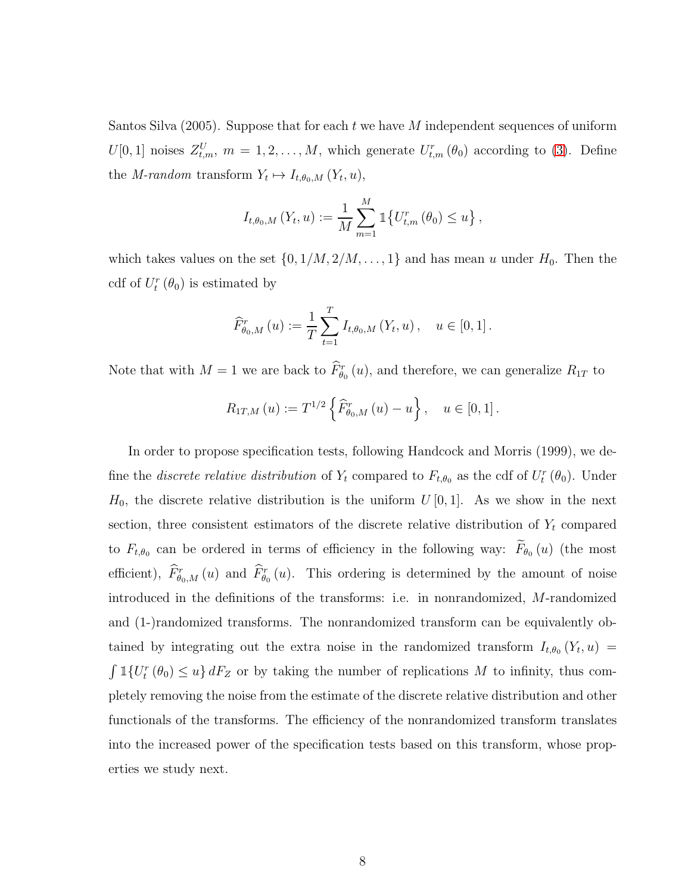Santos Silva (2005). Suppose that for each $t$ we have $M$ independent sequences of uniform $U[0,1]$ noises $Z^U_{t,m}$, $m = 1, 2, \ldots, M$, which generate $U^r_{t,m}(\theta_0)$ according to (3). Define the *M-random* transform $Y_t \mapsto I_{t,\theta_0,M}(Y_t, u)$,

$$I_{t,\theta_0,M}(Y_t, u) := \frac{1}{M}\sum_{m=1}^{M} \mathbb{1}\{U^r_{t,m}(\theta_0) \leq u\},$$

which takes values on the set $\{0, 1/M, 2/M, \ldots, 1\}$ and has mean $u$ under $H_0$. Then the cdf of $U^r_t(\theta_0)$ is estimated by

$$\widehat{F}^r_{\theta_0,M}(u) := \frac{1}{T}\sum_{t=1}^{T} I_{t,\theta_0,M}(Y_t, u), \quad u \in [0,1].$$

Note that with $M = 1$ we are back to $\widehat{F}^r_{\theta_0}(u)$, and therefore, we can generalize $R_{1T}$ to

$$R_{1T,M}(u) := T^{1/2}\left\{\widehat{F}^r_{\theta_0,M}(u) - u\right\}, \quad u \in [0,1].$$

In order to propose specification tests, following Handcock and Morris (1999), we define the *discrete relative distribution* of $Y_t$ compared to $F_{t,\theta_0}$ as the cdf of $U^r_t(\theta_0)$. Under $H_0$, the discrete relative distribution is the uniform $U[0,1]$. As we show in the next section, three consistent estimators of the discrete relative distribution of $Y_t$ compared to $F_{t,\theta_0}$ can be ordered in terms of efficiency in the following way: $\widetilde{F}_{\theta_0}(u)$ (the most efficient), $\widehat{F}^r_{\theta_0,M}(u)$ and $\widehat{F}^r_{\theta_0}(u)$. This ordering is determined by the amount of noise introduced in the definitions of the transforms: i.e. in nonrandomized, $M$-randomized and (1-)randomized transforms. The nonrandomized transform can be equivalently obtained by integrating out the extra noise in the randomized transform $I_{t,\theta_0}(Y_t, u) = \int \mathbb{1}\{U^r_t(\theta_0) \leq u\}\, dF_Z$ or by taking the number of replications $M$ to infinity, thus completely removing the noise from the estimate of the discrete relative distribution and other functionals of the transforms. The efficiency of the nonrandomized transform translates into the increased power of the specification tests based on this transform, whose properties we study next.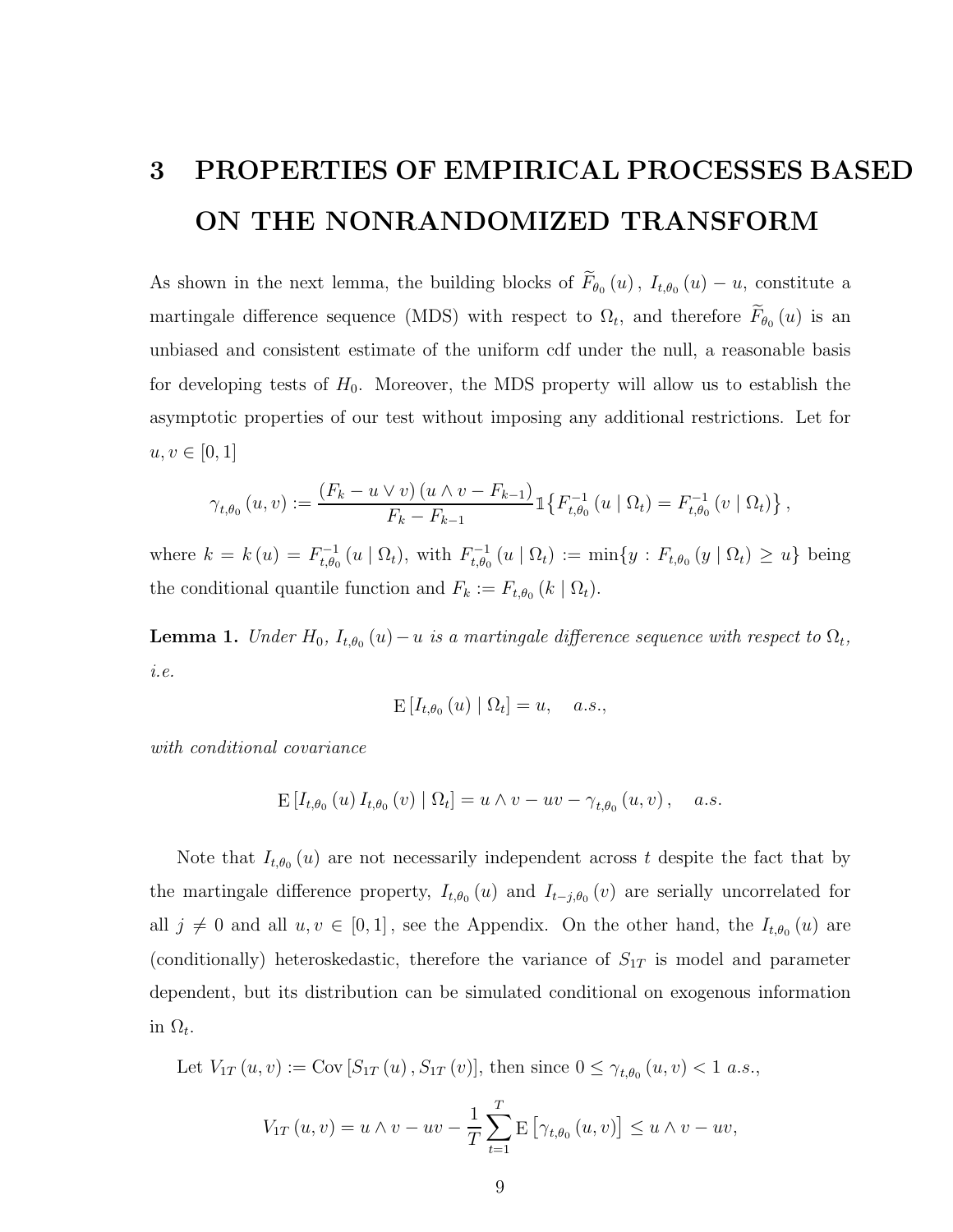# 3 PROPERTIES OF EMPIRICAL PROCESSES BASED ON THE NONRANDOMIZED TRANSFORM

As shown in the next lemma, the building blocks of $\widetilde{F}_{\theta_0}(u)$, $I_{t,\theta_0}(u) - u$, constitute a martingale difference sequence (MDS) with respect to $\Omega_t$, and therefore $\widetilde{F}_{\theta_0}(u)$ is an unbiased and consistent estimate of the uniform cdf under the null, a reasonable basis for developing tests of $H_0$. Moreover, the MDS property will allow us to establish the asymptotic properties of our test without imposing any additional restrictions. Let for $u, v \in [0,1]$

$$\gamma_{t,\theta_0}(u,v) := \frac{(F_k - u \vee v)(u \wedge v - F_{k-1})}{F_k - F_{k-1}} \mathbb{1}\{F_{t,\theta_0}^{-1}(u \mid \Omega_t) = F_{t,\theta_0}^{-1}(v \mid \Omega_t)\},$$

where $k = k(u) = F_{t,\theta_0}^{-1}(u \mid \Omega_t)$, with $F_{t,\theta_0}^{-1}(u \mid \Omega_t) := \min\{y : F_{t,\theta_0}(y \mid \Omega_t) \geq u\}$ being the conditional quantile function and $F_k := F_{t,\theta_0}(k \mid \Omega_t)$.

**Lemma 1.** *Under $H_0$, $I_{t,\theta_0}(u) - u$ is a martingale difference sequence with respect to $\Omega_t$, i.e.*

$$\mathrm{E}[I_{t,\theta_0}(u) \mid \Omega_t] = u, \quad a.s.,$$

*with conditional covariance*

$$\mathrm{E}[I_{t,\theta_0}(u) I_{t,\theta_0}(v) \mid \Omega_t] = u \wedge v - uv - \gamma_{t,\theta_0}(u,v), \quad a.s.$$

Note that $I_{t,\theta_0}(u)$ are not necessarily independent across $t$ despite the fact that by the martingale difference property, $I_{t,\theta_0}(u)$ and $I_{t-j,\theta_0}(v)$ are serially uncorrelated for all $j \neq 0$ and all $u, v \in [0,1]$, see the Appendix. On the other hand, the $I_{t,\theta_0}(u)$ are (conditionally) heteroskedastic, therefore the variance of $S_{1T}$ is model and parameter dependent, but its distribution can be simulated conditional on exogenous information in $\Omega_t$.

Let $V_{1T}(u,v) := \mathrm{Cov}[S_{1T}(u), S_{1T}(v)]$, then since $0 \leq \gamma_{t,\theta_0}(u,v) < 1$ *a.s.*,

$$V_{1T}(u,v) = u \wedge v - uv - \frac{1}{T}\sum_{t=1}^{T} \mathrm{E}\left[\gamma_{t,\theta_0}(u,v)\right] \leq u \wedge v - uv,$$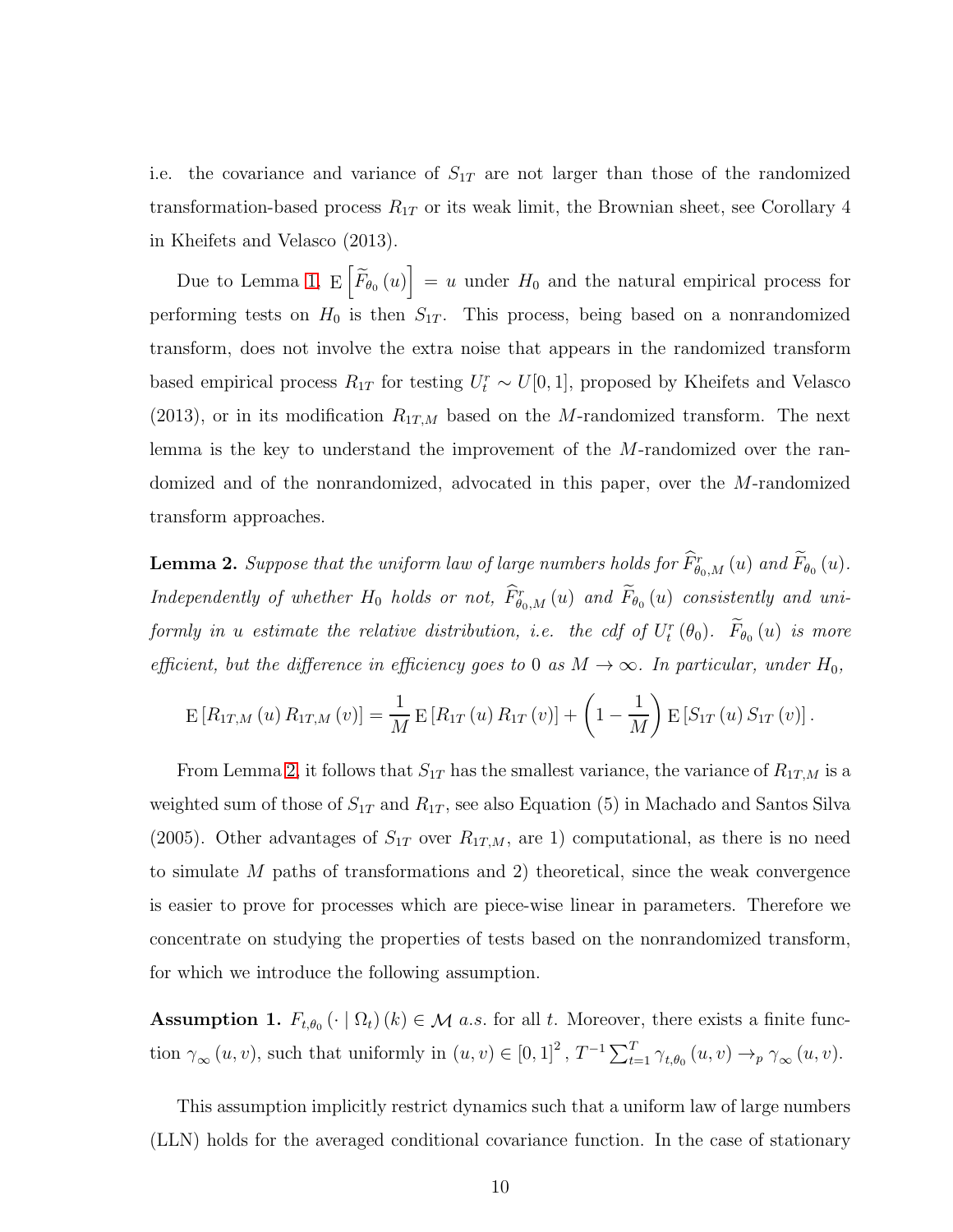i.e. the covariance and variance of $S_{1T}$ are not larger than those of the randomized transformation-based process $R_{1T}$ or its weak limit, the Brownian sheet, see Corollary 4 in Kheifets and Velasco (2013).

Due to Lemma 1, $\mathrm{E}\left[\widetilde{F}_{\theta_0}(u)\right] = u$ under $H_0$ and the natural empirical process for performing tests on $H_0$ is then $S_{1T}$. This process, being based on a nonrandomized transform, does not involve the extra noise that appears in the randomized transform based empirical process $R_{1T}$ for testing $U_t^r \sim U[0,1]$, proposed by Kheifets and Velasco (2013), or in its modification $R_{1T,M}$ based on the $M$-randomized transform. The next lemma is the key to understand the improvement of the $M$-randomized over the randomized and of the nonrandomized, advocated in this paper, over the $M$-randomized transform approaches.

**Lemma 2.** *Suppose that the uniform law of large numbers holds for $\widehat{F}^r_{\theta_0,M}(u)$ and $\widetilde{F}_{\theta_0}(u)$. Independently of whether $H_0$ holds or not, $\widehat{F}^r_{\theta_0,M}(u)$ and $\widetilde{F}_{\theta_0}(u)$ consistently and uniformly in u estimate the relative distribution, i.e. the cdf of $U_t^r(\theta_0)$. $\widetilde{F}_{\theta_0}(u)$ is more efficient, but the difference in efficiency goes to 0 as $M \to \infty$. In particular, under $H_0$,*

$$\mathrm{E}\left[R_{1T,M}(u)\, R_{1T,M}(v)\right] = \frac{1}{M}\,\mathrm{E}\left[R_{1T}(u)\, R_{1T}(v)\right] + \left(1 - \frac{1}{M}\right)\mathrm{E}\left[S_{1T}(u)\, S_{1T}(v)\right].$$

From Lemma 2, it follows that $S_{1T}$ has the smallest variance, the variance of $R_{1T,M}$ is a weighted sum of those of $S_{1T}$ and $R_{1T}$, see also Equation (5) in Machado and Santos Silva (2005). Other advantages of $S_{1T}$ over $R_{1T,M}$, are 1) computational, as there is no need to simulate $M$ paths of transformations and 2) theoretical, since the weak convergence is easier to prove for processes which are piece-wise linear in parameters. Therefore we concentrate on studying the properties of tests based on the nonrandomized transform, for which we introduce the following assumption.

**Assumption 1.** $F_{t,\theta_0}(\cdot \mid \Omega_t)(k) \in \mathcal{M}$ *a.s.* for all $t$. Moreover, there exists a finite function $\gamma_\infty(u,v)$, such that uniformly in $(u,v) \in [0,1]^2$, $T^{-1}\sum_{t=1}^{T} \gamma_{t,\theta_0}(u,v) \to_p \gamma_\infty(u,v)$.

This assumption implicitly restrict dynamics such that a uniform law of large numbers (LLN) holds for the averaged conditional covariance function. In the case of stationary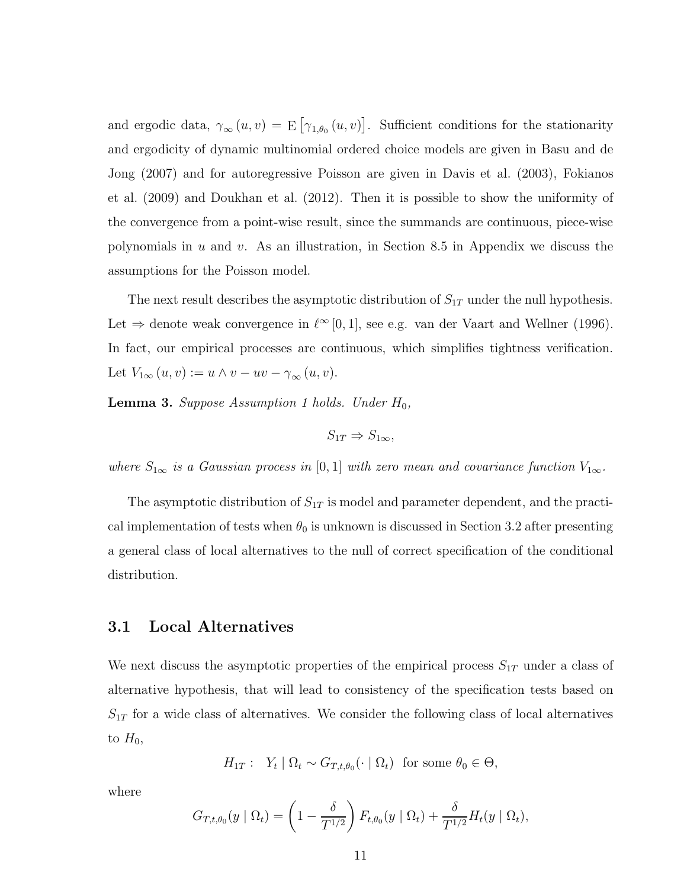and ergodic data, $\gamma_{\infty}(u, v) = \mathrm{E}\left[\gamma_{1,\theta_0}(u, v)\right]$. Sufficient conditions for the stationarity and ergodicity of dynamic multinomial ordered choice models are given in Basu and de Jong (2007) and for autoregressive Poisson are given in Davis et al. (2003), Fokianos et al. (2009) and Doukhan et al. (2012). Then it is possible to show the uniformity of the convergence from a point-wise result, since the summands are continuous, piece-wise polynomials in $u$ and $v$. As an illustration, in Section 8.5 in Appendix we discuss the assumptions for the Poisson model.

The next result describes the asymptotic distribution of $S_{1T}$ under the null hypothesis. Let $\Rightarrow$ denote weak convergence in $\ell^{\infty}[0, 1]$, see e.g. van der Vaart and Wellner (1996). In fact, our empirical processes are continuous, which simplifies tightness verification. Let $V_{1\infty}(u, v) := u \wedge v - uv - \gamma_{\infty}(u, v)$.

**Lemma 3.** *Suppose Assumption 1 holds. Under* $H_0$*,*

$$S_{1T} \Rightarrow S_{1\infty},$$

*where* $S_{1\infty}$ *is a Gaussian process in* $[0, 1]$ *with zero mean and covariance function* $V_{1\infty}$*.*

The asymptotic distribution of $S_{1T}$ is model and parameter dependent, and the practical implementation of tests when $\theta_0$ is unknown is discussed in Section 3.2 after presenting a general class of local alternatives to the null of correct specification of the conditional distribution.

## 3.1 Local Alternatives

We next discuss the asymptotic properties of the empirical process $S_{1T}$ under a class of alternative hypothesis, that will lead to consistency of the specification tests based on $S_{1T}$ for a wide class of alternatives. We consider the following class of local alternatives to $H_0$,

$$H_{1T}: \quad Y_t \mid \Omega_t \sim G_{T,t,\theta_0}(\cdot \mid \Omega_t) \ \text{ for some } \theta_0 \in \Theta,$$

where

$$G_{T,t,\theta_0}(y \mid \Omega_t) = \left(1 - \frac{\delta}{T^{1/2}}\right) F_{t,\theta_0}(y \mid \Omega_t) + \frac{\delta}{T^{1/2}} H_t(y \mid \Omega_t),$$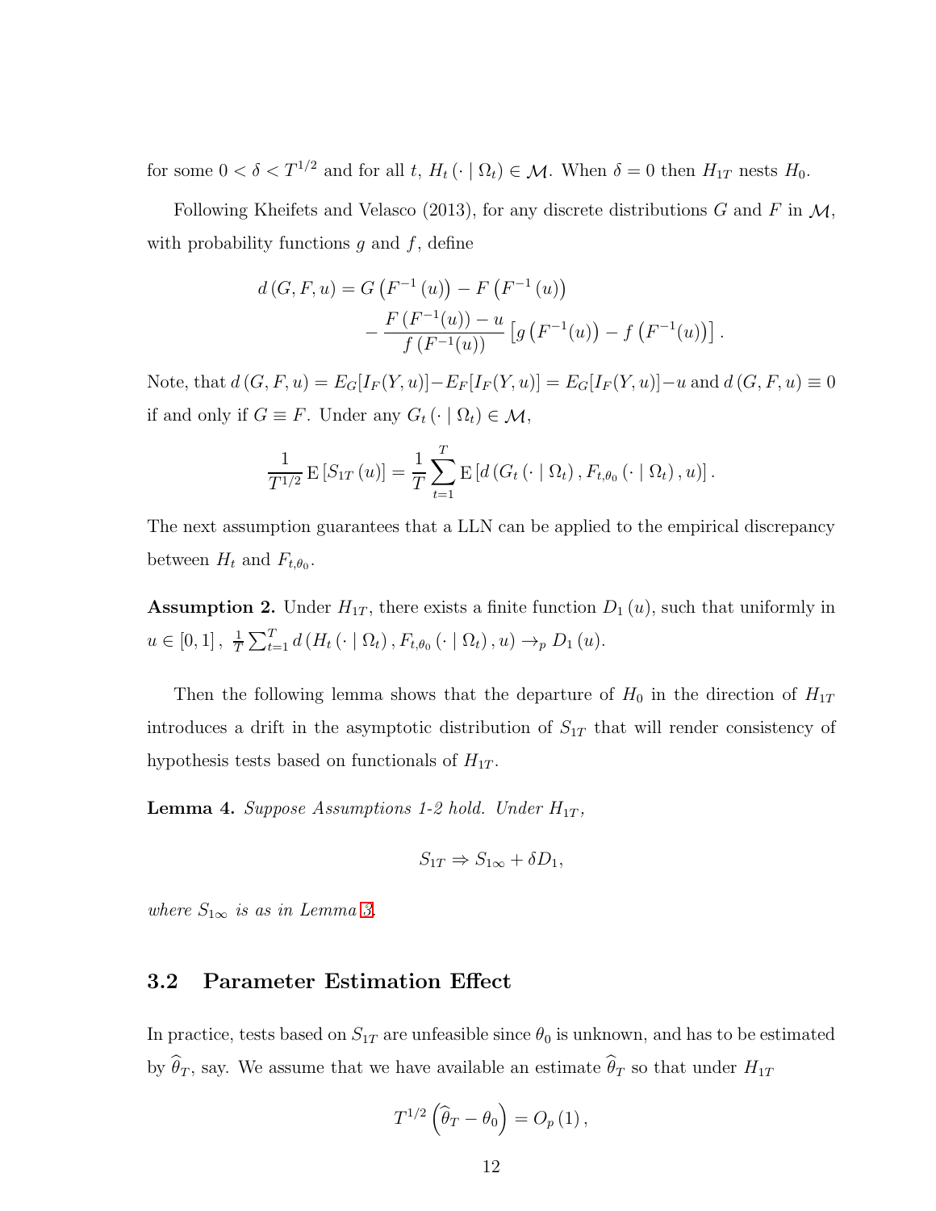for some $0 < \delta < T^{1/2}$ and for all $t$, $H_t(\cdot \mid \Omega_t) \in \mathcal{M}$. When $\delta = 0$ then $H_{1T}$ nests $H_0$.

Following Kheifets and Velasco (2013), for any discrete distributions $G$ and $F$ in $\mathcal{M}$, with probability functions $g$ and $f$, define

$$d(G, F, u) = G\left(F^{-1}(u)\right) - F\left(F^{-1}(u)\right) \\ - \frac{F\left(F^{-1}(u)\right) - u}{f\left(F^{-1}(u)\right)}\left[g\left(F^{-1}(u)\right) - f\left(F^{-1}(u)\right)\right].$$

Note, that $d(G, F, u) = E_G[I_F(Y, u)] - E_F[I_F(Y, u)] = E_G[I_F(Y, u)] - u$ and $d(G, F, u) \equiv 0$ if and only if $G \equiv F$. Under any $G_t(\cdot \mid \Omega_t) \in \mathcal{M}$,

$$\frac{1}{T^{1/2}} \mathrm{E}\left[S_{1T}(u)\right] = \frac{1}{T} \sum_{t=1}^{T} \mathrm{E}\left[d\left(G_t(\cdot \mid \Omega_t), F_{t,\theta_0}(\cdot \mid \Omega_t), u\right)\right].$$

The next assumption guarantees that a LLN can be applied to the empirical discrepancy between $H_t$ and $F_{t,\theta_0}$.

**Assumption 2.** Under $H_{1T}$, there exists a finite function $D_1(u)$, such that uniformly in $u \in [0,1]$, $\frac{1}{T}\sum_{t=1}^{T} d\left(H_t(\cdot \mid \Omega_t), F_{t,\theta_0}(\cdot \mid \Omega_t), u\right) \rightarrow_p D_1(u)$.

Then the following lemma shows that the departure of $H_0$ in the direction of $H_{1T}$ introduces a drift in the asymptotic distribution of $S_{1T}$ that will render consistency of hypothesis tests based on functionals of $H_{1T}$.

**Lemma 4.** *Suppose Assumptions 1-2 hold. Under $H_{1T}$,*

$$S_{1T} \Rightarrow S_{1\infty} + \delta D_1,$$

*where $S_{1\infty}$ is as in Lemma 3.*

## 3.2 Parameter Estimation Effect

In practice, tests based on $S_{1T}$ are unfeasible since $\theta_0$ is unknown, and has to be estimated by $\widehat{\theta}_T$, say. We assume that we have available an estimate $\widehat{\theta}_T$ so that under $H_{1T}$

$$T^{1/2}\left(\widehat{\theta}_T - \theta_0\right) = O_p(1),$$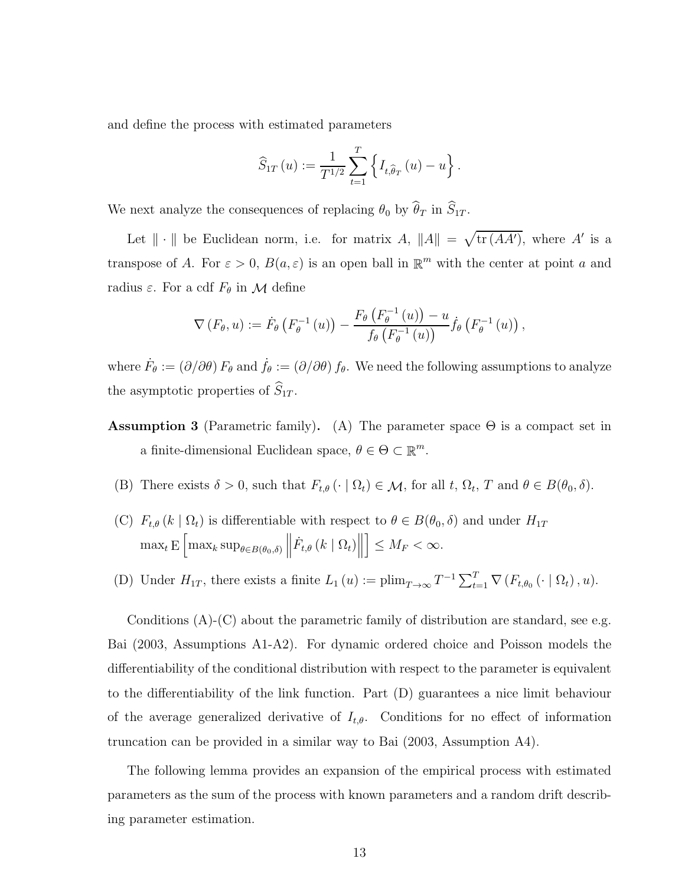and define the process with estimated parameters

$$\widehat{S}_{1T}(u) := \frac{1}{T^{1/2}} \sum_{t=1}^{T} \left\{ I_{t,\widehat{\theta}_T}(u) - u \right\}.$$

We next analyze the consequences of replacing $\theta_0$ by $\widehat{\theta}_T$ in $\widehat{S}_{1T}$.

Let $\|\cdot\|$ be Euclidean norm, i.e. for matrix $A$, $\|A\| = \sqrt{\operatorname{tr}(AA')}$, where $A'$ is a transpose of $A$. For $\varepsilon > 0$, $B(a, \varepsilon)$ is an open ball in $\mathbb{R}^m$ with the center at point $a$ and radius $\varepsilon$. For a cdf $F_\theta$ in $\mathcal{M}$ define

$$\nabla(F_\theta, u) := \dot{F}_\theta\left(F_\theta^{-1}(u)\right) - \frac{F_\theta\left(F_\theta^{-1}(u)\right) - u}{f_\theta\left(F_\theta^{-1}(u)\right)} \dot{f}_\theta\left(F_\theta^{-1}(u)\right),$$

where $\dot{F}_\theta := (\partial/\partial\theta) F_\theta$ and $\dot{f}_\theta := (\partial/\partial\theta) f_\theta$. We need the following assumptions to analyze the asymptotic properties of $\widehat{S}_{1T}$.

**Assumption 3** (Parametric family). (A) The parameter space $\Theta$ is a compact set in a finite-dimensional Euclidean space, $\theta \in \Theta \subset \mathbb{R}^m$.

(B) There exists $\delta > 0$, such that $F_{t,\theta}(\cdot \mid \Omega_t) \in \mathcal{M}$, for all $t$, $\Omega_t$, $T$ and $\theta \in B(\theta_0, \delta)$.

(C) $F_{t,\theta}(k \mid \Omega_t)$ is differentiable with respect to $\theta \in B(\theta_0, \delta)$ and under $H_{1T}$ $\max_t \mathrm{E}\left[\max_k \sup_{\theta \in B(\theta_0,\delta)} \left\|\dot{F}_{t,\theta}(k \mid \Omega_t)\right\|\right] \leq M_F < \infty$.

(D) Under $H_{1T}$, there exists a finite $L_1(u) := \operatorname{plim}_{T\to\infty} T^{-1} \sum_{t=1}^{T} \nabla\left(F_{t,\theta_0}(\cdot \mid \Omega_t), u\right)$.

Conditions (A)-(C) about the parametric family of distribution are standard, see e.g. Bai (2003, Assumptions A1-A2). For dynamic ordered choice and Poisson models the differentiability of the conditional distribution with respect to the parameter is equivalent to the differentiability of the link function. Part (D) guarantees a nice limit behaviour of the average generalized derivative of $I_{t,\theta}$. Conditions for no effect of information truncation can be provided in a similar way to Bai (2003, Assumption A4).

The following lemma provides an expansion of the empirical process with estimated parameters as the sum of the process with known parameters and a random drift describing parameter estimation.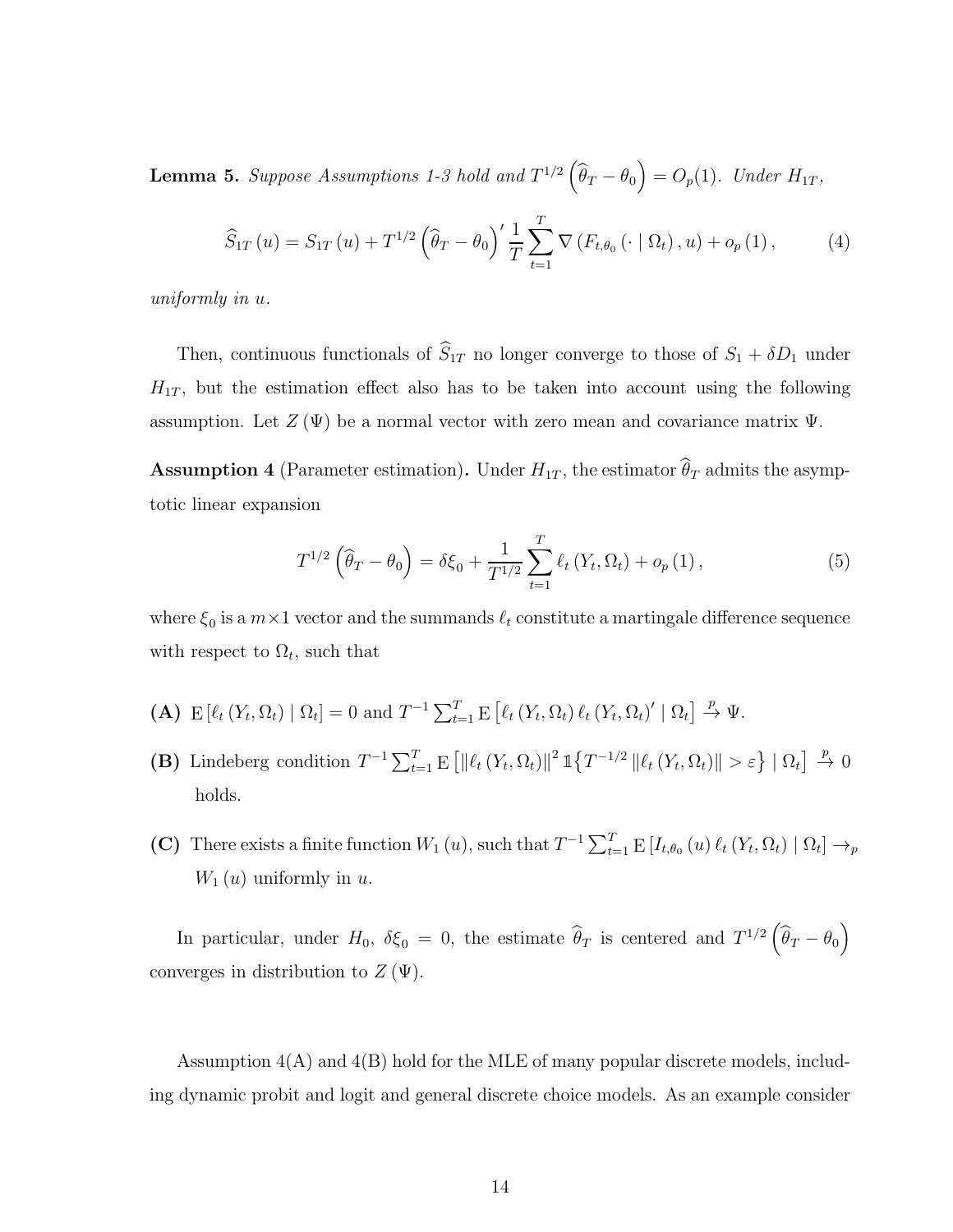**Lemma 5.** *Suppose Assumptions 1-3 hold and* $T^{1/2}\left(\widehat{\theta}_T - \theta_0\right) = O_p(1)$. *Under* $H_{1T}$,

$$\widehat{S}_{1T}(u) = S_{1T}(u) + T^{1/2}\left(\widehat{\theta}_T - \theta_0\right)' \frac{1}{T}\sum_{t=1}^{T} \nabla\left(F_{t,\theta_0}(\cdot \mid \Omega_t), u\right) + o_p(1), \tag{4}$$

*uniformly in* $u$.

Then, continuous functionals of $\widehat{S}_{1T}$ no longer converge to those of $S_1 + \delta D_1$ under $H_{1T}$, but the estimation effect also has to be taken into account using the following assumption. Let $Z(\Psi)$ be a normal vector with zero mean and covariance matrix $\Psi$.

**Assumption 4** (Parameter estimation)**.** Under $H_{1T}$, the estimator $\widehat{\theta}_T$ admits the asymptotic linear expansion

$$T^{1/2}\left(\widehat{\theta}_T - \theta_0\right) = \delta\xi_0 + \frac{1}{T^{1/2}}\sum_{t=1}^{T} \ell_t(Y_t, \Omega_t) + o_p(1), \tag{5}$$

where $\xi_0$ is a $m \times 1$ vector and the summands $\ell_t$ constitute a martingale difference sequence with respect to $\Omega_t$, such that

**(A)** $\mathrm{E}\left[\ell_t(Y_t, \Omega_t) \mid \Omega_t\right] = 0$ and $T^{-1}\sum_{t=1}^{T} \mathrm{E}\left[\ell_t(Y_t, \Omega_t)\,\ell_t(Y_t, \Omega_t)' \mid \Omega_t\right] \xrightarrow{p} \Psi$.

**(B)** Lindeberg condition $T^{-1}\sum_{t=1}^{T} \mathrm{E}\left[\|\ell_t(Y_t, \Omega_t)\|^2\, \mathbb{1}\left\{T^{-1/2}\|\ell_t(Y_t, \Omega_t)\| > \varepsilon\right\} \mid \Omega_t\right] \xrightarrow{p} 0$ holds.

**(C)** There exists a finite function $W_1(u)$, such that $T^{-1}\sum_{t=1}^{T} \mathrm{E}\left[I_{t,\theta_0}(u)\,\ell_t(Y_t, \Omega_t) \mid \Omega_t\right] \rightarrow_p W_1(u)$ uniformly in $u$.

In particular, under $H_0$, $\delta\xi_0 = 0$, the estimate $\widehat{\theta}_T$ is centered and $T^{1/2}\left(\widehat{\theta}_T - \theta_0\right)$ converges in distribution to $Z(\Psi)$.

Assumption 4(A) and 4(B) hold for the MLE of many popular discrete models, including dynamic probit and logit and general discrete choice models. As an example consider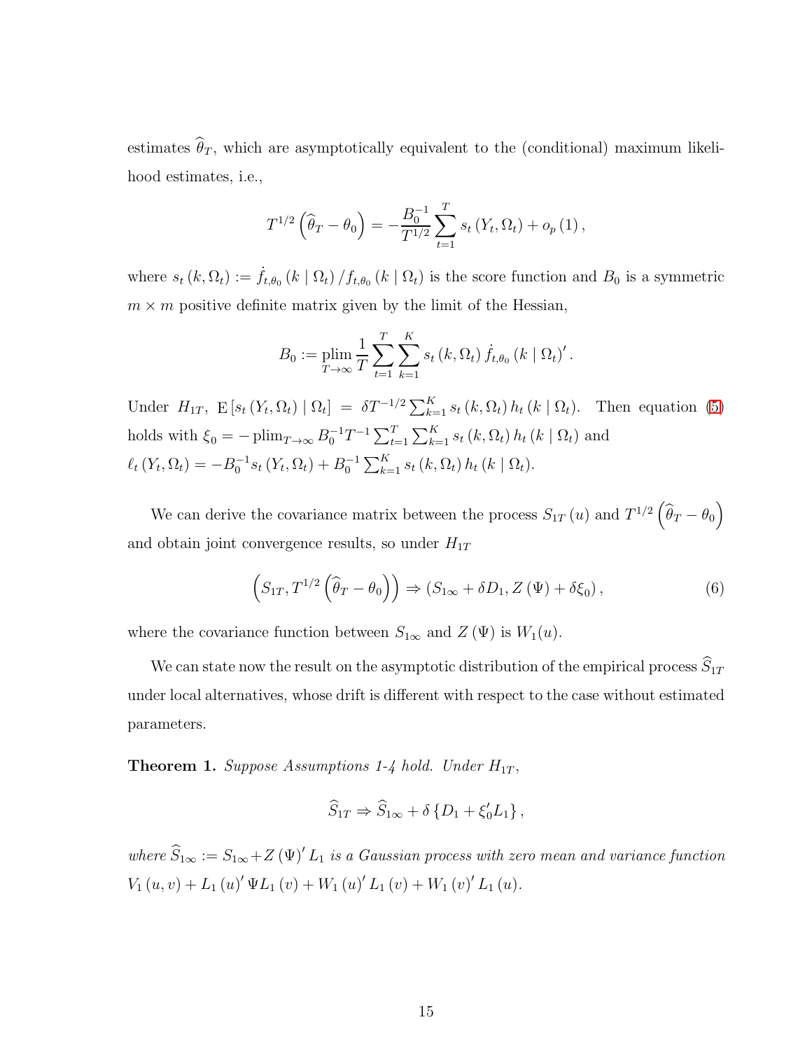estimates $\widehat{\theta}_T$, which are asymptotically equivalent to the (conditional) maximum likelihood estimates, i.e.,

$$T^{1/2}\left(\widehat{\theta}_T - \theta_0\right) = -\frac{B_0^{-1}}{T^{1/2}}\sum_{t=1}^{T} s_t\left(Y_t, \Omega_t\right) + o_p\left(1\right),$$

where $s_t\left(k, \Omega_t\right) := \dot{f}_{t,\theta_0}\left(k \mid \Omega_t\right)/f_{t,\theta_0}\left(k \mid \Omega_t\right)$ is the score function and $B_0$ is a symmetric $m \times m$ positive definite matrix given by the limit of the Hessian,

$$B_0 := \operatorname*{plim}_{T\to\infty}\frac{1}{T}\sum_{t=1}^{T}\sum_{k=1}^{K} s_t\left(k, \Omega_t\right)\dot{f}_{t,\theta_0}\left(k \mid \Omega_t\right)'.$$

Under $H_{1T}$, $\mathrm{E}\left[s_t\left(Y_t, \Omega_t\right) \mid \Omega_t\right] = \delta T^{-1/2}\sum_{k=1}^{K} s_t\left(k, \Omega_t\right) h_t\left(k \mid \Omega_t\right)$. Then equation (5) holds with $\xi_0 = -\operatorname{plim}_{T\to\infty} B_0^{-1}T^{-1}\sum_{t=1}^{T}\sum_{k=1}^{K} s_t\left(k, \Omega_t\right) h_t\left(k \mid \Omega_t\right)$ and $\ell_t\left(Y_t, \Omega_t\right) = -B_0^{-1}s_t\left(Y_t, \Omega_t\right) + B_0^{-1}\sum_{k=1}^{K} s_t\left(k, \Omega_t\right) h_t\left(k \mid \Omega_t\right)$.

We can derive the covariance matrix between the process $S_{1T}\left(u\right)$ and $T^{1/2}\left(\widehat{\theta}_T - \theta_0\right)$ and obtain joint convergence results, so under $H_{1T}$

$$\left(S_{1T}, T^{1/2}\left(\widehat{\theta}_T - \theta_0\right)\right) \Rightarrow \left(S_{1\infty} + \delta D_1, Z\left(\Psi\right) + \delta\xi_0\right), \tag{6}$$

where the covariance function between $S_{1\infty}$ and $Z\left(\Psi\right)$ is $W_1(u)$.

We can state now the result on the asymptotic distribution of the empirical process $\widehat{S}_{1T}$ under local alternatives, whose drift is different with respect to the case without estimated parameters.

**Theorem 1.** *Suppose Assumptions 1-4 hold. Under $H_{1T}$,*

$$\widehat{S}_{1T} \Rightarrow \widehat{S}_{1\infty} + \delta\left\{D_1 + \xi_0' L_1\right\},$$

*where $\widehat{S}_{1\infty} := S_{1\infty} + Z\left(\Psi\right)' L_1$ is a Gaussian process with zero mean and variance function $V_1\left(u, v\right) + L_1\left(u\right)'\Psi L_1\left(v\right) + W_1\left(u\right)' L_1\left(v\right) + W_1\left(v\right)' L_1\left(u\right)$.*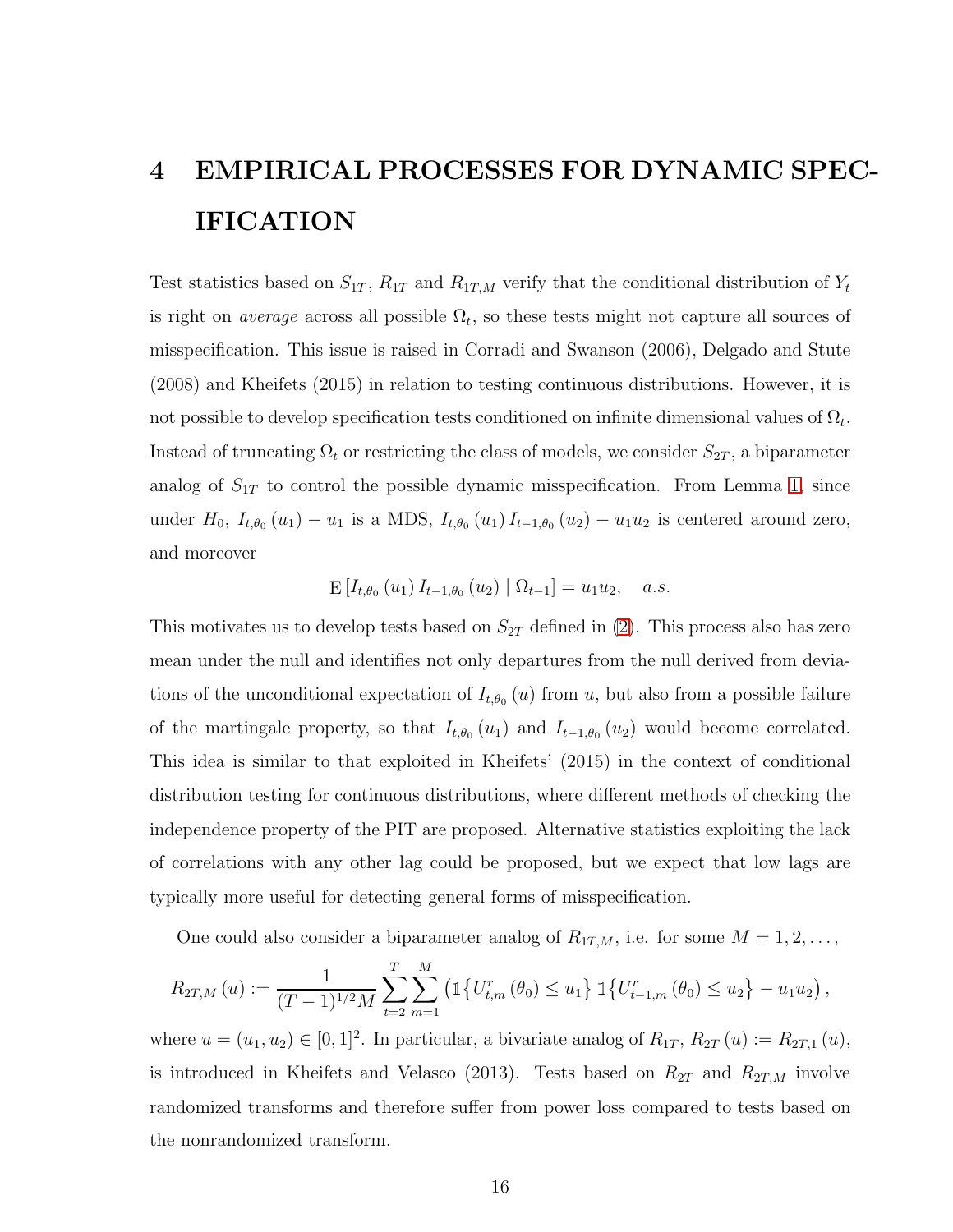# 4 EMPIRICAL PROCESSES FOR DYNAMIC SPECIFICATION

Test statistics based on $S_{1T}$, $R_{1T}$ and $R_{1T,M}$ verify that the conditional distribution of $Y_t$ is right on *average* across all possible $\Omega_t$, so these tests might not capture all sources of misspecification. This issue is raised in Corradi and Swanson (2006), Delgado and Stute (2008) and Kheifets (2015) in relation to testing continuous distributions. However, it is not possible to develop specification tests conditioned on infinite dimensional values of $\Omega_t$. Instead of truncating $\Omega_t$ or restricting the class of models, we consider $S_{2T}$, a biparameter analog of $S_{1T}$ to control the possible dynamic misspecification. From Lemma 1, since under $H_0$, $I_{t,\theta_0}(u_1) - u_1$ is a MDS, $I_{t,\theta_0}(u_1) I_{t-1,\theta_0}(u_2) - u_1 u_2$ is centered around zero, and moreover

$$\mathrm{E}\left[I_{t,\theta_0}(u_1) I_{t-1,\theta_0}(u_2) \mid \Omega_{t-1}\right] = u_1 u_2, \quad a.s.$$

This motivates us to develop tests based on $S_{2T}$ defined in (2). This process also has zero mean under the null and identifies not only departures from the null derived from deviations of the unconditional expectation of $I_{t,\theta_0}(u)$ from $u$, but also from a possible failure of the martingale property, so that $I_{t,\theta_0}(u_1)$ and $I_{t-1,\theta_0}(u_2)$ would become correlated. This idea is similar to that exploited in Kheifets' (2015) in the context of conditional distribution testing for continuous distributions, where different methods of checking the independence property of the PIT are proposed. Alternative statistics exploiting the lack of correlations with any other lag could be proposed, but we expect that low lags are typically more useful for detecting general forms of misspecification.

One could also consider a biparameter analog of $R_{1T,M}$, i.e. for some $M = 1, 2, \ldots$,

$$R_{2T,M}(u) := \frac{1}{(T-1)^{1/2} M} \sum_{t=2}^{T} \sum_{m=1}^{M} \left( \mathbb{1}\left\{U_{t,m}^{r}(\theta_0) \le u_1\right\} \mathbb{1}\left\{U_{t-1,m}^{r}(\theta_0) \le u_2\right\} - u_1 u_2 \right),$$

where $u = (u_1, u_2) \in [0,1]^2$. In particular, a bivariate analog of $R_{1T}$, $R_{2T}(u) := R_{2T,1}(u)$, is introduced in Kheifets and Velasco (2013). Tests based on $R_{2T}$ and $R_{2T,M}$ involve randomized transforms and therefore suffer from power loss compared to tests based on the nonrandomized transform.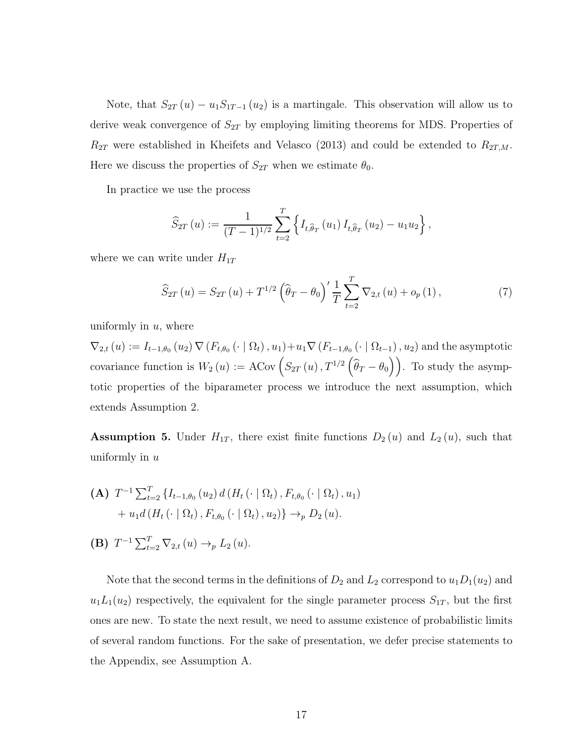Note, that $S_{2T}(u) - u_1 S_{1T-1}(u_2)$ is a martingale. This observation will allow us to derive weak convergence of $S_{2T}$ by employing limiting theorems for MDS. Properties of $R_{2T}$ were established in Kheifets and Velasco (2013) and could be extended to $R_{2T,M}$. Here we discuss the properties of $S_{2T}$ when we estimate $\theta_0$.

In practice we use the process

$$\widehat{S}_{2T}(u) := \frac{1}{(T-1)^{1/2}} \sum_{t=2}^{T} \left\{ I_{t,\widehat{\theta}_T}(u_1) I_{t,\widehat{\theta}_T}(u_2) - u_1 u_2 \right\},$$

where we can write under $H_{1T}$

$$\widehat{S}_{2T}(u) = S_{2T}(u) + T^{1/2}\left(\widehat{\theta}_T - \theta_0\right)' \frac{1}{T} \sum_{t=2}^{T} \nabla_{2,t}(u) + o_p(1), \tag{7}$$

uniformly in $u$, where

$\nabla_{2,t}(u) := I_{t-1,\theta_0}(u_2) \nabla\left(F_{t,\theta_0}(\cdot \mid \Omega_t), u_1\right) + u_1 \nabla\left(F_{t-1,\theta_0}(\cdot \mid \Omega_{t-1}), u_2\right)$ and the asymptotic covariance function is $W_2(u) := \mathrm{ACov}\left(S_{2T}(u), T^{1/2}\left(\widehat{\theta}_T - \theta_0\right)\right)$. To study the asymptotic properties of the biparameter process we introduce the next assumption, which extends Assumption 2.

**Assumption 5.** Under $H_{1T}$, there exist finite functions $D_2(u)$ and $L_2(u)$, such that uniformly in $u$

**(A)** $T^{-1} \sum_{t=2}^{T} \left\{ I_{t-1,\theta_0}(u_2) d\left(H_t(\cdot \mid \Omega_t), F_{t,\theta_0}(\cdot \mid \Omega_t), u_1\right) \right.$
$\left. + u_1 d\left(H_t(\cdot \mid \Omega_t), F_{t,\theta_0}(\cdot \mid \Omega_t), u_2\right) \right\} \to_p D_2(u)$.

**(B)** $T^{-1} \sum_{t=2}^{T} \nabla_{2,t}(u) \to_p L_2(u)$.

Note that the second terms in the definitions of $D_2$ and $L_2$ correspond to $u_1 D_1(u_2)$ and $u_1 L_1(u_2)$ respectively, the equivalent for the single parameter process $S_{1T}$, but the first ones are new. To state the next result, we need to assume existence of probabilistic limits of several random functions. For the sake of presentation, we defer precise statements to the Appendix, see Assumption A.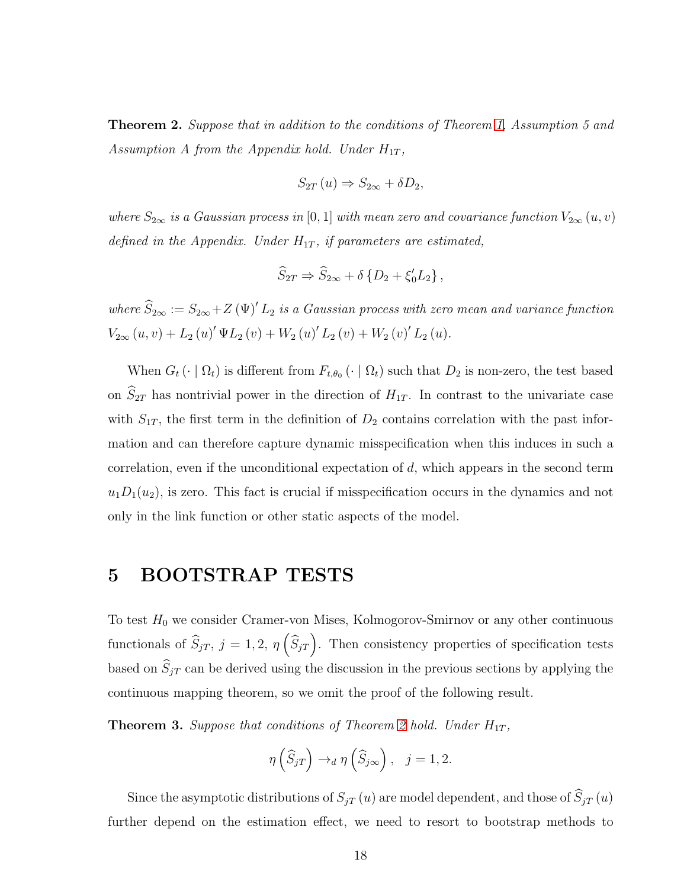**Theorem 2.** *Suppose that in addition to the conditions of Theorem 1, Assumption 5 and Assumption A from the Appendix hold. Under $H_{1T}$,*

$$S_{2T}(u) \Rightarrow S_{2\infty} + \delta D_2,$$

*where $S_{2\infty}$ is a Gaussian process in $[0,1]$ with mean zero and covariance function $V_{2\infty}(u,v)$ defined in the Appendix. Under $H_{1T}$, if parameters are estimated,*

$$\widehat{S}_{2T} \Rightarrow \widehat{S}_{2\infty} + \delta \left\{ D_2 + \xi_0' L_2 \right\},$$

*where $\widehat{S}_{2\infty} := S_{2\infty} + Z(\Psi)' L_2$ is a Gaussian process with zero mean and variance function $V_{2\infty}(u,v) + L_2(u)' \Psi L_2(v) + W_2(u)' L_2(v) + W_2(v)' L_2(u)$.*

When $G_t(\cdot \mid \Omega_t)$ is different from $F_{t,\theta_0}(\cdot \mid \Omega_t)$ such that $D_2$ is non-zero, the test based on $\widehat{S}_{2T}$ has nontrivial power in the direction of $H_{1T}$. In contrast to the univariate case with $S_{1T}$, the first term in the definition of $D_2$ contains correlation with the past information and can therefore capture dynamic misspecification when this induces in such a correlation, even if the unconditional expectation of $d$, which appears in the second term $u_1 D_1(u_2)$, is zero. This fact is crucial if misspecification occurs in the dynamics and not only in the link function or other static aspects of the model.

# 5 BOOTSTRAP TESTS

To test $H_0$ we consider Cramer-von Mises, Kolmogorov-Smirnov or any other continuous functionals of $\widehat{S}_{jT}$, $j = 1, 2$, $\eta\left(\widehat{S}_{jT}\right)$. Then consistency properties of specification tests based on $\widehat{S}_{jT}$ can be derived using the discussion in the previous sections by applying the continuous mapping theorem, so we omit the proof of the following result.

**Theorem 3.** *Suppose that conditions of Theorem 2 hold. Under $H_{1T}$,*

$$\eta\left(\widehat{S}_{jT}\right) \rightarrow_d \eta\left(\widehat{S}_{j\infty}\right), \quad j = 1, 2.$$

Since the asymptotic distributions of $S_{jT}(u)$ are model dependent, and those of $\widehat{S}_{jT}(u)$ further depend on the estimation effect, we need to resort to bootstrap methods to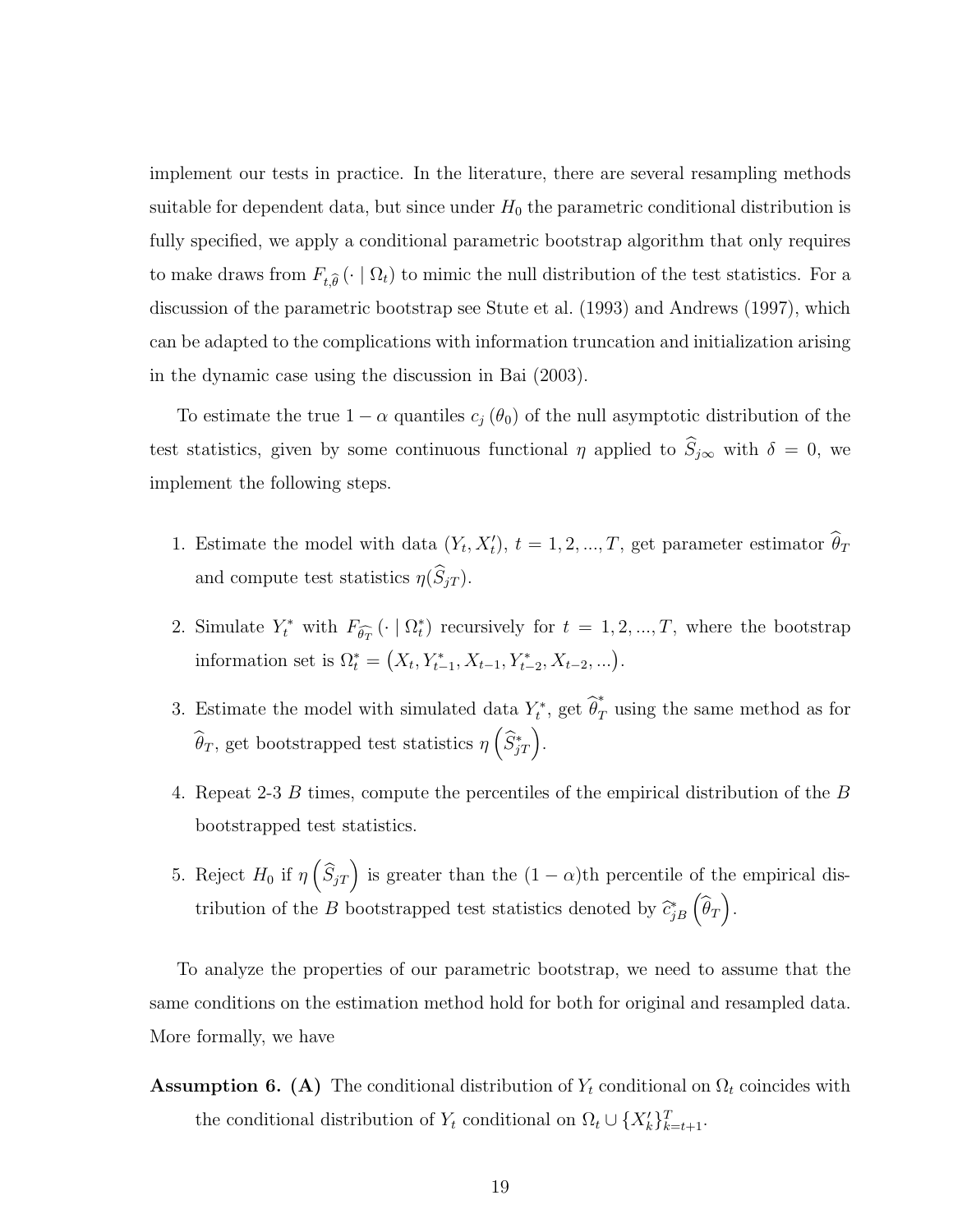implement our tests in practice. In the literature, there are several resampling methods suitable for dependent data, but since under $H_0$ the parametric conditional distribution is fully specified, we apply a conditional parametric bootstrap algorithm that only requires to make draws from $F_{t,\widehat{\theta}}\left(\cdot \mid \Omega_t\right)$ to mimic the null distribution of the test statistics. For a discussion of the parametric bootstrap see Stute et al. (1993) and Andrews (1997), which can be adapted to the complications with information truncation and initialization arising in the dynamic case using the discussion in Bai (2003).

To estimate the true $1-\alpha$ quantiles $c_j\left(\theta_0\right)$ of the null asymptotic distribution of the test statistics, given by some continuous functional $\eta$ applied to $\widehat{S}_{j\infty}$ with $\delta = 0$, we implement the following steps.

1. Estimate the model with data $(Y_t, X_t')$, $t = 1, 2, ..., T$, get parameter estimator $\widehat{\theta}_T$ and compute test statistics $\eta(\widehat{S}_{jT})$.
2. Simulate $Y_t^*$ with $F_{\widehat{\theta_T}}\left(\cdot \mid \Omega_t^*\right)$ recursively for $t = 1, 2, ..., T$, where the bootstrap information set is $\Omega_t^* = \left(X_t, Y_{t-1}^*, X_{t-1}, Y_{t-2}^*, X_{t-2}, ...\right)$.
3. Estimate the model with simulated data $Y_t^*$, get $\widehat{\theta}_T^*$ using the same method as for $\widehat{\theta}_T$, get bootstrapped test statistics $\eta\left(\widehat{S}_{jT}^*\right)$.
4. Repeat 2-3 $B$ times, compute the percentiles of the empirical distribution of the $B$ bootstrapped test statistics.
5. Reject $H_0$ if $\eta\left(\widehat{S}_{jT}\right)$ is greater than the $(1-\alpha)$th percentile of the empirical distribution of the $B$ bootstrapped test statistics denoted by $\widehat{c}_{jB}^*\left(\widehat{\theta}_T\right)$.

To analyze the properties of our parametric bootstrap, we need to assume that the same conditions on the estimation method hold for both for original and resampled data. More formally, we have

**Assumption 6. (A)** The conditional distribution of $Y_t$ conditional on $\Omega_t$ coincides with the conditional distribution of $Y_t$ conditional on $\Omega_t \cup \{X_k'\}_{k=t+1}^T$.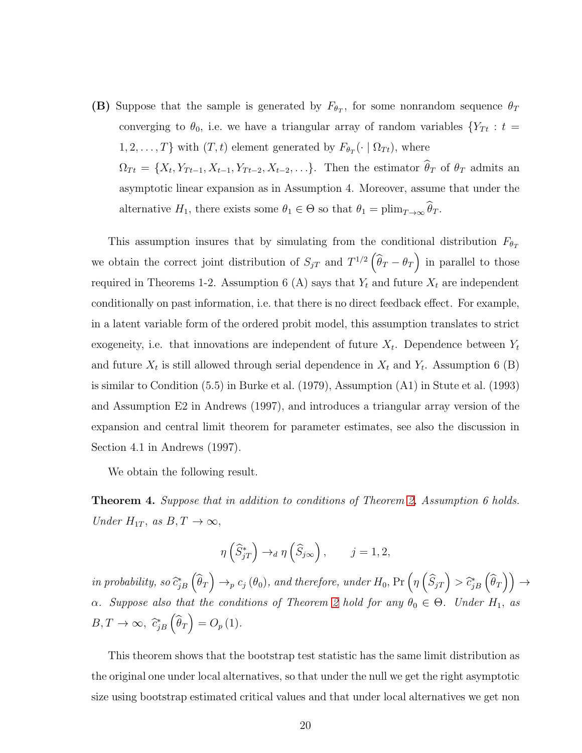**(B)** Suppose that the sample is generated by $F_{\theta_T}$, for some nonrandom sequence $\theta_T$ converging to $\theta_0$, i.e. we have a triangular array of random variables $\{Y_{Tt} : t = 1, 2, \ldots, T\}$ with $(T, t)$ element generated by $F_{\theta_T}(\cdot \mid \Omega_{Tt})$, where $\Omega_{Tt} = \{X_t, Y_{Tt-1}, X_{t-1}, Y_{Tt-2}, X_{t-2}, \ldots\}$. Then the estimator $\widehat{\theta}_T$ of $\theta_T$ admits an asymptotic linear expansion as in Assumption 4. Moreover, assume that under the alternative $H_1$, there exists some $\theta_1 \in \Theta$ so that $\theta_1 = \text{plim}_{T\to\infty} \widehat{\theta}_T$.

This assumption insures that by simulating from the conditional distribution $F_{\theta_T}$ we obtain the correct joint distribution of $S_{jT}$ and $T^{1/2}\left(\widehat{\theta}_T - \theta_T\right)$ in parallel to those required in Theorems 1-2. Assumption 6 (A) says that $Y_t$ and future $X_t$ are independent conditionally on past information, i.e. that there is no direct feedback effect. For example, in a latent variable form of the ordered probit model, this assumption translates to strict exogeneity, i.e. that innovations are independent of future $X_t$. Dependence between $Y_t$ and future $X_t$ is still allowed through serial dependence in $X_t$ and $Y_t$. Assumption 6 (B) is similar to Condition (5.5) in Burke et al. (1979), Assumption (A1) in Stute et al. (1993) and Assumption E2 in Andrews (1997), and introduces a triangular array version of the expansion and central limit theorem for parameter estimates, see also the discussion in Section 4.1 in Andrews (1997).

We obtain the following result.

**Theorem 4.** *Suppose that in addition to conditions of Theorem 2, Assumption 6 holds. Under $H_{1T}$, as $B, T \to \infty$,*

$$\eta\left(\widehat{S}^*_{jT}\right) \to_d \eta\left(\widehat{S}_{j\infty}\right), \qquad j = 1, 2,$$

*in probability, so $\widehat{c}^*_{jB}\left(\widehat{\theta}_T\right) \to_p c_j(\theta_0)$, and therefore, under $H_0$, $\Pr\left(\eta\left(\widehat{S}_{jT}\right) > \widehat{c}^*_{jB}\left(\widehat{\theta}_T\right)\right) \to \alpha$. Suppose also that the conditions of Theorem 2 hold for any $\theta_0 \in \Theta$. Under $H_1$, as $B, T \to \infty$, $\widehat{c}^*_{jB}\left(\widehat{\theta}_T\right) = O_p(1)$.*

This theorem shows that the bootstrap test statistic has the same limit distribution as the original one under local alternatives, so that under the null we get the right asymptotic size using bootstrap estimated critical values and that under local alternatives we get non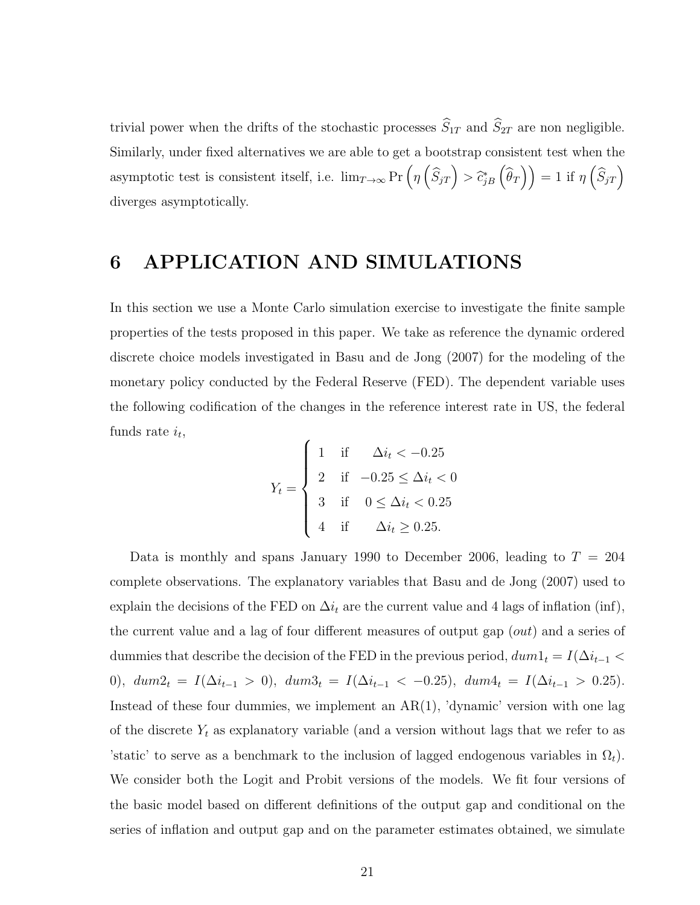trivial power when the drifts of the stochastic processes $\widehat{S}_{1T}$ and $\widehat{S}_{2T}$ are non negligible. Similarly, under fixed alternatives we are able to get a bootstrap consistent test when the asymptotic test is consistent itself, i.e. $\lim_{T\to\infty} \Pr\left(\eta\left(\widehat{S}_{jT}\right) > \widehat{c}^*_{jB}\left(\widehat{\theta}_T\right)\right) = 1$ if $\eta\left(\widehat{S}_{jT}\right)$ diverges asymptotically.

# 6 APPLICATION AND SIMULATIONS

In this section we use a Monte Carlo simulation exercise to investigate the finite sample properties of the tests proposed in this paper. We take as reference the dynamic ordered discrete choice models investigated in Basu and de Jong (2007) for the modeling of the monetary policy conducted by the Federal Reserve (FED). The dependent variable uses the following codification of the changes in the reference interest rate in US, the federal funds rate $i_t$,

$$
Y_t = \begin{cases} 1 & \text{if} \quad \Delta i_t < -0.25 \\ 2 & \text{if} \quad -0.25 \leq \Delta i_t < 0 \\ 3 & \text{if} \quad 0 \leq \Delta i_t < 0.25 \\ 4 & \text{if} \quad \Delta i_t \geq 0.25. \end{cases}
$$

Data is monthly and spans January 1990 to December 2006, leading to $T = 204$ complete observations. The explanatory variables that Basu and de Jong (2007) used to explain the decisions of the FED on $\Delta i_t$ are the current value and 4 lags of inflation (inf), the current value and a lag of four different measures of output gap (*out*) and a series of dummies that describe the decision of the FED in the previous period, $dum1_t = I(\Delta i_{t-1} < 0)$, $dum2_t = I(\Delta i_{t-1} > 0)$, $dum3_t = I(\Delta i_{t-1} < -0.25)$, $dum4_t = I(\Delta i_{t-1} > 0.25)$. Instead of these four dummies, we implement an AR(1), 'dynamic' version with one lag of the discrete $Y_t$ as explanatory variable (and a version without lags that we refer to as 'static' to serve as a benchmark to the inclusion of lagged endogenous variables in $\Omega_t$). We consider both the Logit and Probit versions of the models. We fit four versions of the basic model based on different definitions of the output gap and conditional on the series of inflation and output gap and on the parameter estimates obtained, we simulate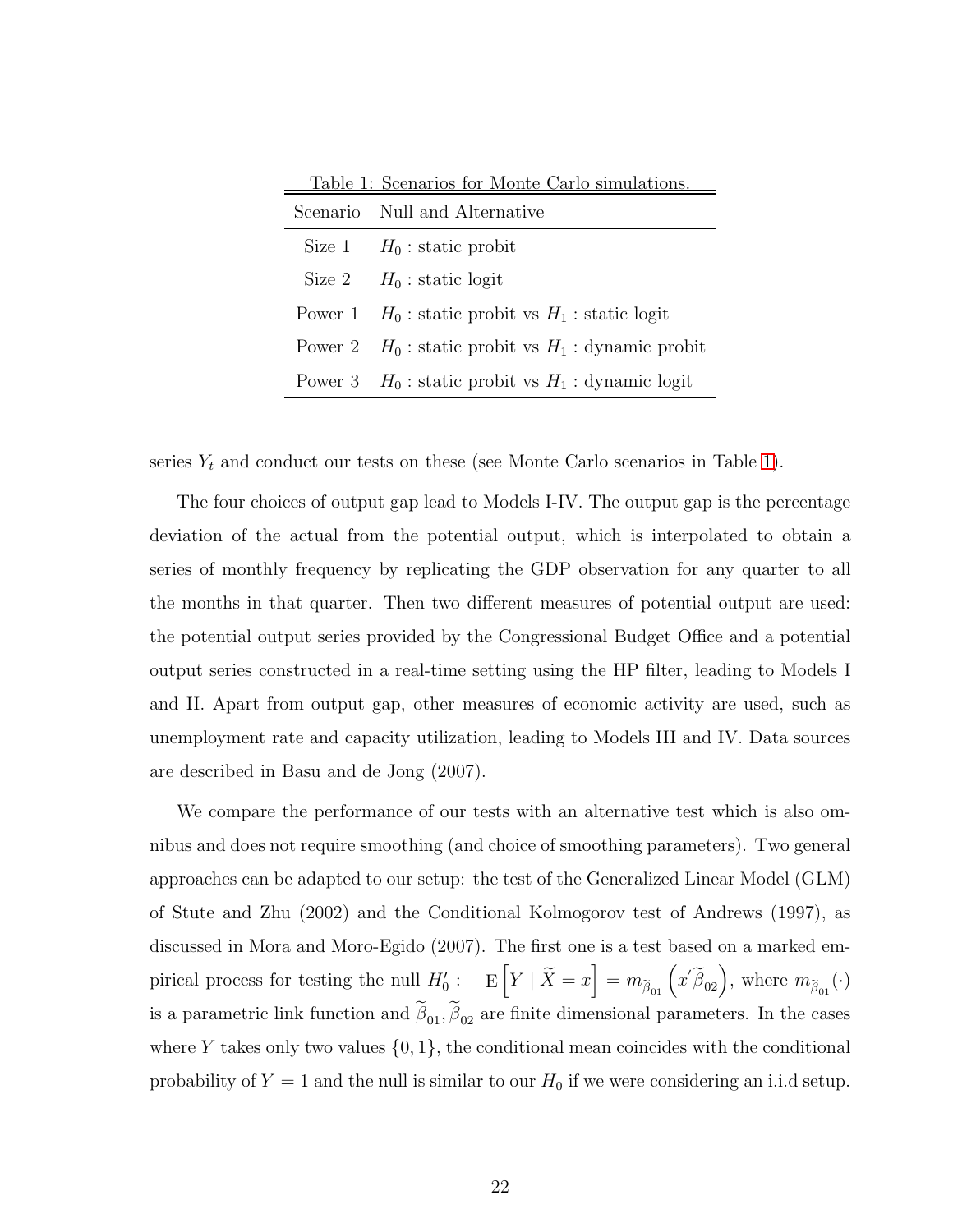Table 1: Scenarios for Monte Carlo simulations.

| Scenario | Null and Alternative |
|---|---|
| Size 1 | $H_0$ : static probit |
| Size 2 | $H_0$ : static logit |
| Power 1 | $H_0$ : static probit vs $H_1$ : static logit |
| Power 2 | $H_0$ : static probit vs $H_1$ : dynamic probit |
| Power 3 | $H_0$ : static probit vs $H_1$ : dynamic logit |

series $Y_t$ and conduct our tests on these (see Monte Carlo scenarios in Table 1).

The four choices of output gap lead to Models I-IV. The output gap is the percentage deviation of the actual from the potential output, which is interpolated to obtain a series of monthly frequency by replicating the GDP observation for any quarter to all the months in that quarter. Then two different measures of potential output are used: the potential output series provided by the Congressional Budget Office and a potential output series constructed in a real-time setting using the HP filter, leading to Models I and II. Apart from output gap, other measures of economic activity are used, such as unemployment rate and capacity utilization, leading to Models III and IV. Data sources are described in Basu and de Jong (2007).

We compare the performance of our tests with an alternative test which is also omnibus and does not require smoothing (and choice of smoothing parameters). Two general approaches can be adapted to our setup: the test of the Generalized Linear Model (GLM) of Stute and Zhu (2002) and the Conditional Kolmogorov test of Andrews (1997), as discussed in Mora and Moro-Egido (2007). The first one is a test based on a marked empirical process for testing the null $H_0'$ : $\mathrm{E}\left[Y \mid \widetilde{X} = x\right] = m_{\widetilde{\beta}_{01}}\left(x'\widetilde{\beta}_{02}\right)$, where $m_{\widetilde{\beta}_{01}}(\cdot)$ is a parametric link function and $\widetilde{\beta}_{01}, \widetilde{\beta}_{02}$ are finite dimensional parameters. In the cases where $Y$ takes only two values $\{0, 1\}$, the conditional mean coincides with the conditional probability of $Y = 1$ and the null is similar to our $H_0$ if we were considering an i.i.d setup.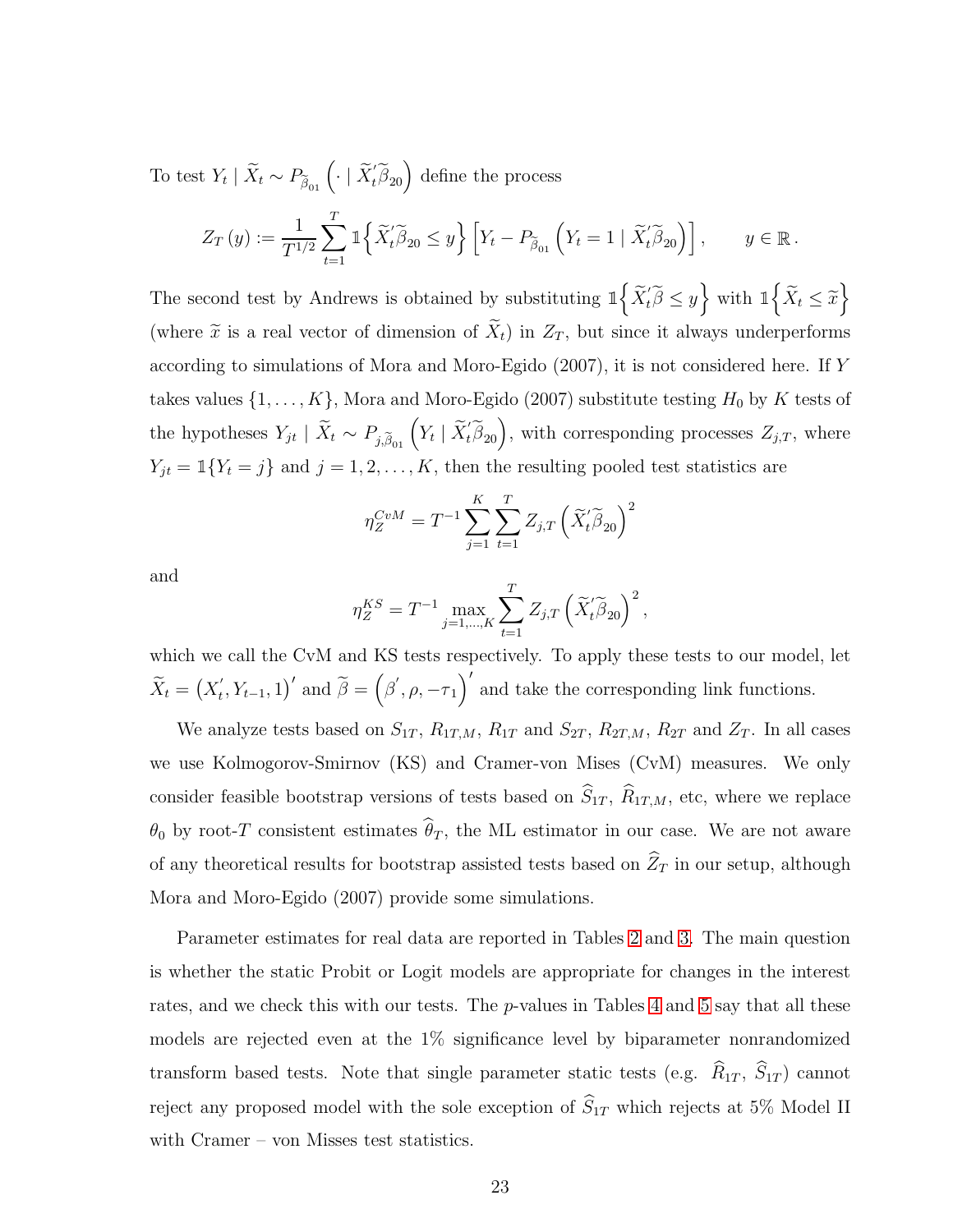To test $Y_t \mid \widetilde{X}_t \sim P_{\widetilde{\beta}_{01}}\left(\cdot \mid \widetilde{X}_t'\widetilde{\beta}_{20}\right)$ define the process

$$Z_T(y) := \frac{1}{T^{1/2}} \sum_{t=1}^{T} \mathbb{1}\left\{\widetilde{X}_t'\widetilde{\beta}_{20} \leq y\right\} \left[Y_t - P_{\widetilde{\beta}_{01}}\left(Y_t = 1 \mid \widetilde{X}_t'\widetilde{\beta}_{20}\right)\right], \qquad y \in \mathbb{R}.$$

The second test by Andrews is obtained by substituting $\mathbb{1}\left\{\widetilde{X}_t'\widetilde{\beta} \leq y\right\}$ with $\mathbb{1}\left\{\widetilde{X}_t \leq \widetilde{x}\right\}$ (where $\widetilde{x}$ is a real vector of dimension of $\widetilde{X}_t$) in $Z_T$, but since it always underperforms according to simulations of Mora and Moro-Egido (2007), it is not considered here. If $Y$ takes values $\{1, \ldots, K\}$, Mora and Moro-Egido (2007) substitute testing $H_0$ by $K$ tests of the hypotheses $Y_{jt} \mid \widetilde{X}_t \sim P_{j,\widetilde{\beta}_{01}}\left(Y_t \mid \widetilde{X}_t'\widetilde{\beta}_{20}\right)$, with corresponding processes $Z_{j,T}$, where $Y_{jt} = \mathbb{1}\{Y_t = j\}$ and $j = 1, 2, \ldots, K$, then the resulting pooled test statistics are

$$\eta_Z^{CvM} = T^{-1} \sum_{j=1}^{K} \sum_{t=1}^{T} Z_{j,T}\left(\widetilde{X}_t'\widetilde{\beta}_{20}\right)^2$$

and

$$\eta_Z^{KS} = T^{-1} \max_{j=1,\ldots,K} \sum_{t=1}^{T} Z_{j,T}\left(\widetilde{X}_t'\widetilde{\beta}_{20}\right)^2,$$

which we call the CvM and KS tests respectively. To apply these tests to our model, let $\widetilde{X}_t = \left(X_t', Y_{t-1}, 1\right)'$ and $\widetilde{\beta} = \left(\beta', \rho, -\tau_1\right)'$ and take the corresponding link functions.

We analyze tests based on $S_{1T}$, $R_{1T,M}$, $R_{1T}$ and $S_{2T}$, $R_{2T,M}$, $R_{2T}$ and $Z_T$. In all cases we use Kolmogorov-Smirnov (KS) and Cramer-von Mises (CvM) measures. We only consider feasible bootstrap versions of tests based on $\widehat{S}_{1T}$, $\widehat{R}_{1T,M}$, etc, where we replace $\theta_0$ by root-$T$ consistent estimates $\widehat{\theta}_T$, the ML estimator in our case. We are not aware of any theoretical results for bootstrap assisted tests based on $\widehat{Z}_T$ in our setup, although Mora and Moro-Egido (2007) provide some simulations.

Parameter estimates for real data are reported in Tables 2 and 3. The main question is whether the static Probit or Logit models are appropriate for changes in the interest rates, and we check this with our tests. The $p$-values in Tables 4 and 5 say that all these models are rejected even at the 1% significance level by biparameter nonrandomized transform based tests. Note that single parameter static tests (e.g. $\widehat{R}_{1T}$, $\widehat{S}_{1T}$) cannot reject any proposed model with the sole exception of $\widehat{S}_{1T}$ which rejects at 5% Model II with Cramer – von Misses test statistics.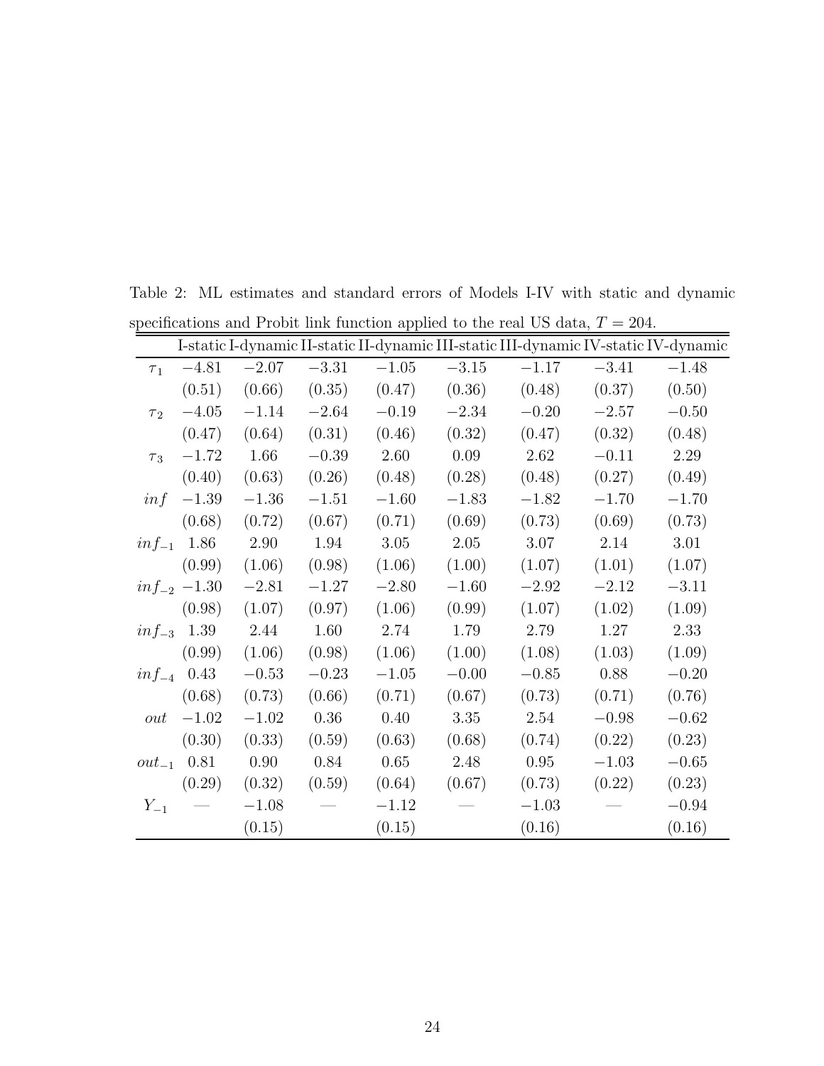Table 2: ML estimates and standard errors of Models I-IV with static and dynamic specifications and Probit link function applied to the real US data, $T = 204$.

| | I-static | I-dynamic | II-static | II-dynamic | III-static | III-dynamic | IV-static | IV-dynamic |
|---|---|---|---|---|---|---|---|---|
| $\tau_1$ | $-4.81$ | $-2.07$ | $-3.31$ | $-1.05$ | $-3.15$ | $-1.17$ | $-3.41$ | $-1.48$ |
| | $(0.51)$ | $(0.66)$ | $(0.35)$ | $(0.47)$ | $(0.36)$ | $(0.48)$ | $(0.37)$ | $(0.50)$ |
| $\tau_2$ | $-4.05$ | $-1.14$ | $-2.64$ | $-0.19$ | $-2.34$ | $-0.20$ | $-2.57$ | $-0.50$ |
| | $(0.47)$ | $(0.64)$ | $(0.31)$ | $(0.46)$ | $(0.32)$ | $(0.47)$ | $(0.32)$ | $(0.48)$ |
| $\tau_3$ | $-1.72$ | $1.66$ | $-0.39$ | $2.60$ | $0.09$ | $2.62$ | $-0.11$ | $2.29$ |
| | $(0.40)$ | $(0.63)$ | $(0.26)$ | $(0.48)$ | $(0.28)$ | $(0.48)$ | $(0.27)$ | $(0.49)$ |
| $inf$ | $-1.39$ | $-1.36$ | $-1.51$ | $-1.60$ | $-1.83$ | $-1.82$ | $-1.70$ | $-1.70$ |
| | $(0.68)$ | $(0.72)$ | $(0.67)$ | $(0.71)$ | $(0.69)$ | $(0.73)$ | $(0.69)$ | $(0.73)$ |
| $inf_{-1}$ | $1.86$ | $2.90$ | $1.94$ | $3.05$ | $2.05$ | $3.07$ | $2.14$ | $3.01$ |
| | $(0.99)$ | $(1.06)$ | $(0.98)$ | $(1.06)$ | $(1.00)$ | $(1.07)$ | $(1.01)$ | $(1.07)$ |
| $inf_{-2}$ | $-1.30$ | $-2.81$ | $-1.27$ | $-2.80$ | $-1.60$ | $-2.92$ | $-2.12$ | $-3.11$ |
| | $(0.98)$ | $(1.07)$ | $(0.97)$ | $(1.06)$ | $(0.99)$ | $(1.07)$ | $(1.02)$ | $(1.09)$ |
| $inf_{-3}$ | $1.39$ | $2.44$ | $1.60$ | $2.74$ | $1.79$ | $2.79$ | $1.27$ | $2.33$ |
| | $(0.99)$ | $(1.06)$ | $(0.98)$ | $(1.06)$ | $(1.00)$ | $(1.08)$ | $(1.03)$ | $(1.09)$ |
| $inf_{-4}$ | $0.43$ | $-0.53$ | $-0.23$ | $-1.05$ | $-0.00$ | $-0.85$ | $0.88$ | $-0.20$ |
| | $(0.68)$ | $(0.73)$ | $(0.66)$ | $(0.71)$ | $(0.67)$ | $(0.73)$ | $(0.71)$ | $(0.76)$ |
| $out$ | $-1.02$ | $-1.02$ | $0.36$ | $0.40$ | $3.35$ | $2.54$ | $-0.98$ | $-0.62$ |
| | $(0.30)$ | $(0.33)$ | $(0.59)$ | $(0.63)$ | $(0.68)$ | $(0.74)$ | $(0.22)$ | $(0.23)$ |
| $out_{-1}$ | $0.81$ | $0.90$ | $0.84$ | $0.65$ | $2.48$ | $0.95$ | $-1.03$ | $-0.65$ |
| | $(0.29)$ | $(0.32)$ | $(0.59)$ | $(0.64)$ | $(0.67)$ | $(0.73)$ | $(0.22)$ | $(0.23)$ |
| $Y_{-1}$ | — | $-1.08$ | — | $-1.12$ | — | $-1.03$ | — | $-0.94$ |
| | | $(0.15)$ | | $(0.15)$ | | $(0.16)$ | | $(0.16)$ |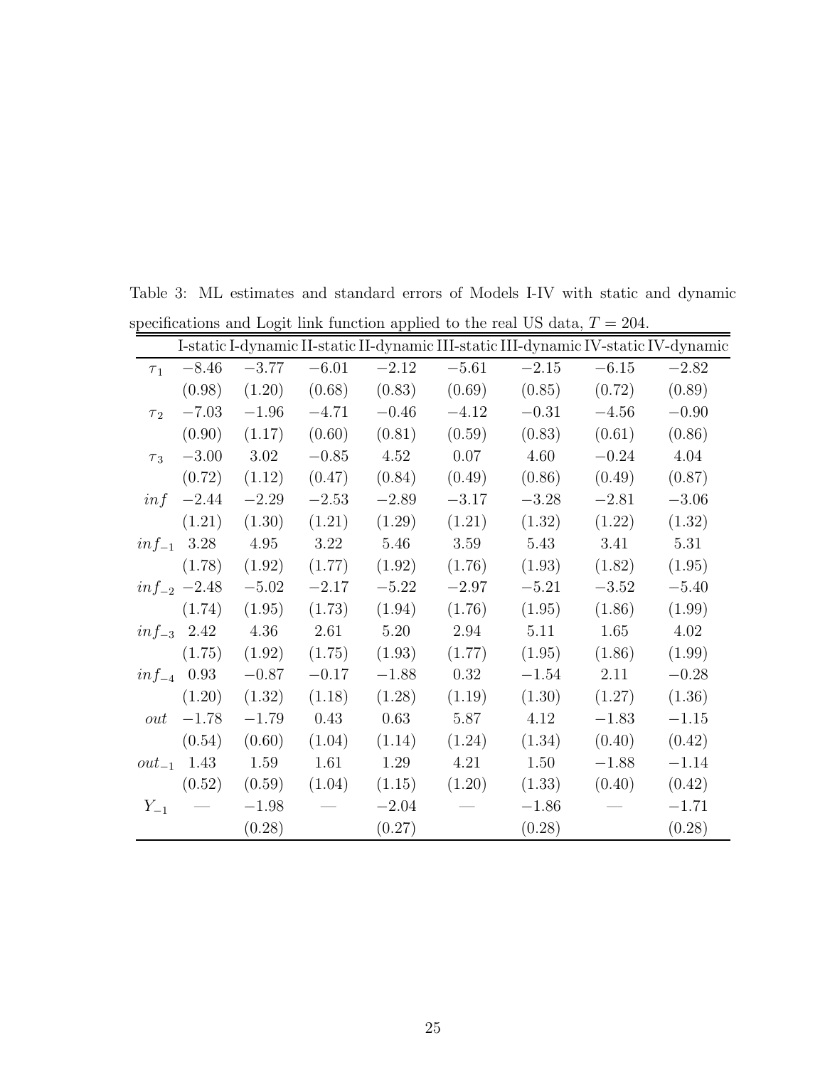Table 3: ML estimates and standard errors of Models I-IV with static and dynamic specifications and Logit link function applied to the real US data, $T = 204$.

| | I-static | I-dynamic | II-static | II-dynamic | III-static | III-dynamic | IV-static | IV-dynamic |
|---|---|---|---|---|---|---|---|---|
| $\tau_1$ | $-8.46$ | $-3.77$ | $-6.01$ | $-2.12$ | $-5.61$ | $-2.15$ | $-6.15$ | $-2.82$ |
| | $(0.98)$ | $(1.20)$ | $(0.68)$ | $(0.83)$ | $(0.69)$ | $(0.85)$ | $(0.72)$ | $(0.89)$ |
| $\tau_2$ | $-7.03$ | $-1.96$ | $-4.71$ | $-0.46$ | $-4.12$ | $-0.31$ | $-4.56$ | $-0.90$ |
| | $(0.90)$ | $(1.17)$ | $(0.60)$ | $(0.81)$ | $(0.59)$ | $(0.83)$ | $(0.61)$ | $(0.86)$ |
| $\tau_3$ | $-3.00$ | $3.02$ | $-0.85$ | $4.52$ | $0.07$ | $4.60$ | $-0.24$ | $4.04$ |
| | $(0.72)$ | $(1.12)$ | $(0.47)$ | $(0.84)$ | $(0.49)$ | $(0.86)$ | $(0.49)$ | $(0.87)$ |
| $inf$ | $-2.44$ | $-2.29$ | $-2.53$ | $-2.89$ | $-3.17$ | $-3.28$ | $-2.81$ | $-3.06$ |
| | $(1.21)$ | $(1.30)$ | $(1.21)$ | $(1.29)$ | $(1.21)$ | $(1.32)$ | $(1.22)$ | $(1.32)$ |
| $inf_{-1}$ | $3.28$ | $4.95$ | $3.22$ | $5.46$ | $3.59$ | $5.43$ | $3.41$ | $5.31$ |
| | $(1.78)$ | $(1.92)$ | $(1.77)$ | $(1.92)$ | $(1.76)$ | $(1.93)$ | $(1.82)$ | $(1.95)$ |
| $inf_{-2}$ | $-2.48$ | $-5.02$ | $-2.17$ | $-5.22$ | $-2.97$ | $-5.21$ | $-3.52$ | $-5.40$ |
| | $(1.74)$ | $(1.95)$ | $(1.73)$ | $(1.94)$ | $(1.76)$ | $(1.95)$ | $(1.86)$ | $(1.99)$ |
| $inf_{-3}$ | $2.42$ | $4.36$ | $2.61$ | $5.20$ | $2.94$ | $5.11$ | $1.65$ | $4.02$ |
| | $(1.75)$ | $(1.92)$ | $(1.75)$ | $(1.93)$ | $(1.77)$ | $(1.95)$ | $(1.86)$ | $(1.99)$ |
| $inf_{-4}$ | $0.93$ | $-0.87$ | $-0.17$ | $-1.88$ | $0.32$ | $-1.54$ | $2.11$ | $-0.28$ |
| | $(1.20)$ | $(1.32)$ | $(1.18)$ | $(1.28)$ | $(1.19)$ | $(1.30)$ | $(1.27)$ | $(1.36)$ |
| $out$ | $-1.78$ | $-1.79$ | $0.43$ | $0.63$ | $5.87$ | $4.12$ | $-1.83$ | $-1.15$ |
| | $(0.54)$ | $(0.60)$ | $(1.04)$ | $(1.14)$ | $(1.24)$ | $(1.34)$ | $(0.40)$ | $(0.42)$ |
| $out_{-1}$ | $1.43$ | $1.59$ | $1.61$ | $1.29$ | $4.21$ | $1.50$ | $-1.88$ | $-1.14$ |
| | $(0.52)$ | $(0.59)$ | $(1.04)$ | $(1.15)$ | $(1.20)$ | $(1.33)$ | $(0.40)$ | $(0.42)$ |
| $Y_{-1}$ | — | $-1.98$ | — | $-2.04$ | — | $-1.86$ | — | $-1.71$ |
| | | $(0.28)$ | | $(0.27)$ | | $(0.28)$ | | $(0.28)$ |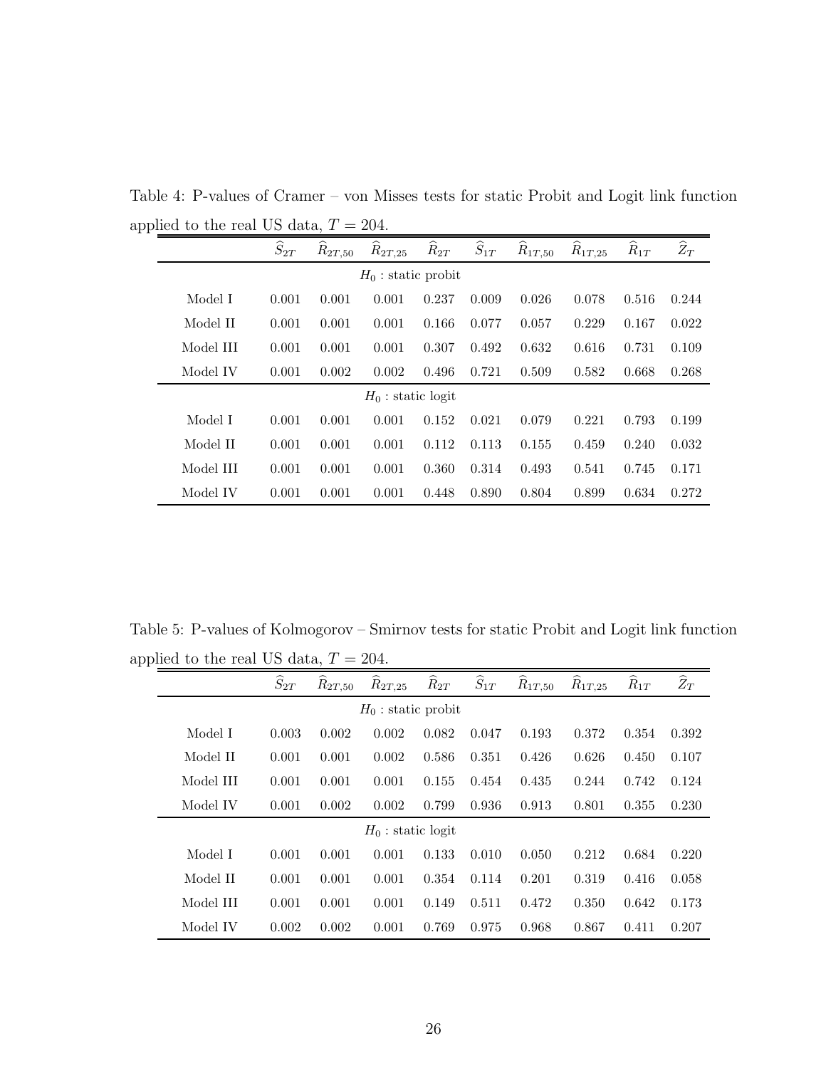Table 4: P-values of Cramer – von Misses tests for static Probit and Logit link function applied to the real US data, $T = 204$.

| | $\widehat{S}_{2T}$ | $\widehat{R}_{2T,50}$ | $\widehat{R}_{2T,25}$ | $\widehat{R}_{2T}$ | $\widehat{S}_{1T}$ | $\widehat{R}_{1T,50}$ | $\widehat{R}_{1T,25}$ | $\widehat{R}_{1T}$ | $\widehat{Z}_{T}$ |
|---|---|---|---|---|---|---|---|---|---|
| | | | | $H_0$ : static probit | | | | | |
| Model I | 0.001 | 0.001 | 0.001 | 0.237 | 0.009 | 0.026 | 0.078 | 0.516 | 0.244 |
| Model II | 0.001 | 0.001 | 0.001 | 0.166 | 0.077 | 0.057 | 0.229 | 0.167 | 0.022 |
| Model III | 0.001 | 0.001 | 0.001 | 0.307 | 0.492 | 0.632 | 0.616 | 0.731 | 0.109 |
| Model IV | 0.001 | 0.002 | 0.002 | 0.496 | 0.721 | 0.509 | 0.582 | 0.668 | 0.268 |
| | | | | $H_0$ : static logit | | | | | |
| Model I | 0.001 | 0.001 | 0.001 | 0.152 | 0.021 | 0.079 | 0.221 | 0.793 | 0.199 |
| Model II | 0.001 | 0.001 | 0.001 | 0.112 | 0.113 | 0.155 | 0.459 | 0.240 | 0.032 |
| Model III | 0.001 | 0.001 | 0.001 | 0.360 | 0.314 | 0.493 | 0.541 | 0.745 | 0.171 |
| Model IV | 0.001 | 0.001 | 0.001 | 0.448 | 0.890 | 0.804 | 0.899 | 0.634 | 0.272 |

Table 5: P-values of Kolmogorov – Smirnov tests for static Probit and Logit link function applied to the real US data, $T = 204$.

| | $\widehat{S}_{2T}$ | $\widehat{R}_{2T,50}$ | $\widehat{R}_{2T,25}$ | $\widehat{R}_{2T}$ | $\widehat{S}_{1T}$ | $\widehat{R}_{1T,50}$ | $\widehat{R}_{1T,25}$ | $\widehat{R}_{1T}$ | $\widehat{Z}_{T}$ |
|---|---|---|---|---|---|---|---|---|---|
| | | | | $H_0$ : static probit | | | | | |
| Model I | 0.003 | 0.002 | 0.002 | 0.082 | 0.047 | 0.193 | 0.372 | 0.354 | 0.392 |
| Model II | 0.001 | 0.001 | 0.002 | 0.586 | 0.351 | 0.426 | 0.626 | 0.450 | 0.107 |
| Model III | 0.001 | 0.001 | 0.001 | 0.155 | 0.454 | 0.435 | 0.244 | 0.742 | 0.124 |
| Model IV | 0.001 | 0.002 | 0.002 | 0.799 | 0.936 | 0.913 | 0.801 | 0.355 | 0.230 |
| | | | | $H_0$ : static logit | | | | | |
| Model I | 0.001 | 0.001 | 0.001 | 0.133 | 0.010 | 0.050 | 0.212 | 0.684 | 0.220 |
| Model II | 0.001 | 0.001 | 0.001 | 0.354 | 0.114 | 0.201 | 0.319 | 0.416 | 0.058 |
| Model III | 0.001 | 0.001 | 0.001 | 0.149 | 0.511 | 0.472 | 0.350 | 0.642 | 0.173 |
| Model IV | 0.002 | 0.002 | 0.001 | 0.769 | 0.975 | 0.968 | 0.867 | 0.411 | 0.207 |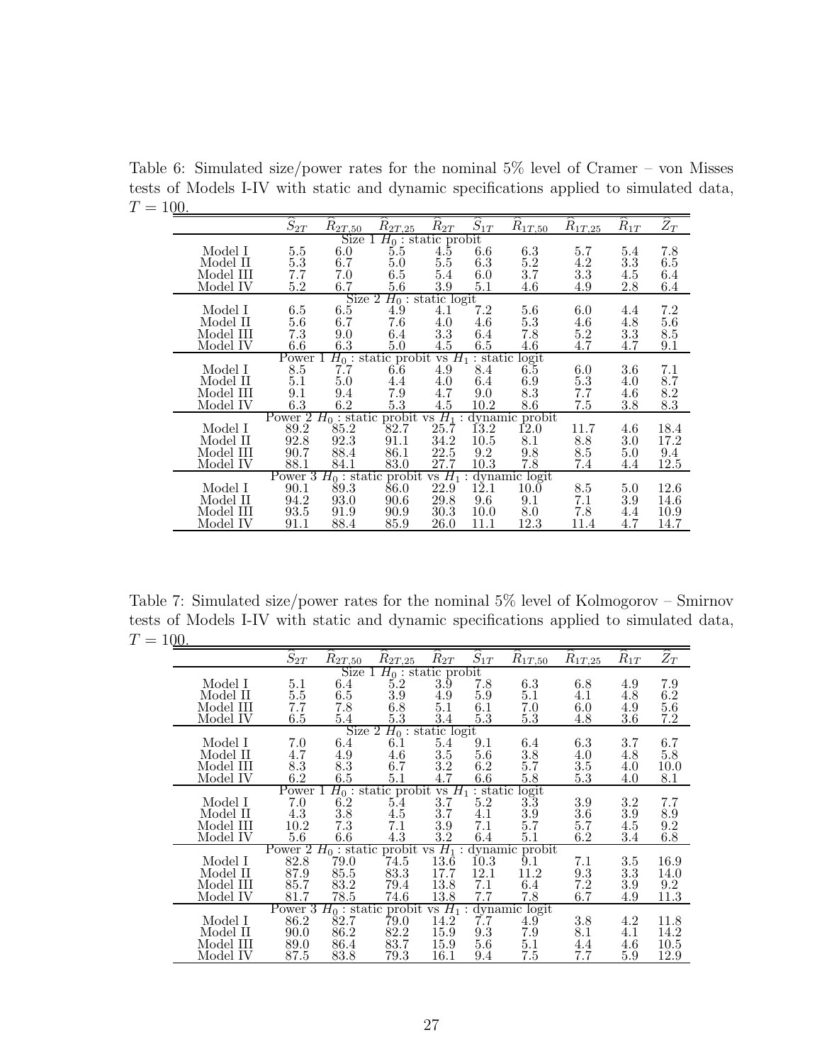Table 6: Simulated size/power rates for the nominal 5% level of Cramer – von Misses tests of Models I-IV with static and dynamic specifications applied to simulated data, $T = 100$.

| | $\widehat{S}_{2T}$ | $\widehat{R}_{2T,50}$ | $\widehat{R}_{2T,25}$ | $\widehat{R}_{2T}$ | $\widehat{S}_{1T}$ | $\widehat{R}_{1T,50}$ | $\widehat{R}_{1T,25}$ | $\widehat{R}_{1T}$ | $\widehat{Z}_{T}$ |
|---|---|---|---|---|---|---|---|---|---|
| Size 1 $H_0$ : static probit | | | | | | | | | |
| Model I | 5.5 | 6.0 | 5.5 | 4.5 | 6.6 | 6.3 | 5.7 | 5.4 | 7.8 |
| Model II | 5.3 | 6.7 | 5.0 | 5.5 | 6.3 | 5.2 | 4.2 | 3.3 | 6.5 |
| Model III | 7.7 | 7.0 | 6.5 | 5.4 | 6.0 | 3.7 | 3.3 | 4.5 | 6.4 |
| Model IV | 5.2 | 6.7 | 5.6 | 3.9 | 5.1 | 4.6 | 4.9 | 2.8 | 6.4 |
| Size 2 $H_0$ : static logit | | | | | | | | | |
| Model I | 6.5 | 6.5 | 4.9 | 4.1 | 7.2 | 5.6 | 6.0 | 4.4 | 7.2 |
| Model II | 5.6 | 6.7 | 7.6 | 4.0 | 4.6 | 5.3 | 4.6 | 4.8 | 5.6 |
| Model III | 7.3 | 9.0 | 6.4 | 3.3 | 6.4 | 7.8 | 5.2 | 3.3 | 8.5 |
| Model IV | 6.6 | 6.3 | 5.0 | 4.5 | 6.5 | 4.6 | 4.7 | 4.7 | 9.1 |
| Power 1 $H_0$ : static probit vs $H_1$ : static logit | | | | | | | | | |
| Model I | 8.5 | 7.7 | 6.6 | 4.9 | 8.4 | 6.5 | 6.0 | 3.6 | 7.1 |
| Model II | 5.1 | 5.0 | 4.4 | 4.0 | 6.4 | 6.9 | 5.3 | 4.0 | 8.7 |
| Model III | 9.1 | 9.4 | 7.9 | 4.7 | 9.0 | 8.3 | 7.7 | 4.6 | 8.2 |
| Model IV | 6.3 | 6.2 | 5.3 | 4.5 | 10.2 | 8.6 | 7.5 | 3.8 | 8.3 |
| Power 2 $H_0$ : static probit vs $H_1$ : dynamic probit | | | | | | | | | |
| Model I | 89.2 | 85.2 | 82.7 | 25.7 | 13.2 | 12.0 | 11.7 | 4.6 | 18.4 |
| Model II | 92.8 | 92.3 | 91.1 | 34.2 | 10.5 | 8.1 | 8.8 | 3.0 | 17.2 |
| Model III | 90.7 | 88.4 | 86.1 | 22.5 | 9.2 | 9.8 | 8.5 | 5.0 | 9.4 |
| Model IV | 88.1 | 84.1 | 83.0 | 27.7 | 10.3 | 7.8 | 7.4 | 4.4 | 12.5 |
| Power 3 $H_0$ : static probit vs $H_1$ : dynamic logit | | | | | | | | | |
| Model I | 90.1 | 89.3 | 86.0 | 22.9 | 12.1 | 10.0 | 8.5 | 5.0 | 12.6 |
| Model II | 94.2 | 93.0 | 90.6 | 29.8 | 9.6 | 9.1 | 7.1 | 3.9 | 14.6 |
| Model III | 93.5 | 91.9 | 90.9 | 30.3 | 10.0 | 8.0 | 7.8 | 4.4 | 10.9 |
| Model IV | 91.1 | 88.4 | 85.9 | 26.0 | 11.1 | 12.3 | 11.4 | 4.7 | 14.7 |

Table 7: Simulated size/power rates for the nominal 5% level of Kolmogorov – Smirnov tests of Models I-IV with static and dynamic specifications applied to simulated data, $T = 100$.

| | $\widehat{S}_{2T}$ | $\widehat{R}_{2T,50}$ | $\widehat{R}_{2T,25}$ | $\widehat{R}_{2T}$ | $\widehat{S}_{1T}$ | $\widehat{R}_{1T,50}$ | $\widehat{R}_{1T,25}$ | $\widehat{R}_{1T}$ | $\widehat{Z}_{T}$ |
|---|---|---|---|---|---|---|---|---|---|
| Size 1 $H_0$ : static probit | | | | | | | | | |
| Model I | 5.1 | 6.4 | 5.2 | 3.9 | 7.8 | 6.3 | 6.8 | 4.9 | 7.9 |
| Model II | 5.5 | 6.5 | 3.9 | 4.9 | 5.9 | 5.1 | 4.1 | 4.8 | 6.2 |
| Model III | 7.7 | 7.8 | 6.8 | 5.1 | 6.1 | 7.0 | 6.0 | 4.9 | 5.6 |
| Model IV | 6.5 | 5.4 | 5.3 | 3.4 | 5.3 | 5.3 | 4.8 | 3.6 | 7.2 |
| Size 2 $H_0$ : static logit | | | | | | | | | |
| Model I | 7.0 | 6.4 | 6.1 | 5.4 | 9.1 | 6.4 | 6.3 | 3.7 | 6.7 |
| Model II | 4.7 | 4.9 | 4.6 | 3.5 | 5.6 | 3.8 | 4.0 | 4.8 | 5.8 |
| Model III | 8.3 | 8.3 | 6.7 | 3.2 | 6.2 | 5.7 | 3.5 | 4.0 | 10.0 |
| Model IV | 6.2 | 6.5 | 5.1 | 4.7 | 6.6 | 5.8 | 5.3 | 4.0 | 8.1 |
| Power 1 $H_0$ : static probit vs $H_1$ : static logit | | | | | | | | | |
| Model I | 7.0 | 6.2 | 5.4 | 3.7 | 5.2 | 3.3 | 3.9 | 3.2 | 7.7 |
| Model II | 4.3 | 3.8 | 4.5 | 3.7 | 4.1 | 3.9 | 3.6 | 3.9 | 8.9 |
| Model III | 10.2 | 7.3 | 7.1 | 3.9 | 7.1 | 5.7 | 5.7 | 4.5 | 9.2 |
| Model IV | 5.6 | 6.6 | 4.3 | 3.2 | 6.4 | 5.1 | 6.2 | 3.4 | 6.8 |
| Power 2 $H_0$ : static probit vs $H_1$ : dynamic probit | | | | | | | | | |
| Model I | 82.8 | 79.0 | 74.5 | 13.6 | 10.3 | 9.1 | 7.1 | 3.5 | 16.9 |
| Model II | 87.9 | 85.5 | 83.3 | 17.7 | 12.1 | 11.2 | 9.3 | 3.3 | 14.0 |
| Model III | 85.7 | 83.2 | 79.4 | 13.8 | 7.1 | 6.4 | 7.2 | 3.9 | 9.2 |
| Model IV | 81.7 | 78.5 | 74.6 | 13.8 | 7.7 | 7.8 | 6.7 | 4.9 | 11.3 |
| Power 3 $H_0$ : static probit vs $H_1$ : dynamic logit | | | | | | | | | |
| Model I | 86.2 | 82.7 | 79.0 | 14.2 | 7.7 | 4.9 | 3.8 | 4.2 | 11.8 |
| Model II | 90.0 | 86.2 | 82.2 | 15.9 | 9.3 | 7.9 | 8.1 | 4.1 | 14.2 |
| Model III | 89.0 | 86.4 | 83.7 | 15.9 | 5.6 | 5.1 | 4.4 | 4.6 | 10.5 |
| Model IV | 87.5 | 83.8 | 79.3 | 16.1 | 9.4 | 7.5 | 7.7 | 5.9 | 12.9 |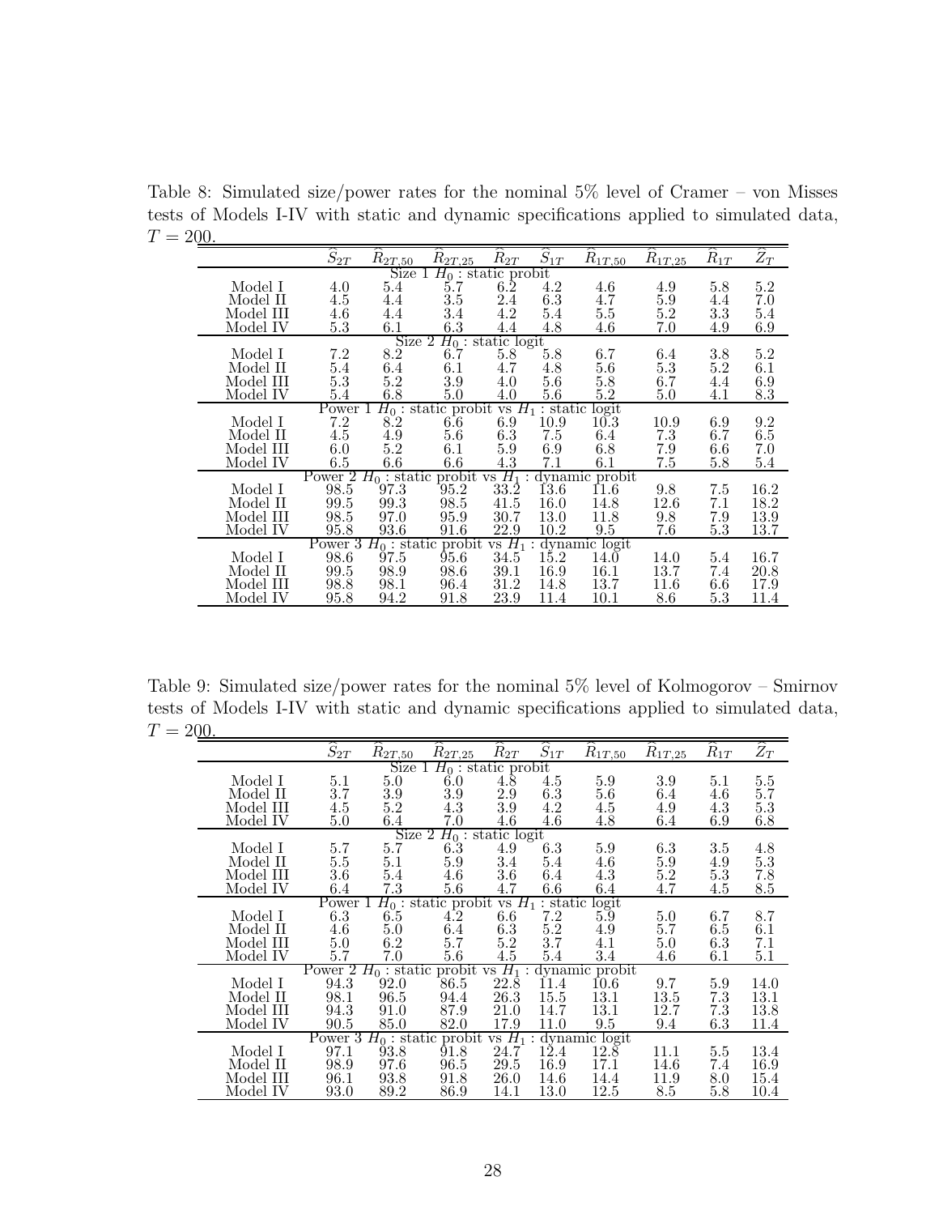Table 8: Simulated size/power rates for the nominal 5% level of Cramer – von Misses tests of Models I-IV with static and dynamic specifications applied to simulated data, $T = 200$.

| | $\widehat{S}_{2T}$ | $\widehat{R}_{2T,50}$ | $\widehat{R}_{2T,25}$ | $\widehat{R}_{2T}$ | $\widehat{S}_{1T}$ | $\widehat{R}_{1T,50}$ | $\widehat{R}_{1T,25}$ | $\widehat{R}_{1T}$ | $\widehat{Z}_{T}$ |
|---|---|---|---|---|---|---|---|---|---|
| | | | Size 1 $H_0$ : static probit | | | | | | |
| Model I | 4.0 | 5.4 | 5.7 | 6.2 | 4.2 | 4.6 | 4.9 | 5.8 | 5.2 |
| Model II | 4.5 | 4.4 | 3.5 | 2.4 | 6.3 | 4.7 | 5.9 | 4.4 | 7.0 |
| Model III | 4.6 | 4.4 | 3.4 | 4.2 | 5.4 | 5.5 | 5.2 | 3.3 | 5.4 |
| Model IV | 5.3 | 6.1 | 6.3 | 4.4 | 4.8 | 4.6 | 7.0 | 4.9 | 6.9 |
| | | | Size 2 $H_0$ : static logit | | | | | | |
| Model I | 7.2 | 8.2 | 6.7 | 5.8 | 5.8 | 6.7 | 6.4 | 3.8 | 5.2 |
| Model II | 5.4 | 6.4 | 6.1 | 4.7 | 4.8 | 5.6 | 5.3 | 5.2 | 6.1 |
| Model III | 5.3 | 5.2 | 3.9 | 4.0 | 5.6 | 5.8 | 6.7 | 4.4 | 6.9 |
| Model IV | 5.4 | 6.8 | 5.0 | 4.0 | 5.6 | 5.2 | 5.0 | 4.1 | 8.3 |
| | | | Power 1 $H_0$ : static probit vs $H_1$ : static logit | | | | | | |
| Model I | 7.2 | 8.2 | 6.6 | 6.9 | 10.9 | 10.3 | 10.9 | 6.9 | 9.2 |
| Model II | 4.5 | 4.9 | 5.6 | 6.3 | 7.5 | 6.4 | 7.3 | 6.7 | 6.5 |
| Model III | 6.0 | 5.2 | 6.1 | 5.9 | 6.9 | 6.8 | 7.9 | 6.6 | 7.0 |
| Model IV | 6.5 | 6.6 | 6.6 | 4.3 | 7.1 | 6.1 | 7.5 | 5.8 | 5.4 |
| | | | Power 2 $H_0$ : static probit vs $H_1$ : dynamic probit | | | | | | |
| Model I | 98.5 | 97.3 | 95.2 | 33.2 | 13.6 | 11.6 | 9.8 | 7.5 | 16.2 |
| Model II | 99.5 | 99.3 | 98.5 | 41.5 | 16.0 | 14.8 | 12.6 | 7.1 | 18.2 |
| Model III | 98.5 | 97.0 | 95.9 | 30.7 | 13.0 | 11.8 | 9.8 | 7.9 | 13.9 |
| Model IV | 95.8 | 93.6 | 91.6 | 22.9 | 10.2 | 9.5 | 7.6 | 5.3 | 13.7 |
| | | | Power 3 $H_0$ : static probit vs $H_1$ : dynamic logit | | | | | | |
| Model I | 98.6 | 97.5 | 95.6 | 34.5 | 15.2 | 14.0 | 14.0 | 5.4 | 16.7 |
| Model II | 99.5 | 98.9 | 98.6 | 39.1 | 16.9 | 16.1 | 13.7 | 7.4 | 20.8 |
| Model III | 98.8 | 98.1 | 96.4 | 31.2 | 14.8 | 13.7 | 11.6 | 6.6 | 17.9 |
| Model IV | 95.8 | 94.2 | 91.8 | 23.9 | 11.4 | 10.1 | 8.6 | 5.3 | 11.4 |

Table 9: Simulated size/power rates for the nominal 5% level of Kolmogorov – Smirnov tests of Models I-IV with static and dynamic specifications applied to simulated data, $T = 200$.

| | $\widehat{S}_{2T}$ | $\widehat{R}_{2T,50}$ | $\widehat{R}_{2T,25}$ | $\widehat{R}_{2T}$ | $\widehat{S}_{1T}$ | $\widehat{R}_{1T,50}$ | $\widehat{R}_{1T,25}$ | $\widehat{R}_{1T}$ | $\widehat{Z}_{T}$ |
|---|---|---|---|---|---|---|---|---|---|
| | | | Size 1 $H_0$ : static probit | | | | | | |
| Model I | 5.1 | 5.0 | 6.0 | 4.8 | 4.5 | 5.9 | 3.9 | 5.1 | 5.5 |
| Model II | 3.7 | 3.9 | 3.9 | 2.9 | 6.3 | 5.6 | 6.4 | 4.6 | 5.7 |
| Model III | 4.5 | 5.2 | 4.3 | 3.9 | 4.2 | 4.5 | 4.9 | 4.3 | 5.3 |
| Model IV | 5.0 | 6.4 | 7.0 | 4.6 | 4.6 | 4.8 | 6.4 | 6.9 | 6.8 |
| | | | Size 2 $H_0$ : static logit | | | | | | |
| Model I | 5.7 | 5.7 | 6.3 | 4.9 | 6.3 | 5.9 | 6.3 | 3.5 | 4.8 |
| Model II | 5.5 | 5.1 | 5.9 | 3.4 | 5.4 | 4.6 | 5.9 | 4.9 | 5.3 |
| Model III | 3.6 | 5.4 | 4.6 | 3.6 | 6.4 | 4.3 | 5.2 | 5.3 | 7.8 |
| Model IV | 6.4 | 7.3 | 5.6 | 4.7 | 6.6 | 6.4 | 4.7 | 4.5 | 8.5 |
| | | | Power 1 $H_0$ : static probit vs $H_1$ : static logit | | | | | | |
| Model I | 6.3 | 6.5 | 4.2 | 6.6 | 7.2 | 5.9 | 5.0 | 6.7 | 8.7 |
| Model II | 4.6 | 5.0 | 6.4 | 6.3 | 5.2 | 4.9 | 5.7 | 6.5 | 6.1 |
| Model III | 5.0 | 6.2 | 5.7 | 5.2 | 3.7 | 4.1 | 5.0 | 6.3 | 7.1 |
| Model IV | 5.7 | 7.0 | 5.6 | 4.5 | 5.4 | 3.4 | 4.6 | 6.1 | 5.1 |
| | | | Power 2 $H_0$ : static probit vs $H_1$ : dynamic probit | | | | | | |
| Model I | 94.3 | 92.0 | 86.5 | 22.8 | 11.4 | 10.6 | 9.7 | 5.9 | 14.0 |
| Model II | 98.1 | 96.5 | 94.4 | 26.3 | 15.5 | 13.1 | 13.5 | 7.3 | 13.1 |
| Model III | 94.3 | 91.0 | 87.9 | 21.0 | 14.7 | 13.1 | 12.7 | 7.3 | 13.8 |
| Model IV | 90.5 | 85.0 | 82.0 | 17.9 | 11.0 | 9.5 | 9.4 | 6.3 | 11.4 |
| | | | Power 3 $H_0$ : static probit vs $H_1$ : dynamic logit | | | | | | |
| Model I | 97.1 | 93.8 | 91.8 | 24.7 | 12.4 | 12.8 | 11.1 | 5.5 | 13.4 |
| Model II | 98.9 | 97.6 | 96.5 | 29.5 | 16.9 | 17.1 | 14.6 | 7.4 | 16.9 |
| Model III | 96.1 | 93.8 | 91.8 | 26.0 | 14.6 | 14.4 | 11.9 | 8.0 | 15.4 |
| Model IV | 93.0 | 89.2 | 86.9 | 14.1 | 13.0 | 12.5 | 8.5 | 5.8 | 10.4 |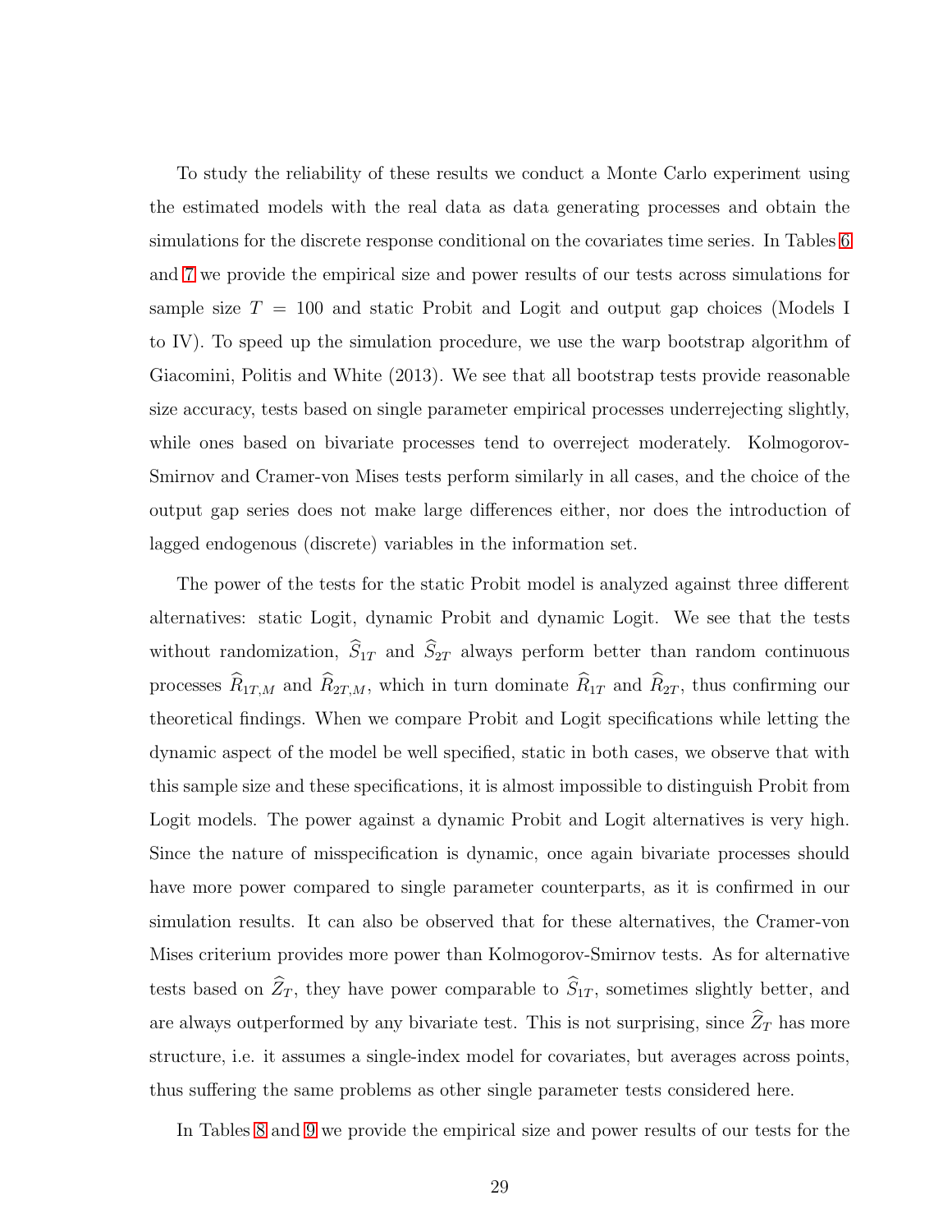To study the reliability of these results we conduct a Monte Carlo experiment using the estimated models with the real data as data generating processes and obtain the simulations for the discrete response conditional on the covariates time series. In Tables 6 and 7 we provide the empirical size and power results of our tests across simulations for sample size $T = 100$ and static Probit and Logit and output gap choices (Models I to IV). To speed up the simulation procedure, we use the warp bootstrap algorithm of Giacomini, Politis and White (2013). We see that all bootstrap tests provide reasonable size accuracy, tests based on single parameter empirical processes underrejecting slightly, while ones based on bivariate processes tend to overreject moderately. Kolmogorov-Smirnov and Cramer-von Mises tests perform similarly in all cases, and the choice of the output gap series does not make large differences either, nor does the introduction of lagged endogenous (discrete) variables in the information set.

The power of the tests for the static Probit model is analyzed against three different alternatives: static Logit, dynamic Probit and dynamic Logit. We see that the tests without randomization, $\widehat{S}_{1T}$ and $\widehat{S}_{2T}$ always perform better than random continuous processes $\widehat{R}_{1T,M}$ and $\widehat{R}_{2T,M}$, which in turn dominate $\widehat{R}_{1T}$ and $\widehat{R}_{2T}$, thus confirming our theoretical findings. When we compare Probit and Logit specifications while letting the dynamic aspect of the model be well specified, static in both cases, we observe that with this sample size and these specifications, it is almost impossible to distinguish Probit from Logit models. The power against a dynamic Probit and Logit alternatives is very high. Since the nature of misspecification is dynamic, once again bivariate processes should have more power compared to single parameter counterparts, as it is confirmed in our simulation results. It can also be observed that for these alternatives, the Cramer-von Mises criterium provides more power than Kolmogorov-Smirnov tests. As for alternative tests based on $\widehat{Z}_T$, they have power comparable to $\widehat{S}_{1T}$, sometimes slightly better, and are always outperformed by any bivariate test. This is not surprising, since $\widehat{Z}_T$ has more structure, i.e. it assumes a single-index model for covariates, but averages across points, thus suffering the same problems as other single parameter tests considered here.

In Tables 8 and 9 we provide the empirical size and power results of our tests for the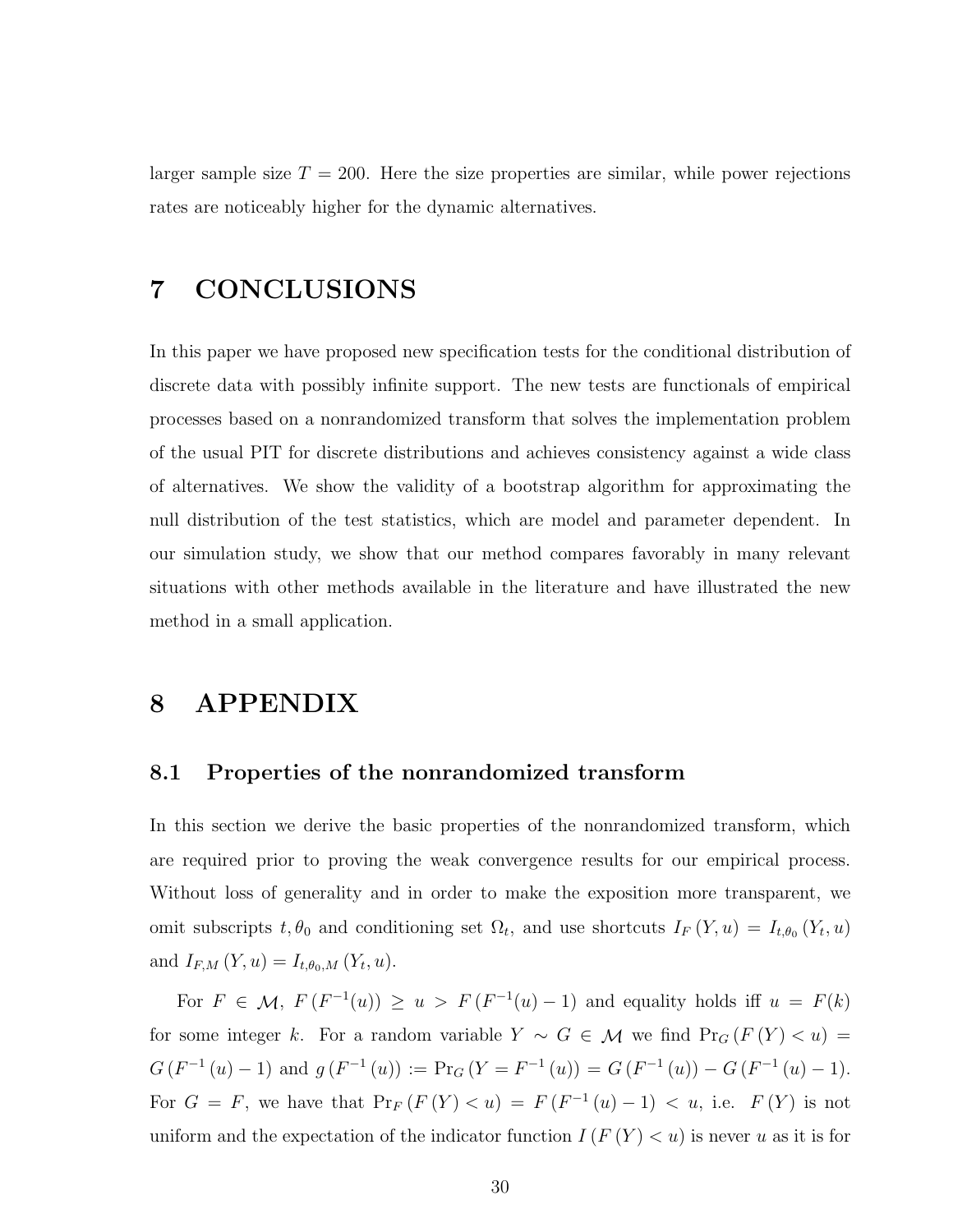larger sample size $T = 200$. Here the size properties are similar, while power rejections rates are noticeably higher for the dynamic alternatives.

# 7 CONCLUSIONS

In this paper we have proposed new specification tests for the conditional distribution of discrete data with possibly infinite support. The new tests are functionals of empirical processes based on a nonrandomized transform that solves the implementation problem of the usual PIT for discrete distributions and achieves consistency against a wide class of alternatives. We show the validity of a bootstrap algorithm for approximating the null distribution of the test statistics, which are model and parameter dependent. In our simulation study, we show that our method compares favorably in many relevant situations with other methods available in the literature and have illustrated the new method in a small application.

# 8 APPENDIX

## 8.1 Properties of the nonrandomized transform

In this section we derive the basic properties of the nonrandomized transform, which are required prior to proving the weak convergence results for our empirical process. Without loss of generality and in order to make the exposition more transparent, we omit subscripts $t, \theta_0$ and conditioning set $\Omega_t$, and use shortcuts $I_F(Y, u) = I_{t,\theta_0}(Y_t, u)$ and $I_{F,M}(Y, u) = I_{t,\theta_0,M}(Y_t, u)$.

For $F \in \mathcal{M}$, $F(F^{-1}(u)) \geq u > F(F^{-1}(u) - 1)$ and equality holds iff $u = F(k)$ for some integer $k$. For a random variable $Y \sim G \in \mathcal{M}$ we find $\Pr_G(F(Y) < u) = G(F^{-1}(u) - 1)$ and $g(F^{-1}(u)) := \Pr_G(Y = F^{-1}(u)) = G(F^{-1}(u)) - G(F^{-1}(u) - 1)$. For $G = F$, we have that $\Pr_F(F(Y) < u) = F(F^{-1}(u) - 1) < u$, i.e. $F(Y)$ is not uniform and the expectation of the indicator function $I(F(Y) < u)$ is never $u$ as it is for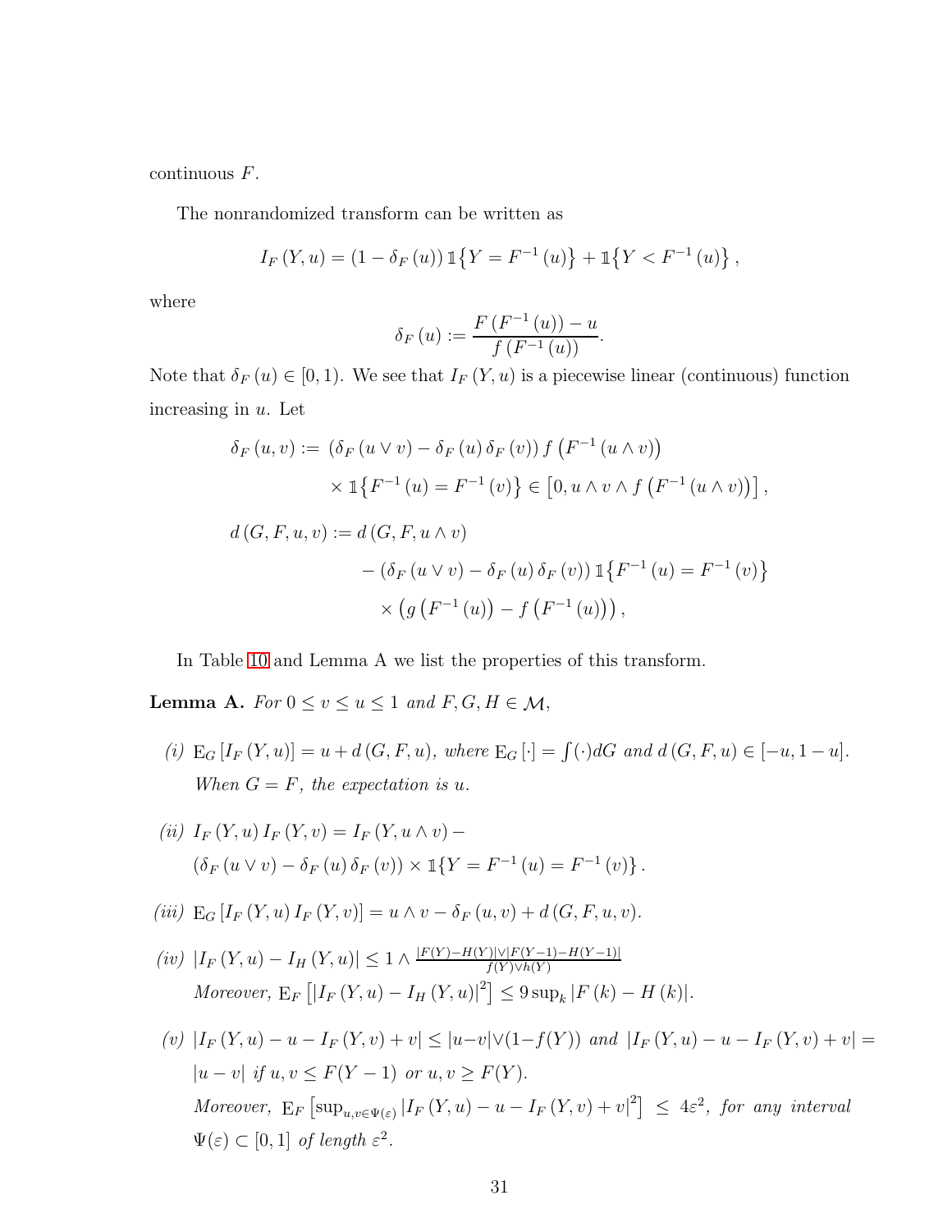continuous $F$.

The nonrandomized transform can be written as

$$I_F(Y,u) = (1-\delta_F(u))\,\mathbb{1}\{Y = F^{-1}(u)\} + \mathbb{1}\{Y < F^{-1}(u)\},$$

where

$$\delta_F(u) := \frac{F(F^{-1}(u)) - u}{f(F^{-1}(u))}.$$

Note that $\delta_F(u) \in [0,1)$. We see that $I_F(Y,u)$ is a piecewise linear (continuous) function increasing in $u$. Let

$$\begin{aligned}
\delta_F(u,v) :=\ & (\delta_F(u \vee v) - \delta_F(u)\,\delta_F(v))\, f\left(F^{-1}(u \wedge v)\right) \\
& \times \mathbb{1}\{F^{-1}(u) = F^{-1}(v)\} \in \left[0, u \wedge v \wedge f\left(F^{-1}(u \wedge v)\right)\right], \\
d(G,F,u,v) :=\ & d(G,F,u \wedge v) \\
& - (\delta_F(u \vee v) - \delta_F(u)\,\delta_F(v))\,\mathbb{1}\{F^{-1}(u) = F^{-1}(v)\} \\
& \times \left(g\left(F^{-1}(u)\right) - f\left(F^{-1}(u)\right)\right),
\end{aligned}$$

In Table 10 and Lemma A we list the properties of this transform.

**Lemma A.** *For $0 \le v \le u \le 1$ and $F, G, H \in \mathcal{M}$,*

*(i)* $\mathrm{E}_G[I_F(Y,u)] = u + d(G,F,u)$, *where* $\mathrm{E}_G[\cdot] = \int (\cdot) dG$ *and* $d(G,F,u) \in [-u, 1-u]$. *When $G = F$, the expectation is $u$.*

*(ii)* $I_F(Y,u)\,I_F(Y,v) = I_F(Y,u \wedge v) - (\delta_F(u \vee v) - \delta_F(u)\,\delta_F(v)) \times \mathbb{1}\{Y = F^{-1}(u) = F^{-1}(v)\}$.

*(iii)* $\mathrm{E}_G[I_F(Y,u)\,I_F(Y,v)] = u \wedge v - \delta_F(u,v) + d(G,F,u,v)$.

*(iv)* $|I_F(Y,u) - I_H(Y,u)| \le 1 \wedge \frac{|F(Y)-H(Y)| \vee |F(Y-1)-H(Y-1)|}{f(Y) \vee h(Y)}$
*Moreover,* $\mathrm{E}_F\left[|I_F(Y,u) - I_H(Y,u)|^2\right] \le 9 \sup_k |F(k) - H(k)|$.

*(v)* $|I_F(Y,u) - u - I_F(Y,v) + v| \le |u-v| \vee (1-f(Y))$ *and* $|I_F(Y,u) - u - I_F(Y,v) + v| = |u-v|$ *if* $u, v \le F(Y-1)$ *or* $u, v \ge F(Y)$.
*Moreover,* $\mathrm{E}_F\left[\sup_{u,v \in \Psi(\varepsilon)} |I_F(Y,u) - u - I_F(Y,v) + v|^2\right] \le 4\varepsilon^2$, *for any interval* $\Psi(\varepsilon) \subset [0,1]$ *of length* $\varepsilon^2$.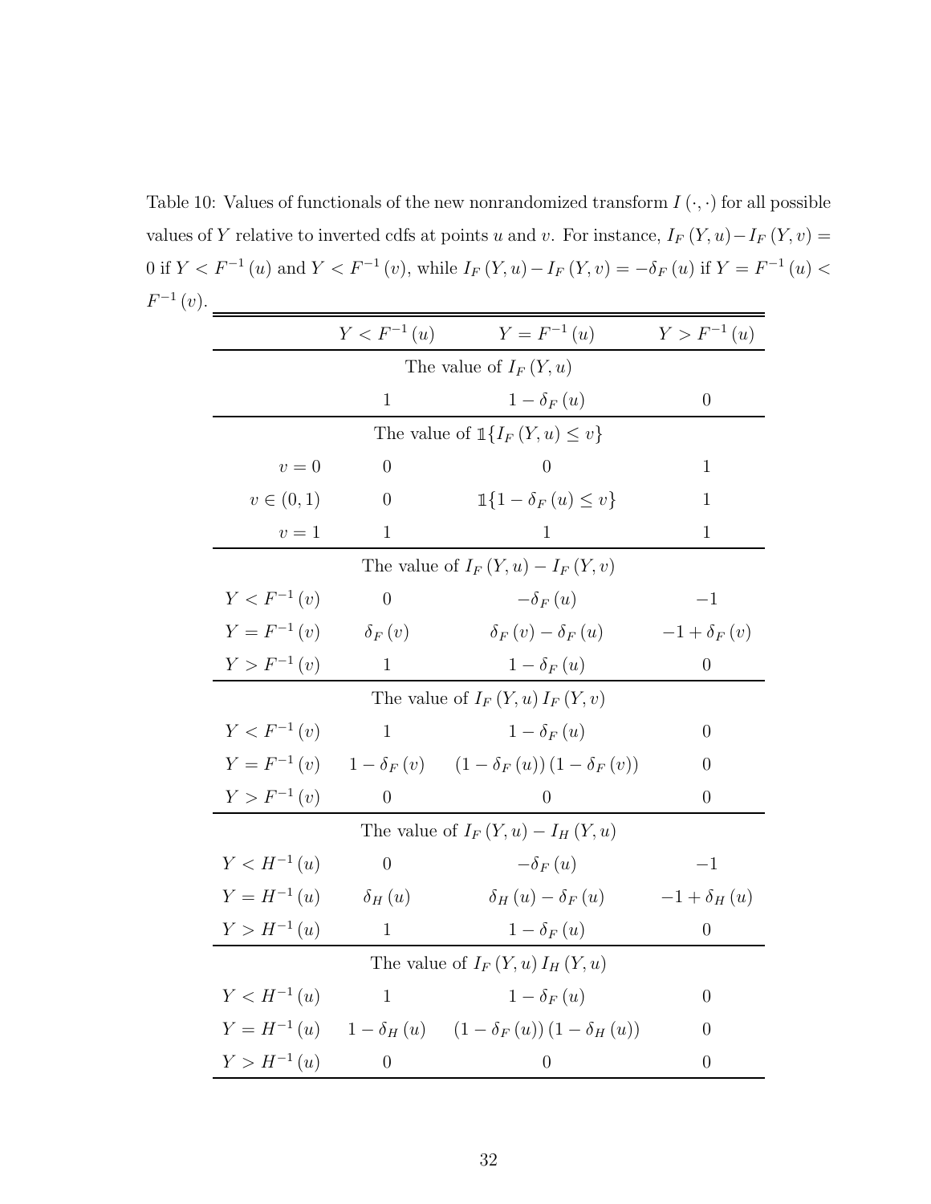Table 10: Values of functionals of the new nonrandomized transform $I(\cdot,\cdot)$ for all possible values of $Y$ relative to inverted cdfs at points $u$ and $v$. For instance, $I_F(Y,u) - I_F(Y,v) = 0$ if $Y < F^{-1}(u)$ and $Y < F^{-1}(v)$, while $I_F(Y,u) - I_F(Y,v) = -\delta_F(u)$ if $Y = F^{-1}(u) < F^{-1}(v)$.

| | $Y < F^{-1}(u)$ | $Y = F^{-1}(u)$ | $Y > F^{-1}(u)$ |
|---|---|---|---|
| | | The value of $I_F(Y,u)$ | |
| | $1$ | $1 - \delta_F(u)$ | $0$ |
| | | The value of $\mathbb{1}\{I_F(Y,u) \leq v\}$ | |
| $v = 0$ | $0$ | $0$ | $1$ |
| $v \in (0,1)$ | $0$ | $\mathbb{1}\{1 - \delta_F(u) \leq v\}$ | $1$ |
| $v = 1$ | $1$ | $1$ | $1$ |
| | | The value of $I_F(Y,u) - I_F(Y,v)$ | |
| $Y < F^{-1}(v)$ | $0$ | $-\delta_F(u)$ | $-1$ |
| $Y = F^{-1}(v)$ | $\delta_F(v)$ | $\delta_F(v) - \delta_F(u)$ | $-1 + \delta_F(v)$ |
| $Y > F^{-1}(v)$ | $1$ | $1 - \delta_F(u)$ | $0$ |
| | | The value of $I_F(Y,u)\, I_F(Y,v)$ | |
| $Y < F^{-1}(v)$ | $1$ | $1 - \delta_F(u)$ | $0$ |
| $Y = F^{-1}(v)$ | $1 - \delta_F(v)$ | $(1 - \delta_F(u))(1 - \delta_F(v))$ | $0$ |
| $Y > F^{-1}(v)$ | $0$ | $0$ | $0$ |
| | | The value of $I_F(Y,u) - I_H(Y,u)$ | |
| $Y < H^{-1}(u)$ | $0$ | $-\delta_F(u)$ | $-1$ |
| $Y = H^{-1}(u)$ | $\delta_H(u)$ | $\delta_H(u) - \delta_F(u)$ | $-1 + \delta_H(u)$ |
| $Y > H^{-1}(u)$ | $1$ | $1 - \delta_F(u)$ | $0$ |
| | | The value of $I_F(Y,u)\, I_H(Y,u)$ | |
| $Y < H^{-1}(u)$ | $1$ | $1 - \delta_F(u)$ | $0$ |
| $Y = H^{-1}(u)$ | $1 - \delta_H(u)$ | $(1 - \delta_F(u))(1 - \delta_H(u))$ | $0$ |
| $Y > H^{-1}(u)$ | $0$ | $0$ | $0$ |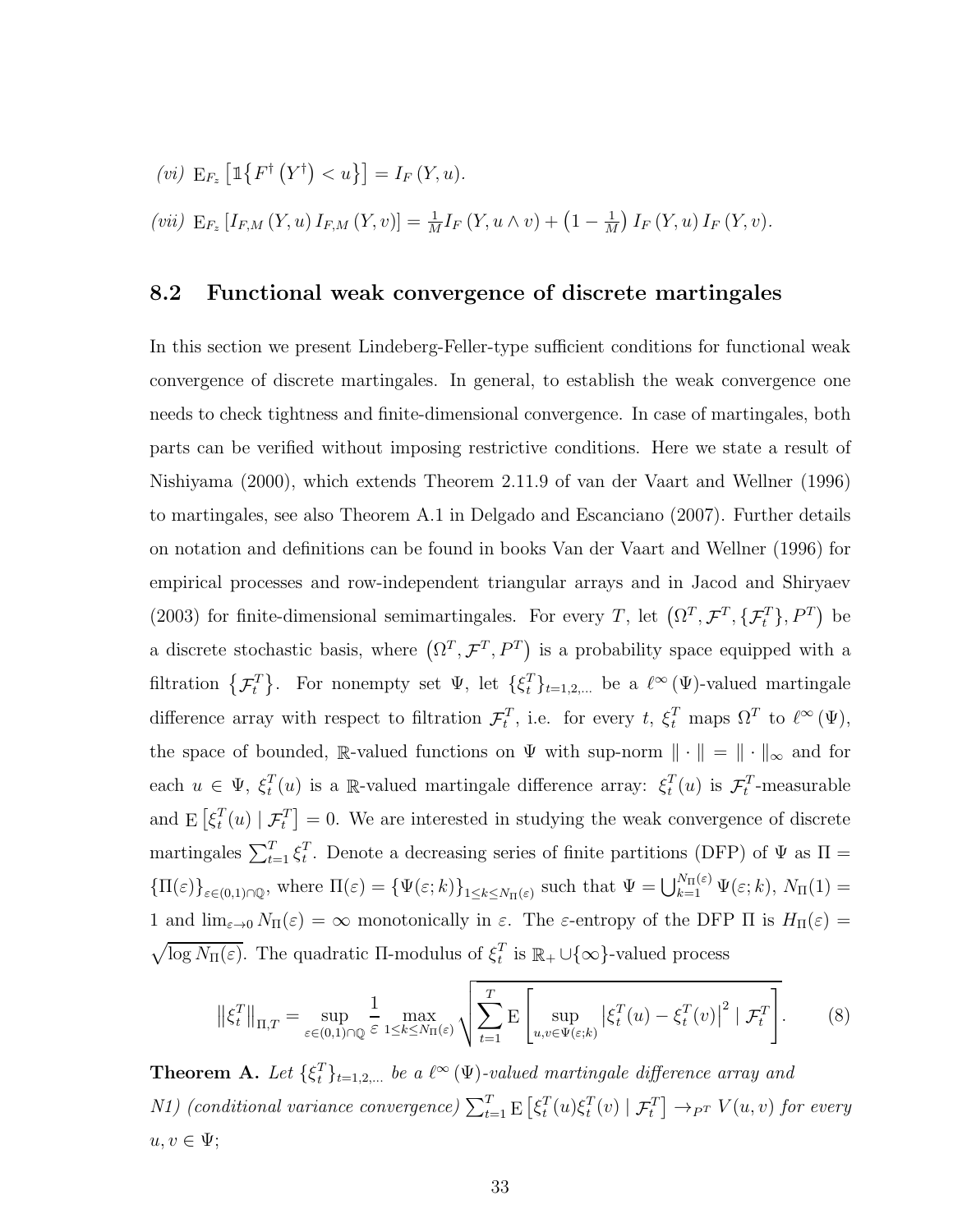*(vi)* $\mathrm{E}_{F_z}\left[\mathbb{1}\left\{F^{\dagger}\left(Y^{\dagger}\right)<u\right\}\right]=I_F\left(Y,u\right)$.

*(vii)* $\mathrm{E}_{F_z}\left[I_{F,M}\left(Y,u\right)I_{F,M}\left(Y,v\right)\right]=\frac{1}{M}I_F\left(Y,u\wedge v\right)+\left(1-\frac{1}{M}\right)I_F\left(Y,u\right)I_F\left(Y,v\right)$.

## 8.2 Functional weak convergence of discrete martingales

In this section we present Lindeberg-Feller-type sufficient conditions for functional weak convergence of discrete martingales. In general, to establish the weak convergence one needs to check tightness and finite-dimensional convergence. In case of martingales, both parts can be verified without imposing restrictive conditions. Here we state a result of Nishiyama (2000), which extends Theorem 2.11.9 of van der Vaart and Wellner (1996) to martingales, see also Theorem A.1 in Delgado and Escanciano (2007). Further details on notation and definitions can be found in books Van der Vaart and Wellner (1996) for empirical processes and row-independent triangular arrays and in Jacod and Shiryaev (2003) for finite-dimensional semimartingales. For every $T$, let $\left(\Omega^T,\mathcal{F}^T,\{\mathcal{F}_t^T\},P^T\right)$ be a discrete stochastic basis, where $\left(\Omega^T,\mathcal{F}^T,P^T\right)$ is a probability space equipped with a filtration $\left\{\mathcal{F}_t^T\right\}$. For nonempty set $\Psi$, let $\{\xi_t^T\}_{t=1,2,\ldots}$ be a $\ell^{\infty}\left(\Psi\right)$-valued martingale difference array with respect to filtration $\mathcal{F}_t^T$, i.e. for every $t$, $\xi_t^T$ maps $\Omega^T$ to $\ell^{\infty}\left(\Psi\right)$, the space of bounded, $\mathbb{R}$-valued functions on $\Psi$ with sup-norm $\|\cdot\|=\|\cdot\|_{\infty}$ and for each $u\in\Psi$, $\xi_t^T(u)$ is a $\mathbb{R}$-valued martingale difference array: $\xi_t^T(u)$ is $\mathcal{F}_t^T$-measurable and $\mathrm{E}\left[\xi_t^T(u)\mid\mathcal{F}_t^T\right]=0$. We are interested in studying the weak convergence of discrete martingales $\sum_{t=1}^T\xi_t^T$. Denote a decreasing series of finite partitions (DFP) of $\Psi$ as $\Pi=\{\Pi(\varepsilon)\}_{\varepsilon\in(0,1)\cap\mathbb{Q}}$, where $\Pi(\varepsilon)=\{\Psi(\varepsilon;k)\}_{1\leq k\leq N_{\Pi}(\varepsilon)}$ such that $\Psi=\bigcup_{k=1}^{N_{\Pi}(\varepsilon)}\Psi(\varepsilon;k)$, $N_{\Pi}(1)=1$ and $\lim_{\varepsilon\to 0}N_{\Pi}(\varepsilon)=\infty$ monotonically in $\varepsilon$. The $\varepsilon$-entropy of the DFP $\Pi$ is $H_{\Pi}(\varepsilon)=\sqrt{\log N_{\Pi}(\varepsilon)}$. The quadratic $\Pi$-modulus of $\xi_t^T$ is $\mathbb{R}_+\cup\{\infty\}$-valued process

$$\left\|\xi_t^T\right\|_{\Pi,T}=\sup_{\varepsilon\in(0,1)\cap\mathbb{Q}}\frac{1}{\varepsilon}\max_{1\leq k\leq N_{\Pi}(\varepsilon)}\sqrt{\sum_{t=1}^T\mathrm{E}\left[\sup_{u,v\in\Psi(\varepsilon;k)}\left|\xi_t^T(u)-\xi_t^T(v)\right|^2\mid\mathcal{F}_t^T\right]}. \tag{8}$$

**Theorem A.** *Let $\{\xi_t^T\}_{t=1,2,\ldots}$ be a $\ell^{\infty}\left(\Psi\right)$-valued martingale difference array and*

*N1) (conditional variance convergence) $\sum_{t=1}^T\mathrm{E}\left[\xi_t^T(u)\xi_t^T(v)\mid\mathcal{F}_t^T\right]\to_{P^T}V(u,v)$ for every $u,v\in\Psi$;*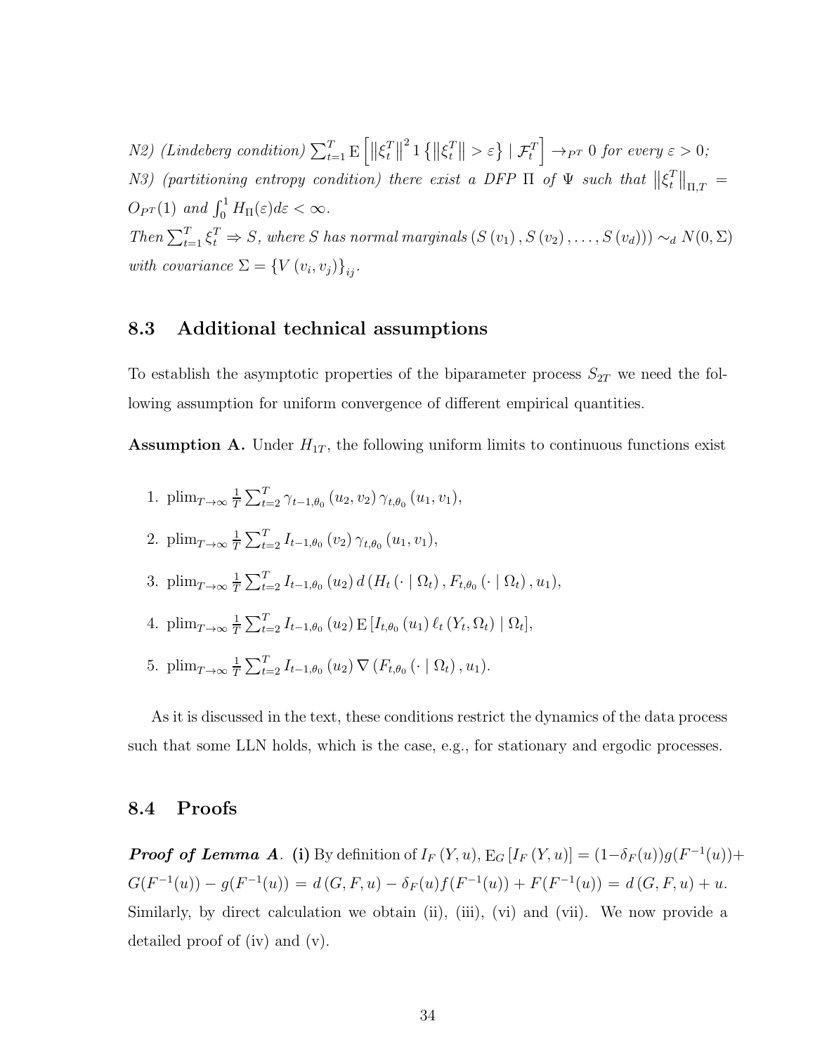*N2) (Lindeberg condition)* $\sum_{t=1}^{T} \mathrm{E}\left[\left\|\xi_t^T\right\|^2 1\left\{\left\|\xi_t^T\right\| > \varepsilon\right\} \mid \mathcal{F}_t^T\right] \to_{P^T} 0$ *for every* $\varepsilon > 0$*;*

*N3) (partitioning entropy condition) there exist a DFP* $\Pi$ *of* $\Psi$ *such that* $\left\|\xi_t^T\right\|_{\Pi,T} = O_{P^T}(1)$ *and* $\int_0^1 H_\Pi(\varepsilon) d\varepsilon < \infty$*.*

*Then* $\sum_{t=1}^{T} \xi_t^T \Rightarrow S$*, where* $S$ *has normal marginals* $\left(S\left(v_1\right), S\left(v_2\right), \ldots, S\left(v_d\right)\right) \sim_d N(0, \Sigma)$ *with covariance* $\Sigma = \left\{V\left(v_i, v_j\right)\right\}_{ij}$*.*

## 8.3 Additional technical assumptions

To establish the asymptotic properties of the biparameter process $S_{2T}$ we need the following assumption for uniform convergence of different empirical quantities.

**Assumption A.** Under $H_{1T}$, the following uniform limits to continuous functions exist

1. $\mathrm{plim}_{T\to\infty} \frac{1}{T} \sum_{t=2}^{T} \gamma_{t-1,\theta_0}\left(u_2, v_2\right) \gamma_{t,\theta_0}\left(u_1, v_1\right)$,

2. $\mathrm{plim}_{T\to\infty} \frac{1}{T} \sum_{t=2}^{T} I_{t-1,\theta_0}\left(v_2\right) \gamma_{t,\theta_0}\left(u_1, v_1\right)$,

3. $\mathrm{plim}_{T\to\infty} \frac{1}{T} \sum_{t=2}^{T} I_{t-1,\theta_0}\left(u_2\right) d\left(H_t\left(\cdot \mid \Omega_t\right), F_{t,\theta_0}\left(\cdot \mid \Omega_t\right), u_1\right)$,

4. $\mathrm{plim}_{T\to\infty} \frac{1}{T} \sum_{t=2}^{T} I_{t-1,\theta_0}\left(u_2\right) \mathrm{E}\left[I_{t,\theta_0}\left(u_1\right) \ell_t\left(Y_t, \Omega_t\right) \mid \Omega_t\right]$,

5. $\mathrm{plim}_{T\to\infty} \frac{1}{T} \sum_{t=2}^{T} I_{t-1,\theta_0}\left(u_2\right) \nabla\left(F_{t,\theta_0}\left(\cdot \mid \Omega_t\right), u_1\right)$.

As it is discussed in the text, these conditions restrict the dynamics of the data process such that some LLN holds, which is the case, e.g., for stationary and ergodic processes.

## 8.4 Proofs

***Proof of Lemma A**.* **(i)** By definition of $I_F\left(Y, u\right)$, $\mathrm{E}_G\left[I_F\left(Y, u\right)\right] = (1-\delta_F(u))g(F^{-1}(u)) + G(F^{-1}(u)) - g(F^{-1}(u)) = d\left(G, F, u\right) - \delta_F(u)f(F^{-1}(u)) + F(F^{-1}(u)) = d\left(G, F, u\right) + u$. Similarly, by direct calculation we obtain (ii), (iii), (vi) and (vii). We now provide a detailed proof of (iv) and (v).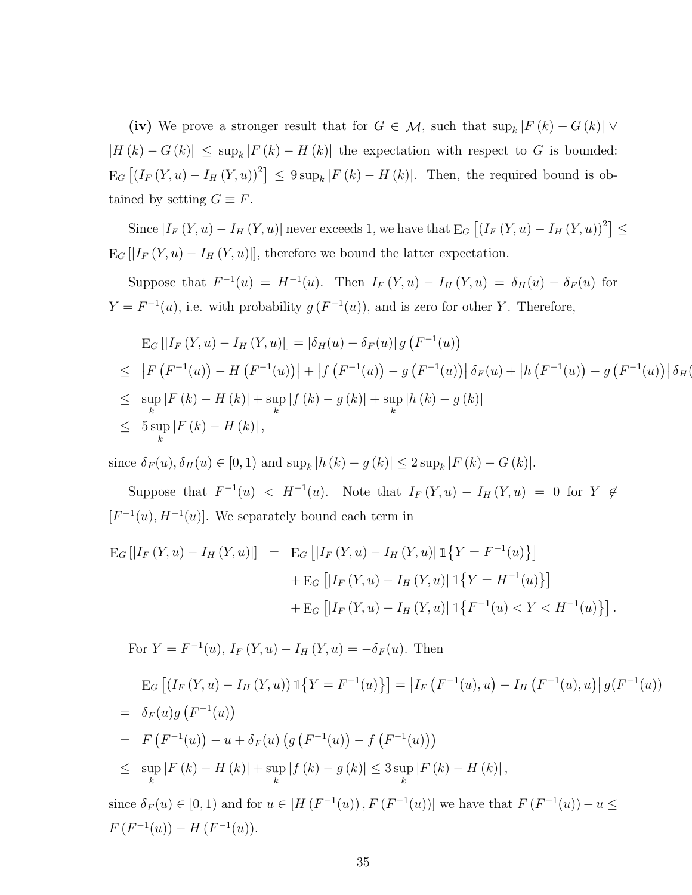**(iv)** We prove a stronger result that for $G \in \mathcal{M}$, such that $\sup_k |F(k) - G(k)| \vee |H(k) - G(k)| \leq \sup_k |F(k) - H(k)|$ the expectation with respect to $G$ is bounded: $\mathrm{E}_G\left[(I_F(Y,u) - I_H(Y,u))^2\right] \leq 9 \sup_k |F(k) - H(k)|$. Then, the required bound is obtained by setting $G \equiv F$.

Since $|I_F(Y,u) - I_H(Y,u)|$ never exceeds 1, we have that $\mathrm{E}_G\left[(I_F(Y,u) - I_H(Y,u))^2\right] \leq \mathrm{E}_G\left[|I_F(Y,u) - I_H(Y,u)|\right]$, therefore we bound the latter expectation.

Suppose that $F^{-1}(u) = H^{-1}(u)$. Then $I_F(Y,u) - I_H(Y,u) = \delta_H(u) - \delta_F(u)$ for $Y = F^{-1}(u)$, i.e. with probability $g\left(F^{-1}(u)\right)$, and is zero for other $Y$. Therefore,

$$
\begin{aligned}
& \mathrm{E}_G\left[|I_F(Y,u) - I_H(Y,u)|\right] = |\delta_H(u) - \delta_F(u)|\, g\left(F^{-1}(u)\right) \\
\leq \; & \left|F\left(F^{-1}(u)\right) - H\left(F^{-1}(u)\right)\right| + \left|f\left(F^{-1}(u)\right) - g\left(F^{-1}(u)\right)\right| \delta_F(u) + \left|h\left(F^{-1}(u)\right) - g\left(F^{-1}(u)\right)\right| \delta_H( \\
\leq \; & \sup_k |F(k) - H(k)| + \sup_k |f(k) - g(k)| + \sup_k |h(k) - g(k)| \\
\leq \; & 5 \sup_k |F(k) - H(k)|,
\end{aligned}
$$

since $\delta_F(u), \delta_H(u) \in [0,1)$ and $\sup_k |h(k) - g(k)| \leq 2 \sup_k |F(k) - G(k)|$.

Suppose that $F^{-1}(u) < H^{-1}(u)$. Note that $I_F(Y,u) - I_H(Y,u) = 0$ for $Y \notin [F^{-1}(u), H^{-1}(u)]$. We separately bound each term in

$$
\begin{aligned}
\mathrm{E}_G\left[|I_F(Y,u) - I_H(Y,u)|\right] = \; & \mathrm{E}_G\left[|I_F(Y,u) - I_H(Y,u)|\, \mathbb{1}\{Y = F^{-1}(u)\}\right] \\
& + \mathrm{E}_G\left[|I_F(Y,u) - I_H(Y,u)|\, \mathbb{1}\{Y = H^{-1}(u)\}\right] \\
& + \mathrm{E}_G\left[|I_F(Y,u) - I_H(Y,u)|\, \mathbb{1}\{F^{-1}(u) < Y < H^{-1}(u)\}\right].
\end{aligned}
$$

For $Y = F^{-1}(u)$, $I_F(Y,u) - I_H(Y,u) = -\delta_F(u)$. Then

$$
\begin{aligned}
& \mathrm{E}_G\left[(I_F(Y,u) - I_H(Y,u))\, \mathbb{1}\{Y = F^{-1}(u)\}\right] = \left|I_F\left(F^{-1}(u), u\right) - I_H\left(F^{-1}(u), u\right)\right| g(F^{-1}(u)) \\
= \; & \delta_F(u) g\left(F^{-1}(u)\right) \\
= \; & F\left(F^{-1}(u)\right) - u + \delta_F(u)\left(g\left(F^{-1}(u)\right) - f\left(F^{-1}(u)\right)\right) \\
\leq \; & \sup_k |F(k) - H(k)| + \sup_k |f(k) - g(k)| \leq 3 \sup_k |F(k) - H(k)|,
\end{aligned}
$$

since $\delta_F(u) \in [0,1)$ and for $u \in \left[H\left(F^{-1}(u)\right), F\left(F^{-1}(u)\right)\right]$ we have that $F\left(F^{-1}(u)\right) - u \leq F\left(F^{-1}(u)\right) - H\left(F^{-1}(u)\right)$.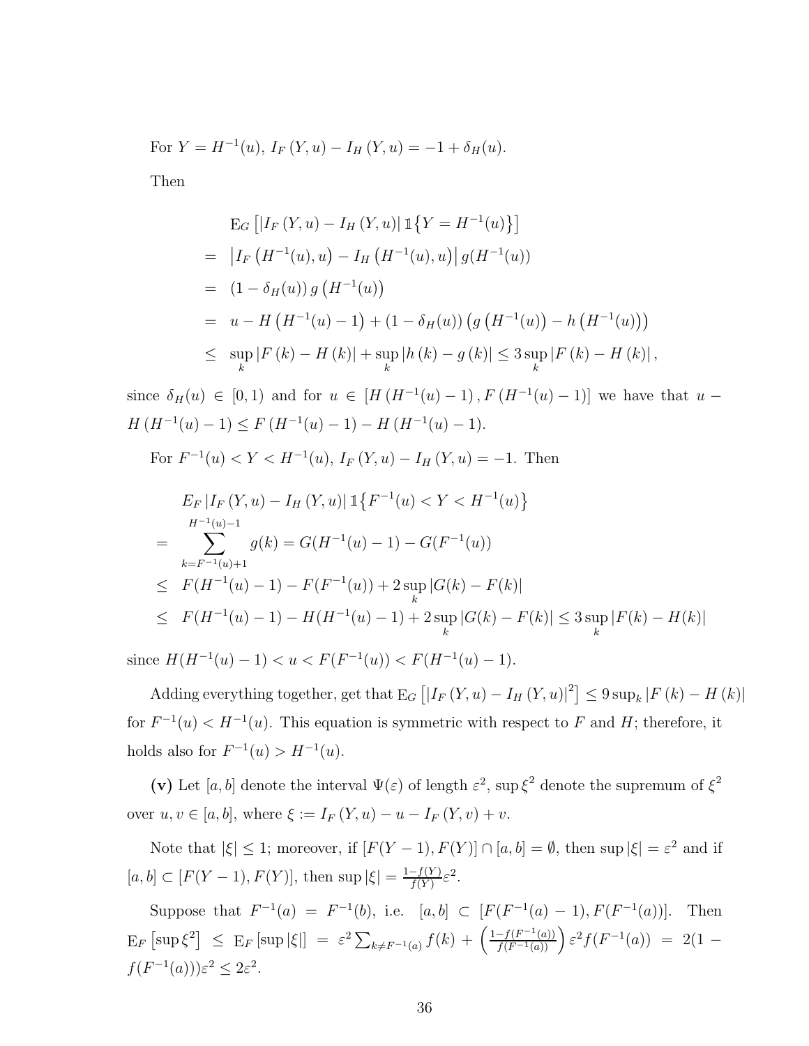For $Y = H^{-1}(u)$, $I_F(Y,u) - I_H(Y,u) = -1 + \delta_H(u)$.

Then

$$
\begin{aligned}
& \mathrm{E}_G\left[\left|I_F(Y,u) - I_H(Y,u)\right| \mathbb{1}\left\{Y = H^{-1}(u)\right\}\right] \\
= & \left|I_F\left(H^{-1}(u),u\right) - I_H\left(H^{-1}(u),u\right)\right| g(H^{-1}(u)) \\
= & \left(1-\delta_H(u)\right) g\left(H^{-1}(u)\right) \\
= & \; u - H\left(H^{-1}(u)-1\right) + \left(1-\delta_H(u)\right)\left(g\left(H^{-1}(u)\right) - h\left(H^{-1}(u)\right)\right) \\
\le & \sup_k \left|F(k) - H(k)\right| + \sup_k \left|h(k) - g(k)\right| \le 3\sup_k \left|F(k) - H(k)\right|,
\end{aligned}
$$

since $\delta_H(u) \in [0,1)$ and for $u \in \left[H\left(H^{-1}(u)-1\right), F\left(H^{-1}(u)-1\right)\right]$ we have that $u - H\left(H^{-1}(u)-1\right) \le F\left(H^{-1}(u)-1\right) - H\left(H^{-1}(u)-1\right)$.

For $F^{-1}(u) < Y < H^{-1}(u)$, $I_F(Y,u) - I_H(Y,u) = -1$. Then

$$
\begin{aligned}
& E_F\left|I_F(Y,u) - I_H(Y,u)\right| \mathbb{1}\left\{F^{-1}(u) < Y < H^{-1}(u)\right\} \\
= & \sum_{k=F^{-1}(u)+1}^{H^{-1}(u)-1} g(k) = G(H^{-1}(u)-1) - G(F^{-1}(u)) \\
\le & \; F(H^{-1}(u)-1) - F(F^{-1}(u)) + 2\sup_k |G(k) - F(k)| \\
\le & \; F(H^{-1}(u)-1) - H(H^{-1}(u)-1) + 2\sup_k |G(k) - F(k)| \le 3\sup_k |F(k) - H(k)|
\end{aligned}
$$

since $H(H^{-1}(u)-1) < u < F(F^{-1}(u)) < F(H^{-1}(u)-1)$.

Adding everything together, get that $\mathrm{E}_G\left[\left|I_F(Y,u) - I_H(Y,u)\right|^2\right] \le 9\sup_k \left|F(k) - H(k)\right|$ for $F^{-1}(u) < H^{-1}(u)$. This equation is symmetric with respect to $F$ and $H$; therefore, it holds also for $F^{-1}(u) > H^{-1}(u)$.

**(v)** Let $[a,b]$ denote the interval $\Psi(\varepsilon)$ of length $\varepsilon^2$, $\sup \xi^2$ denote the supremum of $\xi^2$ over $u, v \in [a,b]$, where $\xi := I_F(Y,u) - u - I_F(Y,v) + v$.

Note that $|\xi| \le 1$; moreover, if $[F(Y-1), F(Y)] \cap [a,b] = \emptyset$, then $\sup|\xi| = \varepsilon^2$ and if $[a,b] \subset [F(Y-1), F(Y)]$, then $\sup|\xi| = \frac{1-f(Y)}{f(Y)}\varepsilon^2$.

Suppose that $F^{-1}(a) = F^{-1}(b)$, i.e. $[a,b] \subset [F(F^{-1}(a)-1), F(F^{-1}(a))]$. Then $\mathrm{E}_F\left[\sup \xi^2\right] \le \mathrm{E}_F\left[\sup|\xi|\right] = \varepsilon^2 \sum_{k \ne F^{-1}(a)} f(k) + \left(\frac{1-f(F^{-1}(a))}{f(F^{-1}(a))}\right)\varepsilon^2 f(F^{-1}(a)) = 2(1 - f(F^{-1}(a)))\varepsilon^2 \le 2\varepsilon^2$.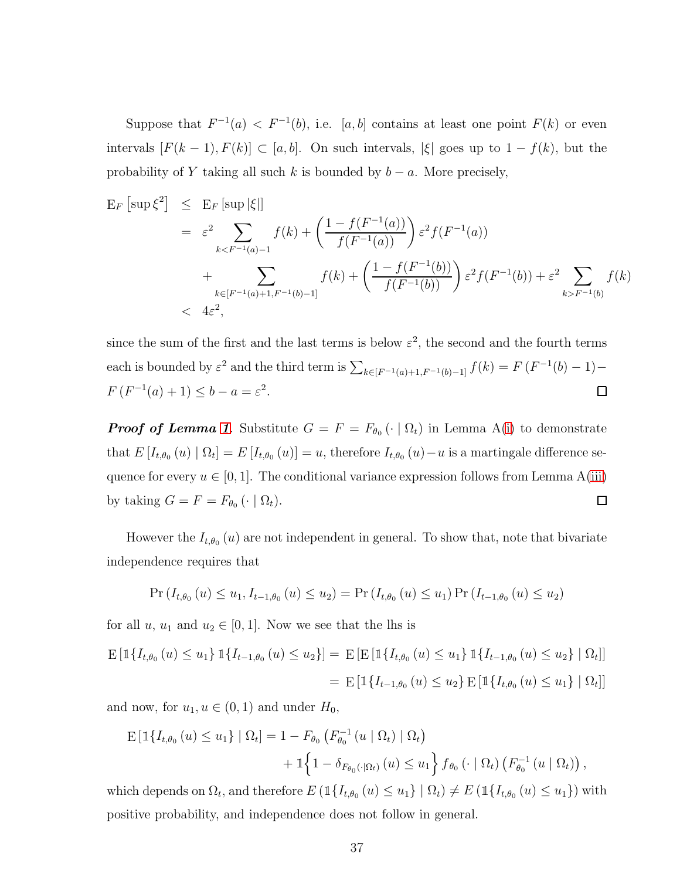Suppose that $F^{-1}(a) < F^{-1}(b)$, i.e. $[a,b]$ contains at least one point $F(k)$ or even intervals $[F(k-1), F(k)] \subset [a,b]$. On such intervals, $|\xi|$ goes up to $1 - f(k)$, but the probability of $Y$ taking all such $k$ is bounded by $b - a$. More precisely,

$$
\begin{aligned}
\mathrm{E}_F\left[\sup \xi^2\right] &\leq \mathrm{E}_F\left[\sup |\xi|\right] \\
&= \varepsilon^2 \sum_{k<F^{-1}(a)-1} f(k) + \left(\frac{1-f(F^{-1}(a))}{f(F^{-1}(a))}\right)\varepsilon^2 f(F^{-1}(a)) \\
&\quad + \sum_{k\in[F^{-1}(a)+1, F^{-1}(b)-1]} f(k) + \left(\frac{1-f(F^{-1}(b))}{f(F^{-1}(b))}\right)\varepsilon^2 f(F^{-1}(b)) + \varepsilon^2 \sum_{k>F^{-1}(b)} f(k) \\
&< 4\varepsilon^2,
\end{aligned}
$$

since the sum of the first and the last terms is below $\varepsilon^2$, the second and the fourth terms each is bounded by $\varepsilon^2$ and the third term is $\sum_{k\in[F^{-1}(a)+1,F^{-1}(b)-1]} f(k) = F\left(F^{-1}(b)-1\right) - F\left(F^{-1}(a)+1\right) \leq b - a = \varepsilon^2$. $\square$

***Proof of Lemma 1*.** Substitute $G = F = F_{\theta_0}(\cdot \mid \Omega_t)$ in Lemma A(i) to demonstrate that $E\left[I_{t,\theta_0}(u) \mid \Omega_t\right] = E\left[I_{t,\theta_0}(u)\right] = u$, therefore $I_{t,\theta_0}(u) - u$ is a martingale difference sequence for every $u \in [0,1]$. The conditional variance expression follows from Lemma A(iii) by taking $G = F = F_{\theta_0}(\cdot \mid \Omega_t)$. $\square$

However the $I_{t,\theta_0}(u)$ are not independent in general. To show that, note that bivariate independence requires that

$$
\Pr\left(I_{t,\theta_0}(u) \leq u_1, I_{t-1,\theta_0}(u) \leq u_2\right) = \Pr\left(I_{t,\theta_0}(u) \leq u_1\right) \Pr\left(I_{t-1,\theta_0}(u) \leq u_2\right)
$$

for all $u$, $u_1$ and $u_2 \in [0,1]$. Now we see that the lhs is

$$
\begin{aligned}
\mathrm{E}\left[\mathbb{1}\{I_{t,\theta_0}(u) \leq u_1\}\, \mathbb{1}\{I_{t-1,\theta_0}(u) \leq u_2\}\right] &= \mathrm{E}\left[\mathrm{E}\left[\mathbb{1}\{I_{t,\theta_0}(u) \leq u_1\}\, \mathbb{1}\{I_{t-1,\theta_0}(u) \leq u_2\} \mid \Omega_t\right]\right] \\
&= \mathrm{E}\left[\mathbb{1}\{I_{t-1,\theta_0}(u) \leq u_2\}\, \mathrm{E}\left[\mathbb{1}\{I_{t,\theta_0}(u) \leq u_1\} \mid \Omega_t\right]\right]
\end{aligned}
$$

and now, for $u_1, u \in (0,1)$ and under $H_0$,

$$
\begin{aligned}
\mathrm{E}\left[\mathbb{1}\{I_{t,\theta_0}(u) \leq u_1\} \mid \Omega_t\right] &= 1 - F_{\theta_0}\left(F_{\theta_0}^{-1}(u \mid \Omega_t) \mid \Omega_t\right) \\
&\quad + \mathbb{1}\Big\{1 - \delta_{F_{\theta_0}(\cdot \mid \Omega_t)}(u) \leq u_1\Big\}\, f_{\theta_0}(\cdot \mid \Omega_t)\left(F_{\theta_0}^{-1}(u \mid \Omega_t)\right),
\end{aligned}
$$

which depends on $\Omega_t$, and therefore $E\left(\mathbb{1}\{I_{t,\theta_0}(u) \leq u_1\} \mid \Omega_t\right) \neq E\left(\mathbb{1}\{I_{t,\theta_0}(u) \leq u_1\}\right)$ with positive probability, and independence does not follow in general.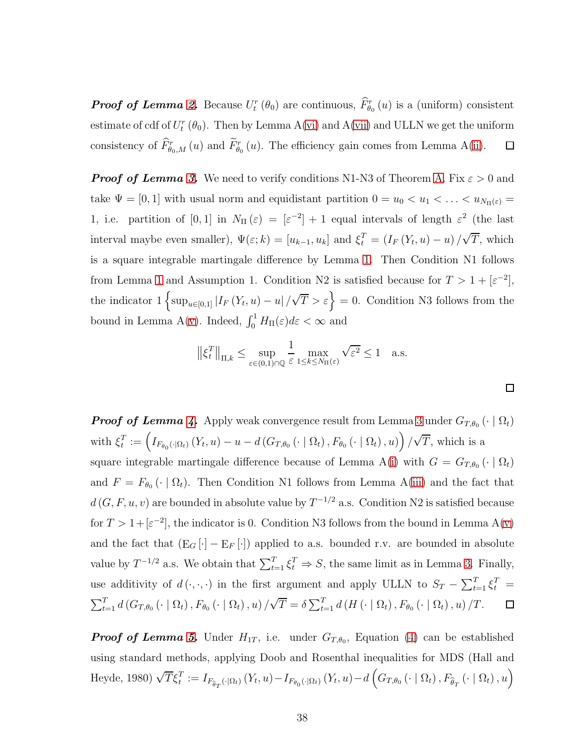***Proof of Lemma 2.*** Because $U_t^r(\theta_0)$ are continuous, $\widehat{F}_{\theta_0}^r(u)$ is a (uniform) consistent estimate of cdf of $U_t^r(\theta_0)$. Then by Lemma A(vi) and A(vii) and ULLN we get the uniform consistency of $\widehat{F}_{\theta_0,M}^r(u)$ and $\widetilde{F}_{\theta_0}^r(u)$. The efficiency gain comes from Lemma A(ii). $\square$

***Proof of Lemma 3.*** We need to verify conditions N1-N3 of Theorem A. Fix $\varepsilon > 0$ and take $\Psi = [0,1]$ with usual norm and equidistant partition $0 = u_0 < u_1 < \ldots < u_{N_\Pi(\varepsilon)} = 1$, i.e. partition of $[0,1]$ in $N_\Pi(\varepsilon) = [\varepsilon^{-2}] + 1$ equal intervals of length $\varepsilon^2$ (the last interval maybe even smaller), $\Psi(\varepsilon; k) = [u_{k-1}, u_k]$ and $\xi_t^T = (I_F(Y_t, u) - u)/\sqrt{T}$, which is a square integrable martingale difference by Lemma 1. Then Condition N1 follows from Lemma 1 and Assumption 1. Condition N2 is satisfied because for $T > 1 + [\varepsilon^{-2}]$, the indicator $1\left\{\sup_{u\in[0,1]} |I_F(Y_t, u) - u|/\sqrt{T} > \varepsilon\right\} = 0$. Condition N3 follows from the bound in Lemma A(v). Indeed, $\int_0^1 H_\Pi(\varepsilon)d\varepsilon < \infty$ and

$$\left\|\xi_t^T\right\|_{\Pi,k} \leq \sup_{\varepsilon\in(0,1)\cap\mathbb{Q}} \frac{1}{\varepsilon} \max_{1\leq k\leq N_\Pi(\varepsilon)} \sqrt{\varepsilon^2} \leq 1 \quad \text{a.s.}$$

$\square$

***Proof of Lemma 4.*** Apply weak convergence result from Lemma 3 under $G_{T,\theta_0}(\cdot \mid \Omega_t)$ with $\xi_t^T := \left(I_{F_{\theta_0}(\cdot|\Omega_t)}(Y_t, u) - u - d\left(G_{T,\theta_0}(\cdot \mid \Omega_t), F_{\theta_0}(\cdot \mid \Omega_t), u\right)\right)/\sqrt{T}$, which is a square integrable martingale difference because of Lemma A(i) with $G = G_{T,\theta_0}(\cdot \mid \Omega_t)$ and $F = F_{\theta_0}(\cdot \mid \Omega_t)$. Then Condition N1 follows from Lemma A(iii) and the fact that $d(G, F, u, v)$ are bounded in absolute value by $T^{-1/2}$ a.s. Condition N2 is satisfied because for $T > 1 + [\varepsilon^{-2}]$, the indicator is 0. Condition N3 follows from the bound in Lemma A(v) and the fact that $(\mathrm{E}_G[\cdot] - \mathrm{E}_F[\cdot])$ applied to a.s. bounded r.v. are bounded in absolute value by $T^{-1/2}$ a.s. We obtain that $\sum_{t=1}^T \xi_t^T \Rightarrow S$, the same limit as in Lemma 3. Finally, use additivity of $d(\cdot,\cdot,\cdot)$ in the first argument and apply ULLN to $S_T - \sum_{t=1}^T \xi_t^T = \sum_{t=1}^T d\left(G_{T,\theta_0}(\cdot \mid \Omega_t), F_{\theta_0}(\cdot \mid \Omega_t), u\right)/\sqrt{T} = \delta \sum_{t=1}^T d\left(H(\cdot \mid \Omega_t), F_{\theta_0}(\cdot \mid \Omega_t), u\right)/T$. $\square$

***Proof of Lemma 5.*** Under $H_{1T}$, i.e. under $G_{T,\theta_0}$, Equation (4) can be established using standard methods, applying Doob and Rosenthal inequalities for MDS (Hall and Heyde, 1980) $\sqrt{T}\xi_t^T := I_{F_{\widehat{\theta}_T}(\cdot|\Omega_t)}(Y_t, u) - I_{F_{\theta_0}(\cdot|\Omega_t)}(Y_t, u) - d\left(G_{T,\theta_0}(\cdot \mid \Omega_t), F_{\widehat{\theta}_T}(\cdot \mid \Omega_t), u\right)$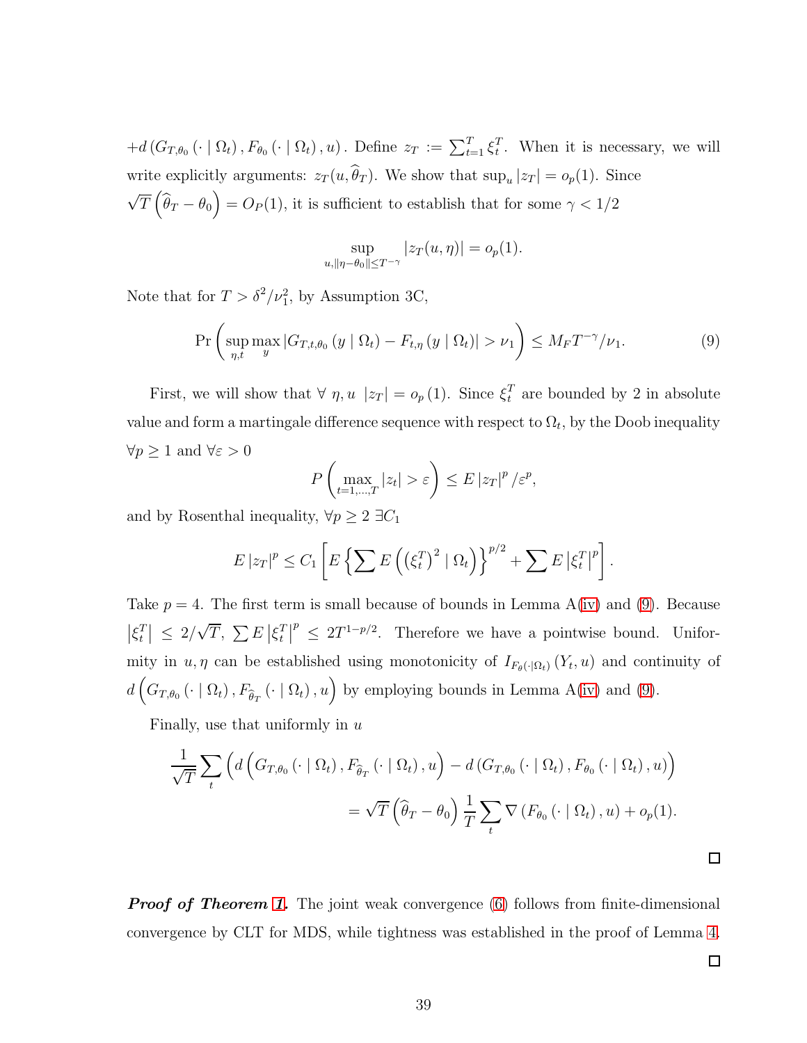$+d\left(G_{T,\theta_0}\left(\cdot\mid\Omega_t\right),F_{\theta_0}\left(\cdot\mid\Omega_t\right),u\right)$. Define $z_T := \sum_{t=1}^{T}\xi_t^T$. When it is necessary, we will write explicitly arguments: $z_T(u,\widehat{\theta}_T)$. We show that $\sup_u |z_T| = o_p(1)$. Since $\sqrt{T}\left(\widehat{\theta}_T-\theta_0\right)=O_P(1)$, it is sufficient to establish that for some $\gamma<1/2$

$$\sup_{u,\|\eta-\theta_0\|\le T^{-\gamma}} |z_T(u,\eta)| = o_p(1).$$

Note that for $T>\delta^2/\nu_1^2$, by Assumption 3C,

$$\Pr\left(\sup_{\eta,t}\max_{y}\left|G_{T,t,\theta_0}\left(y\mid\Omega_t\right)-F_{t,\eta}\left(y\mid\Omega_t\right)\right|>\nu_1\right)\le M_F T^{-\gamma}/\nu_1. \tag{9}$$

First, we will show that $\forall\ \eta,u\ \ |z_T| = o_p(1)$. Since $\xi_t^T$ are bounded by 2 in absolute value and form a martingale difference sequence with respect to $\Omega_t$, by the Doob inequality $\forall p\ge 1$ and $\forall\varepsilon>0$

$$P\left(\max_{t=1,\ldots,T}|z_t|>\varepsilon\right)\le E\left|z_T\right|^p/\varepsilon^p,$$

and by Rosenthal inequality, $\forall p\ge 2\ \exists C_1$

$$E\left|z_T\right|^p\le C_1\left[E\left\{\sum E\left(\left(\xi_t^T\right)^2\mid\Omega_t\right)\right\}^{p/2}+\sum E\left|\xi_t^T\right|^p\right].$$

Take $p=4$. The first term is small because of bounds in Lemma A(iv) and (9). Because $\left|\xi_t^T\right|\le 2/\sqrt{T}$, $\sum E\left|\xi_t^T\right|^p\le 2T^{1-p/2}$. Therefore we have a pointwise bound. Uniformity in $u,\eta$ can be established using monotonicity of $I_{F_\theta(\cdot|\Omega_t)}\left(Y_t,u\right)$ and continuity of $d\left(G_{T,\theta_0}\left(\cdot\mid\Omega_t\right),F_{\widehat{\theta}_T}\left(\cdot\mid\Omega_t\right),u\right)$ by employing bounds in Lemma A(iv) and (9).

Finally, use that uniformly in $u$

$$\frac{1}{\sqrt{T}}\sum_t\left(d\left(G_{T,\theta_0}\left(\cdot\mid\Omega_t\right),F_{\widehat{\theta}_T}\left(\cdot\mid\Omega_t\right),u\right)-d\left(G_{T,\theta_0}\left(\cdot\mid\Omega_t\right),F_{\theta_0}\left(\cdot\mid\Omega_t\right),u\right)\right)$$
$$=\sqrt{T}\left(\widehat{\theta}_T-\theta_0\right)\frac{1}{T}\sum_t\nabla\left(F_{\theta_0}\left(\cdot\mid\Omega_t\right),u\right)+o_p(1).$$

□

***Proof of Theorem 1.*** The joint weak convergence (6) follows from finite-dimensional convergence by CLT for MDS, while tightness was established in the proof of Lemma 4.

□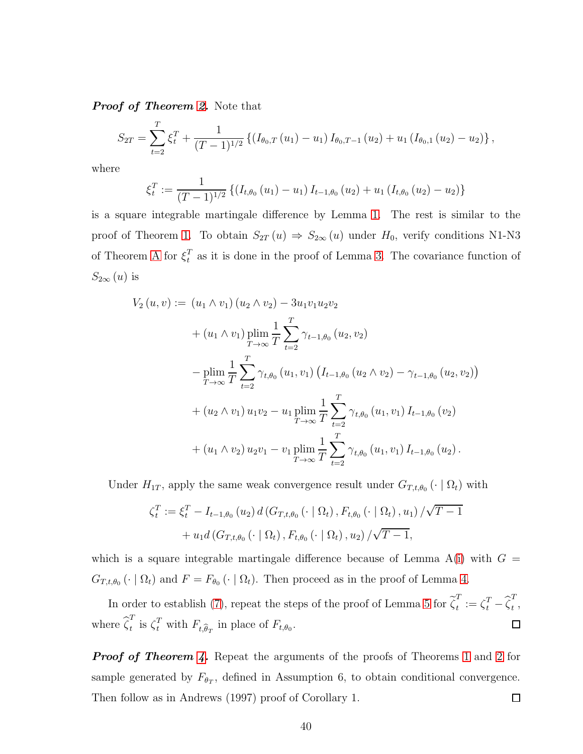***Proof of Theorem 2.*** Note that

$$S_{2T} = \sum_{t=2}^{T} \xi_t^T + \frac{1}{(T-1)^{1/2}} \left\{ \left( I_{\theta_0,T}(u_1) - u_1 \right) I_{\theta_0,T-1}(u_2) + u_1 \left( I_{\theta_0,1}(u_2) - u_2 \right) \right\},$$

where

$$\xi_t^T := \frac{1}{(T-1)^{1/2}} \left\{ \left( I_{t,\theta_0}(u_1) - u_1 \right) I_{t-1,\theta_0}(u_2) + u_1 \left( I_{t,\theta_0}(u_2) - u_2 \right) \right\}$$

is a square integrable martingale difference by Lemma 1. The rest is similar to the proof of Theorem 1. To obtain $S_{2T}(u) \Rightarrow S_{2\infty}(u)$ under $H_0$, verify conditions N1-N3 of Theorem A for $\xi_t^T$ as it is done in the proof of Lemma 3. The covariance function of $S_{2\infty}(u)$ is

$$\begin{aligned}
V_2(u,v) := {} & (u_1 \wedge v_1)(u_2 \wedge v_2) - 3u_1 v_1 u_2 v_2 \\
& + (u_1 \wedge v_1) \operatorname*{plim}_{T\to\infty} \frac{1}{T} \sum_{t=2}^{T} \gamma_{t-1,\theta_0}(u_2, v_2) \\
& - \operatorname*{plim}_{T\to\infty} \frac{1}{T} \sum_{t=2}^{T} \gamma_{t,\theta_0}(u_1, v_1) \left( I_{t-1,\theta_0}(u_2 \wedge v_2) - \gamma_{t-1,\theta_0}(u_2, v_2) \right) \\
& + (u_2 \wedge v_1) u_1 v_2 - u_1 \operatorname*{plim}_{T\to\infty} \frac{1}{T} \sum_{t=2}^{T} \gamma_{t,\theta_0}(u_1, v_1) I_{t-1,\theta_0}(v_2) \\
& + (u_1 \wedge v_2) u_2 v_1 - v_1 \operatorname*{plim}_{T\to\infty} \frac{1}{T} \sum_{t=2}^{T} \gamma_{t,\theta_0}(u_1, v_1) I_{t-1,\theta_0}(u_2).
\end{aligned}$$

Under $H_{1T}$, apply the same weak convergence result under $G_{T,t,\theta_0}(\cdot \mid \Omega_t)$ with

$$\begin{aligned}
\zeta_t^T := {} & \xi_t^T - I_{t-1,\theta_0}(u_2)\, d\left( G_{T,t,\theta_0}(\cdot \mid \Omega_t), F_{t,\theta_0}(\cdot \mid \Omega_t), u_1 \right) / \sqrt{T-1} \\
& + u_1 d\left( G_{T,t,\theta_0}(\cdot \mid \Omega_t), F_{t,\theta_0}(\cdot \mid \Omega_t), u_2 \right) / \sqrt{T-1},
\end{aligned}$$

which is a square integrable martingale difference because of Lemma A(i) with $G = G_{T,t,\theta_0}(\cdot \mid \Omega_t)$ and $F = F_{\theta_0}(\cdot \mid \Omega_t)$. Then proceed as in the proof of Lemma 4.

In order to establish (7), repeat the steps of the proof of Lemma 5 for $\widetilde{\zeta}_t^T := \zeta_t^T - \widehat{\zeta}_t^T$, where $\widehat{\zeta}_t^T$ is $\zeta_t^T$ with $F_{t,\widehat{\theta}_T}$ in place of $F_{t,\theta_0}$. □

***Proof of Theorem 4.*** Repeat the arguments of the proofs of Theorems 1 and 2 for sample generated by $F_{\theta_T}$, defined in Assumption 6, to obtain conditional convergence. Then follow as in Andrews (1997) proof of Corollary 1. □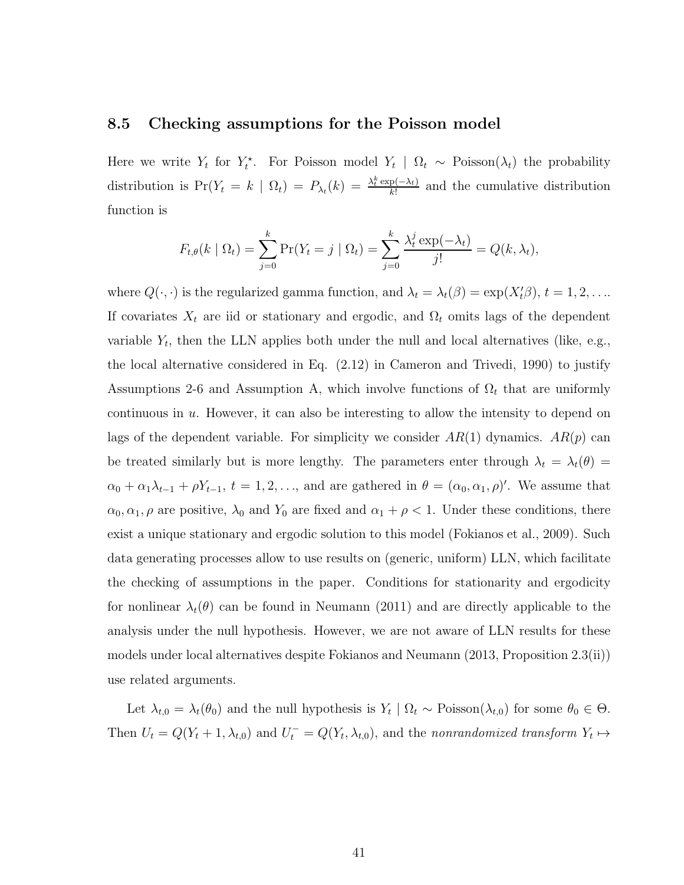### 8.5 Checking assumptions for the Poisson model

Here we write $Y_t$ for $Y_t^\star$. For Poisson model $Y_t \mid \Omega_t \sim \text{Poisson}(\lambda_t)$ the probability distribution is $\Pr(Y_t = k \mid \Omega_t) = P_{\lambda_t}(k) = \frac{\lambda_t^k \exp(-\lambda_t)}{k!}$ and the cumulative distribution function is

$$F_{t,\theta}(k \mid \Omega_t) = \sum_{j=0}^{k} \Pr(Y_t = j \mid \Omega_t) = \sum_{j=0}^{k} \frac{\lambda_t^j \exp(-\lambda_t)}{j!} = Q(k, \lambda_t),$$

where $Q(\cdot, \cdot)$ is the regularized gamma function, and $\lambda_t = \lambda_t(\beta) = \exp(X_t'\beta)$, $t = 1, 2, \ldots$. If covariates $X_t$ are iid or stationary and ergodic, and $\Omega_t$ omits lags of the dependent variable $Y_t$, then the LLN applies both under the null and local alternatives (like, e.g., the local alternative considered in Eq. (2.12) in Cameron and Trivedi, 1990) to justify Assumptions 2-6 and Assumption A, which involve functions of $\Omega_t$ that are uniformly continuous in $u$. However, it can also be interesting to allow the intensity to depend on lags of the dependent variable. For simplicity we consider $AR(1)$ dynamics. $AR(p)$ can be treated similarly but is more lengthy. The parameters enter through $\lambda_t = \lambda_t(\theta) = \alpha_0 + \alpha_1 \lambda_{t-1} + \rho Y_{t-1}$, $t = 1, 2, \ldots$, and are gathered in $\theta = (\alpha_0, \alpha_1, \rho)'$. We assume that $\alpha_0, \alpha_1, \rho$ are positive, $\lambda_0$ and $Y_0$ are fixed and $\alpha_1 + \rho < 1$. Under these conditions, there exist a unique stationary and ergodic solution to this model (Fokianos et al., 2009). Such data generating processes allow to use results on (generic, uniform) LLN, which facilitate the checking of assumptions in the paper. Conditions for stationarity and ergodicity for nonlinear $\lambda_t(\theta)$ can be found in Neumann (2011) and are directly applicable to the analysis under the null hypothesis. However, we are not aware of LLN results for these models under local alternatives despite Fokianos and Neumann (2013, Proposition 2.3(ii)) use related arguments.

Let $\lambda_{t,0} = \lambda_t(\theta_0)$ and the null hypothesis is $Y_t \mid \Omega_t \sim \text{Poisson}(\lambda_{t,0})$ for some $\theta_0 \in \Theta$. Then $U_t = Q(Y_t + 1, \lambda_{t,0})$ and $U_t^- = Q(Y_t, \lambda_{t,0})$, and the *nonrandomized transform* $Y_t \mapsto$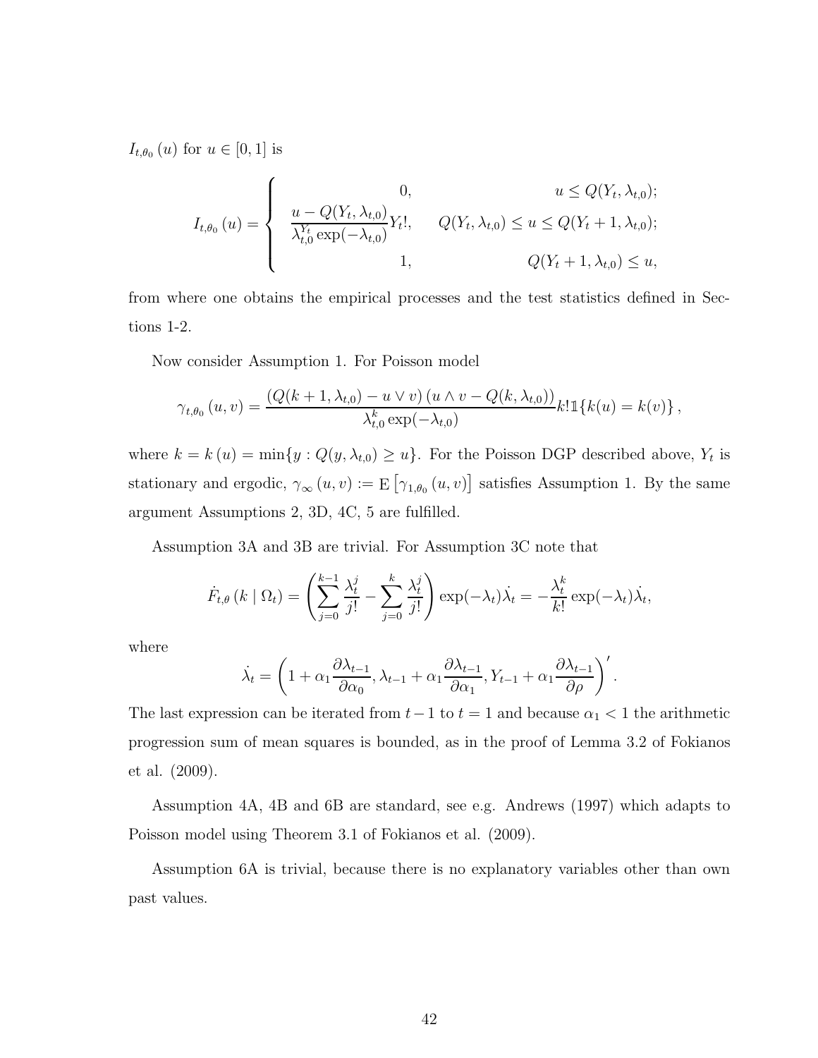$I_{t,\theta_0}(u)$ for $u \in [0,1]$ is

$$
I_{t,\theta_0}(u) = \begin{cases} 0, & u \leq Q(Y_t, \lambda_{t,0}); \\ \dfrac{u - Q(Y_t, \lambda_{t,0})}{\lambda_{t,0}^{Y_t} \exp(-\lambda_{t,0})} Y_t!, & Q(Y_t, \lambda_{t,0}) \leq u \leq Q(Y_t + 1, \lambda_{t,0}); \\ 1, & Q(Y_t + 1, \lambda_{t,0}) \leq u, \end{cases}
$$

from where one obtains the empirical processes and the test statistics defined in Sections 1-2.

Now consider Assumption 1. For Poisson model

$$
\gamma_{t,\theta_0}(u,v) = \frac{(Q(k+1,\lambda_{t,0}) - u \vee v)(u \wedge v - Q(k,\lambda_{t,0}))}{\lambda_{t,0}^k \exp(-\lambda_{t,0})} k! \mathbb{1}\{k(u) = k(v)\},
$$

where $k = k(u) = \min\{y : Q(y, \lambda_{t,0}) \geq u\}$. For the Poisson DGP described above, $Y_t$ is stationary and ergodic, $\gamma_\infty(u,v) := \mathrm{E}\left[\gamma_{1,\theta_0}(u,v)\right]$ satisfies Assumption 1. By the same argument Assumptions 2, 3D, 4C, 5 are fulfilled.

Assumption 3A and 3B are trivial. For Assumption 3C note that

$$
\dot{F}_{t,\theta}(k \mid \Omega_t) = \left( \sum_{j=0}^{k-1} \frac{\lambda_t^j}{j!} - \sum_{j=0}^{k} \frac{\lambda_t^j}{j!} \right) \exp(-\lambda_t) \dot{\lambda}_t = -\frac{\lambda_t^k}{k!} \exp(-\lambda_t) \dot{\lambda}_t,
$$

where

$$
\dot{\lambda}_t = \left( 1 + \alpha_1 \frac{\partial \lambda_{t-1}}{\partial \alpha_0}, \lambda_{t-1} + \alpha_1 \frac{\partial \lambda_{t-1}}{\partial \alpha_1}, Y_{t-1} + \alpha_1 \frac{\partial \lambda_{t-1}}{\partial \rho} \right)'.
$$

The last expression can be iterated from $t-1$ to $t=1$ and because $\alpha_1 < 1$ the arithmetic progression sum of mean squares is bounded, as in the proof of Lemma 3.2 of Fokianos et al. (2009).

Assumption 4A, 4B and 6B are standard, see e.g. Andrews (1997) which adapts to Poisson model using Theorem 3.1 of Fokianos et al. (2009).

Assumption 6A is trivial, because there is no explanatory variables other than own past values.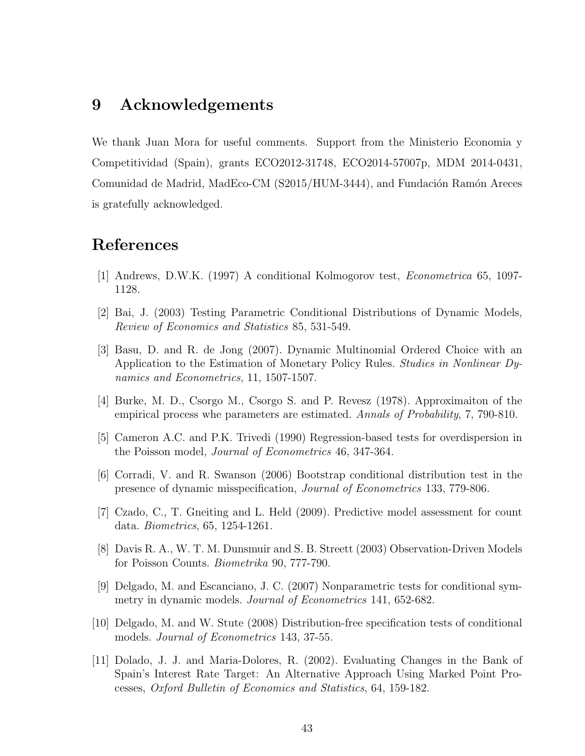# 9 Acknowledgements

We thank Juan Mora for useful comments. Support from the Ministerio Economia y Competitividad (Spain), grants ECO2012-31748, ECO2014-57007p, MDM 2014-0431, Comunidad de Madrid, MadEco-CM (S2015/HUM-3444), and Fundación Ramón Areces is gratefully acknowledged.

# References

[1] Andrews, D.W.K. (1997) A conditional Kolmogorov test, *Econometrica* 65, 1097-1128.

[2] Bai, J. (2003) Testing Parametric Conditional Distributions of Dynamic Models, *Review of Economics and Statistics* 85, 531-549.

[3] Basu, D. and R. de Jong (2007). Dynamic Multinomial Ordered Choice with an Application to the Estimation of Monetary Policy Rules. *Studies in Nonlinear Dynamics and Econometrics*, 11, 1507-1507.

[4] Burke, M. D., Csorgo M., Csorgo S. and P. Revesz (1978). Approximaiton of the empirical process whe parameters are estimated. *Annals of Probability*, 7, 790-810.

[5] Cameron A.C. and P.K. Trivedi (1990) Regression-based tests for overdispersion in the Poisson model, *Journal of Econometrics* 46, 347-364.

[6] Corradi, V. and R. Swanson (2006) Bootstrap conditional distribution test in the presence of dynamic misspecification, *Journal of Econometrics* 133, 779-806.

[7] Czado, C., T. Gneiting and L. Held (2009). Predictive model assessment for count data. *Biometrics*, 65, 1254-1261.

[8] Davis R. A., W. T. M. Dunsmuir and S. B. Streett (2003) Observation-Driven Models for Poisson Counts. *Biometrika* 90, 777-790.

[9] Delgado, M. and Escanciano, J. C. (2007) Nonparametric tests for conditional symmetry in dynamic models. *Journal of Econometrics* 141, 652-682.

[10] Delgado, M. and W. Stute (2008) Distribution-free specification tests of conditional models. *Journal of Econometrics* 143, 37-55.

[11] Dolado, J. J. and Maria-Dolores, R. (2002). Evaluating Changes in the Bank of Spain's Interest Rate Target: An Alternative Approach Using Marked Point Processes, *Oxford Bulletin of Economics and Statistics*, 64, 159-182.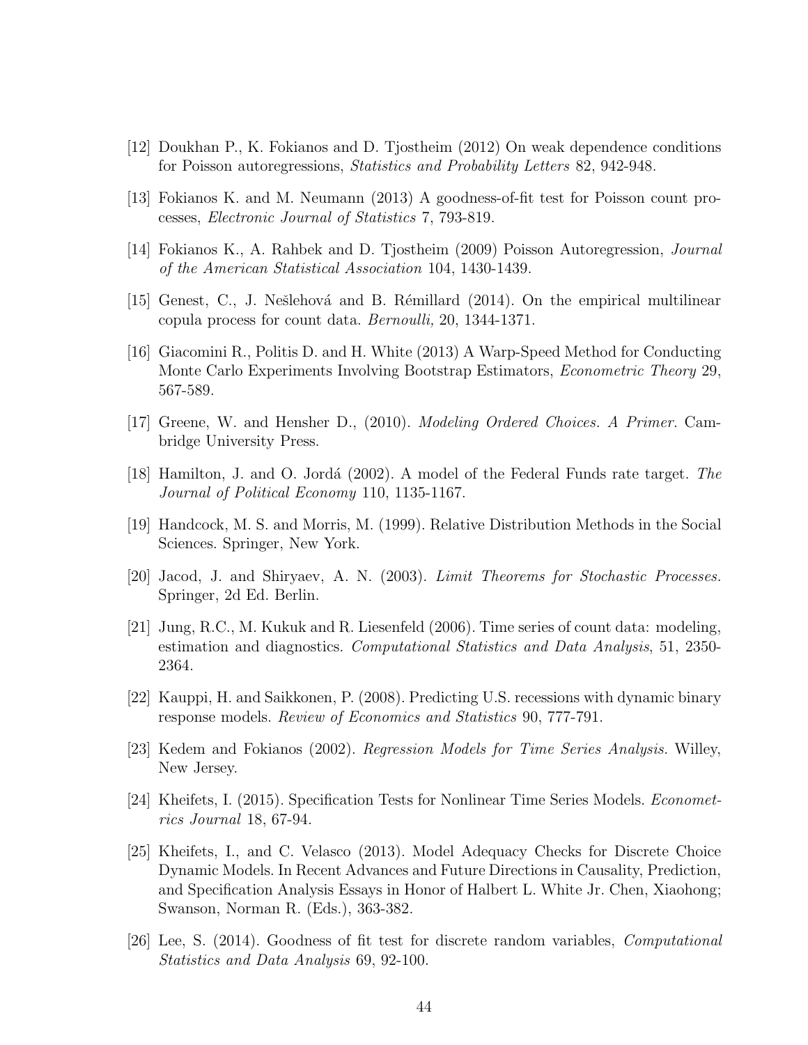[12] Doukhan P., K. Fokianos and D. Tjostheim (2012) On weak dependence conditions for Poisson autoregressions, *Statistics and Probability Letters* 82, 942-948.

[13] Fokianos K. and M. Neumann (2013) A goodness-of-fit test for Poisson count processes, *Electronic Journal of Statistics* 7, 793-819.

[14] Fokianos K., A. Rahbek and D. Tjostheim (2009) Poisson Autoregression, *Journal of the American Statistical Association* 104, 1430-1439.

[15] Genest, C., J. Nešlehová and B. Rémillard (2014). On the empirical multilinear copula process for count data. *Bernoulli,* 20, 1344-1371.

[16] Giacomini R., Politis D. and H. White (2013) A Warp-Speed Method for Conducting Monte Carlo Experiments Involving Bootstrap Estimators, *Econometric Theory* 29, 567-589.

[17] Greene, W. and Hensher D., (2010). *Modeling Ordered Choices. A Primer.* Cambridge University Press.

[18] Hamilton, J. and O. Jordá (2002). A model of the Federal Funds rate target. *The Journal of Political Economy* 110, 1135-1167.

[19] Handcock, M. S. and Morris, M. (1999). Relative Distribution Methods in the Social Sciences. Springer, New York.

[20] Jacod, J. and Shiryaev, A. N. (2003). *Limit Theorems for Stochastic Processes.* Springer, 2d Ed. Berlin.

[21] Jung, R.C., M. Kukuk and R. Liesenfeld (2006). Time series of count data: modeling, estimation and diagnostics. *Computational Statistics and Data Analysis*, 51, 2350-2364.

[22] Kauppi, H. and Saikkonen, P. (2008). Predicting U.S. recessions with dynamic binary response models. *Review of Economics and Statistics* 90, 777-791.

[23] Kedem and Fokianos (2002). *Regression Models for Time Series Analysis.* Willey, New Jersey.

[24] Kheifets, I. (2015). Specification Tests for Nonlinear Time Series Models. *Econometrics Journal* 18, 67-94.

[25] Kheifets, I., and C. Velasco (2013). Model Adequacy Checks for Discrete Choice Dynamic Models. In Recent Advances and Future Directions in Causality, Prediction, and Specification Analysis Essays in Honor of Halbert L. White Jr. Chen, Xiaohong; Swanson, Norman R. (Eds.), 363-382.

[26] Lee, S. (2014). Goodness of fit test for discrete random variables, *Computational Statistics and Data Analysis* 69, 92-100.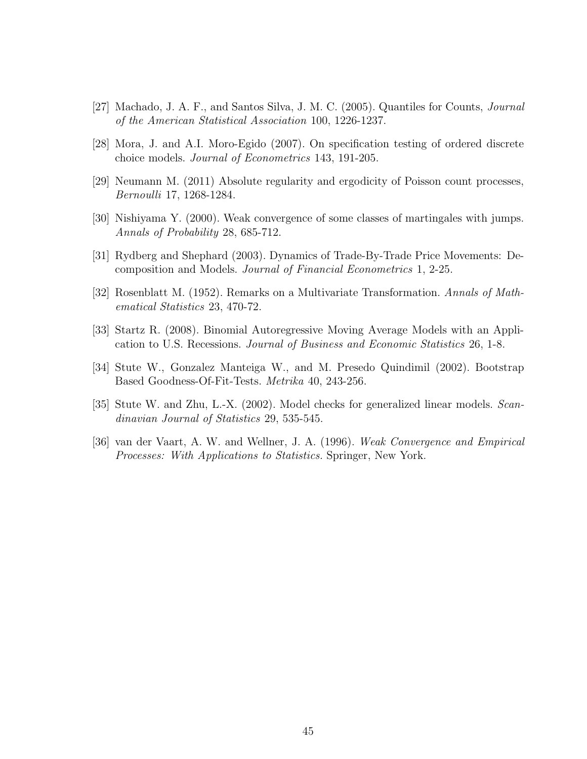[27] Machado, J. A. F., and Santos Silva, J. M. C. (2005). Quantiles for Counts, *Journal of the American Statistical Association* 100, 1226-1237.

[28] Mora, J. and A.I. Moro-Egido (2007). On specification testing of ordered discrete choice models. *Journal of Econometrics* 143, 191-205.

[29] Neumann M. (2011) Absolute regularity and ergodicity of Poisson count processes, *Bernoulli* 17, 1268-1284.

[30] Nishiyama Y. (2000). Weak convergence of some classes of martingales with jumps. *Annals of Probability* 28, 685-712.

[31] Rydberg and Shephard (2003). Dynamics of Trade-By-Trade Price Movements: Decomposition and Models. *Journal of Financial Econometrics* 1, 2-25.

[32] Rosenblatt M. (1952). Remarks on a Multivariate Transformation. *Annals of Mathematical Statistics* 23, 470-72.

[33] Startz R. (2008). Binomial Autoregressive Moving Average Models with an Application to U.S. Recessions. *Journal of Business and Economic Statistics* 26, 1-8.

[34] Stute W., Gonzalez Manteiga W., and M. Presedo Quindimil (2002). Bootstrap Based Goodness-Of-Fit-Tests. *Metrika* 40, 243-256.

[35] Stute W. and Zhu, L.-X. (2002). Model checks for generalized linear models. *Scandinavian Journal of Statistics* 29, 535-545.

[36] van der Vaart, A. W. and Wellner, J. A. (1996). *Weak Convergence and Empirical Processes: With Applications to Statistics.* Springer, New York.